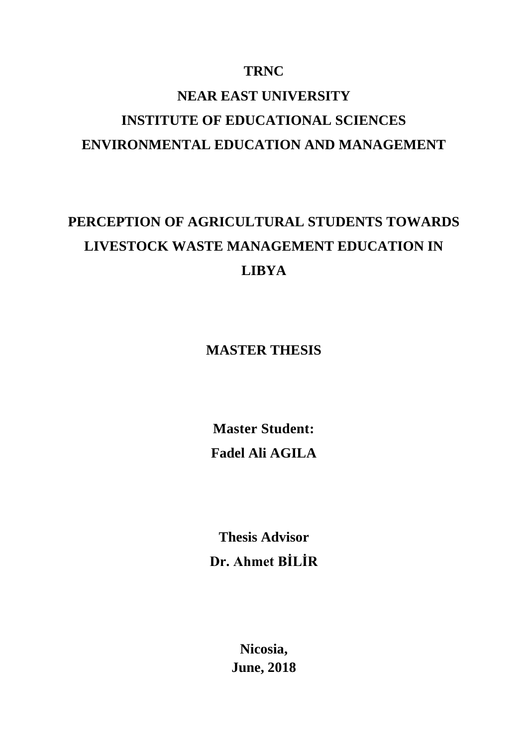**TRNC**

**NEAR EAST UNIVERSITY**

**INSTITUTE OF EDUCATIONAL SCIENCES**

**ENVIRONMENTAL EDUCATION AND MANAGEMENT**

# PERCEPTION OF AGRICULTURAL STUDENTS TOWARDS LIVESTOCK WASTE MANAGEMENT EDUCATION IN LIBYA

**MASTER THESIS**

**Master Student:**

**Fadel Ali AGILA**

**Thesis Advisor**

**Dr. Ahmet BİLİR**

**Nicosia,**

**June, 2018**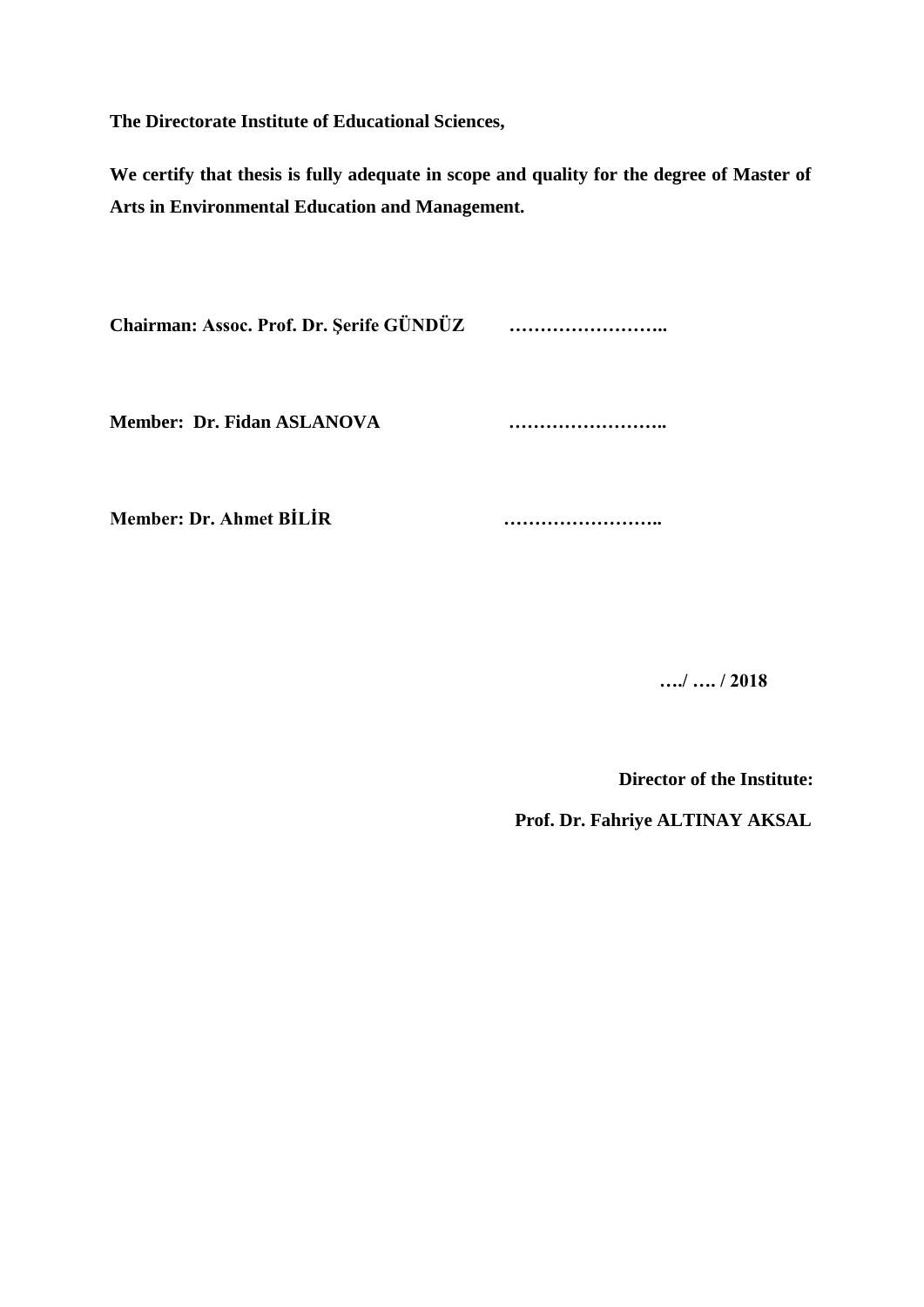**The Directorate Institute of Educational Sciences,**

**We certify that thesis is fully adequate in scope and quality for the degree of Master of Arts in Environmental Education and Management.**

**Chairman: Assoc. Prof. Dr. Şerife GÜNDÜZ ……………………..**

**Member: Dr. Fidan ASLANOVA ……………………..**

**Member: Dr. Ahmet BİLİR ……………………..**

**…./ …. / 2018**

**Director of the Institute:**

**Prof. Dr. Fahriye ALTINAY AKSAL**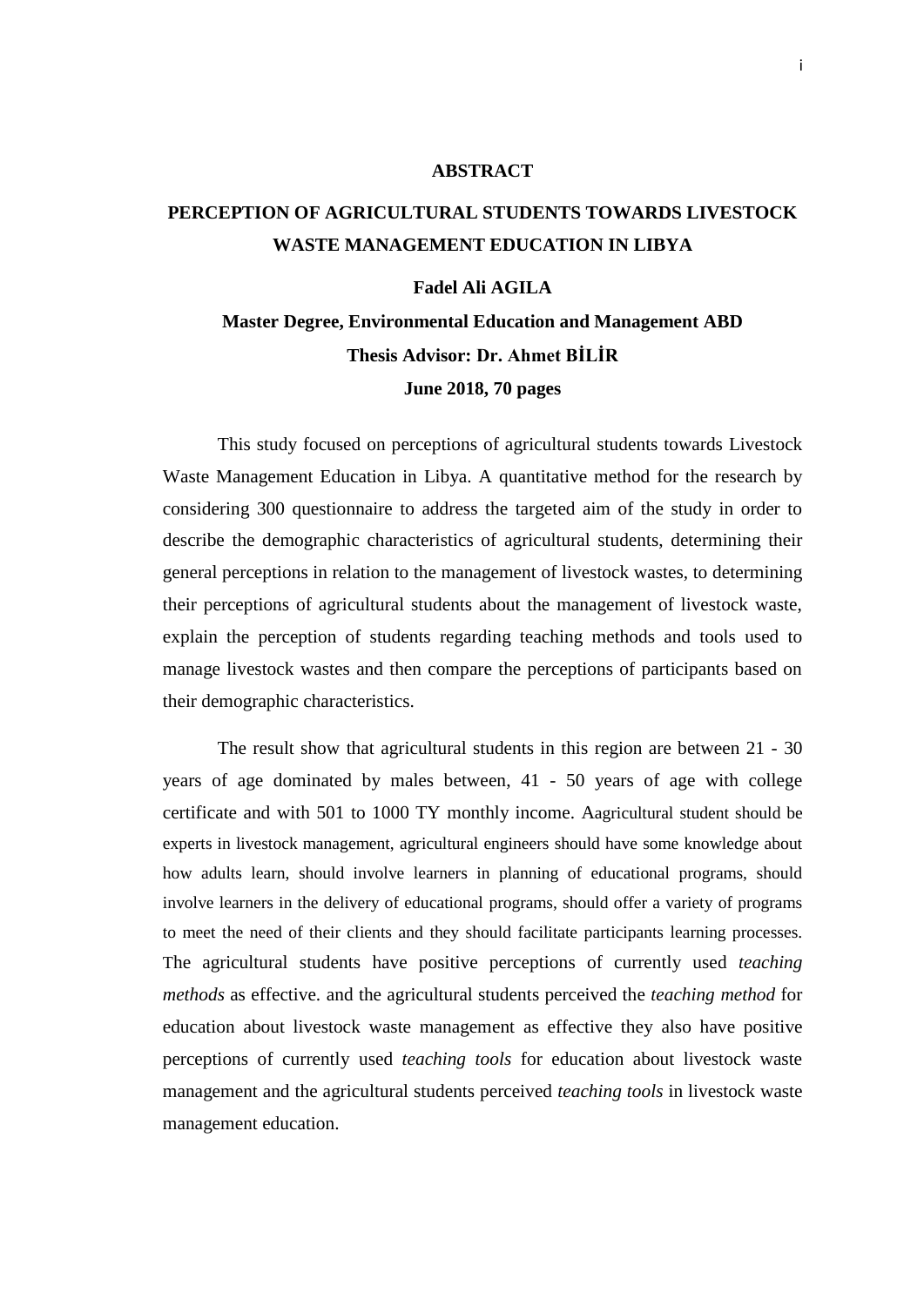# ABSTRACT

## PERCEPTION OF AGRICULTURAL STUDENTS TOWARDS LIVESTOCK WASTE MANAGEMENT EDUCATION IN LIBYA

**Fadel Ali AGILA**

**Master Degree, Environmental Education and Management ABD**

**Thesis Advisor: Dr. Ahmet BİLİR**

**June 2018, 70 pages**

This study focused on perceptions of agricultural students towards Livestock Waste Management Education in Libya. A quantitative method for the research by considering 300 questionnaire to address the targeted aim of the study in order to describe the demographic characteristics of agricultural students, determining their general perceptions in relation to the management of livestock wastes, to determining their perceptions of agricultural students about the management of livestock waste, explain the perception of students regarding teaching methods and tools used to manage livestock wastes and then compare the perceptions of participants based on their demographic characteristics.

The result show that agricultural students in this region are between 21 - 30 years of age dominated by males between, 41 - 50 years of age with college certificate and with 501 to 1000 TY monthly income. Aagricultural student should be experts in livestock management, agricultural engineers should have some knowledge about how adults learn, should involve learners in planning of educational programs, should involve learners in the delivery of educational programs, should offer a variety of programs to meet the need of their clients and they should facilitate participants learning processes. The agricultural students have positive perceptions of currently used *teaching methods* as effective. and the agricultural students perceived the *teaching method* for education about livestock waste management as effective they also have positive perceptions of currently used *teaching tools* for education about livestock waste management and the agricultural students perceived *teaching tools* in livestock waste management education.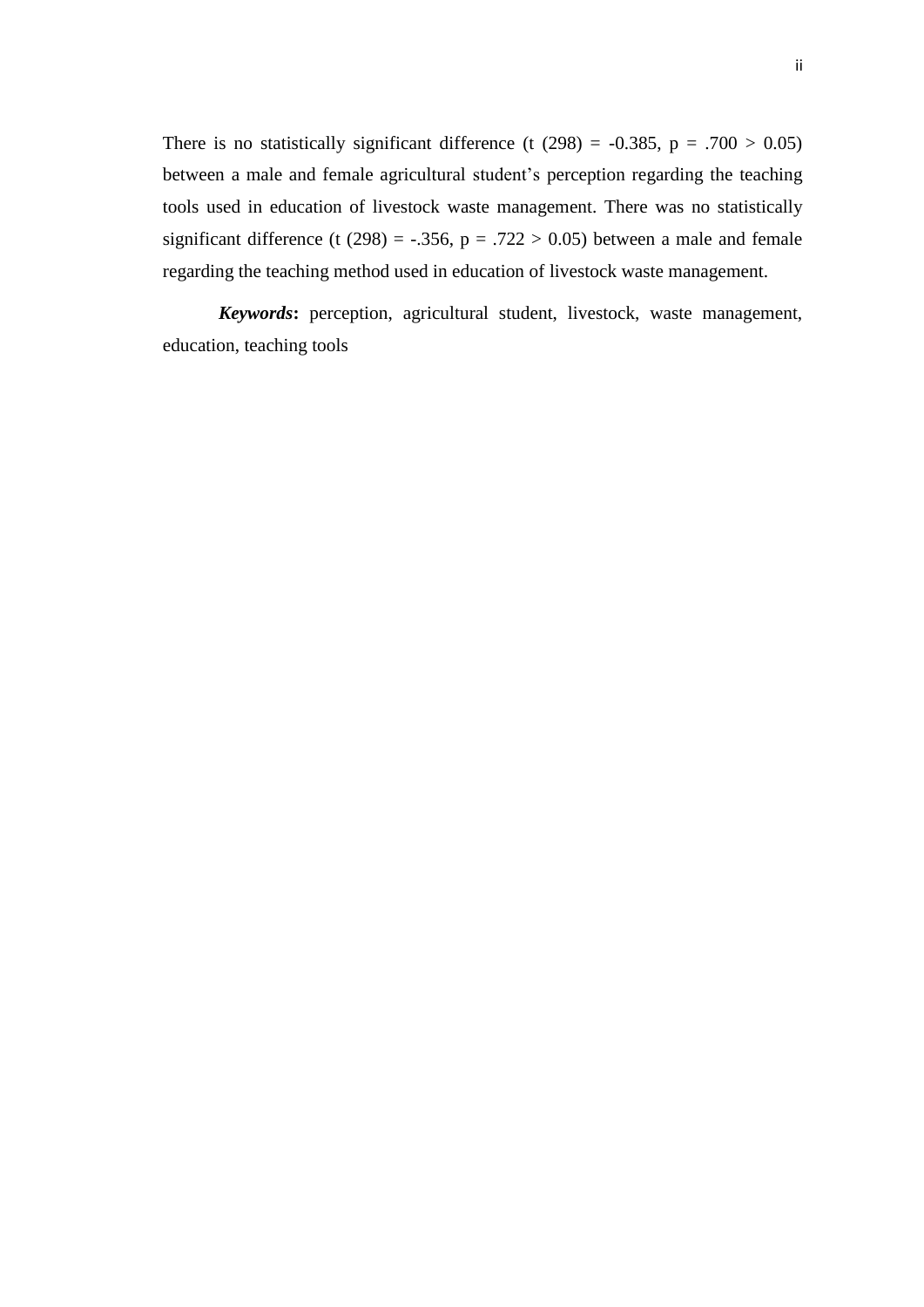There is no statistically significant difference ($t(298) = -0.385$, $p = .700 > 0.05$) between a male and female agricultural student's perception regarding the teaching tools used in education of livestock waste management. There was no statistically significant difference ($t(298) = -.356$, $p = .722 > 0.05$) between a male and female regarding the teaching method used in education of livestock waste management.

***Keywords*:** perception, agricultural student, livestock, waste management, education, teaching tools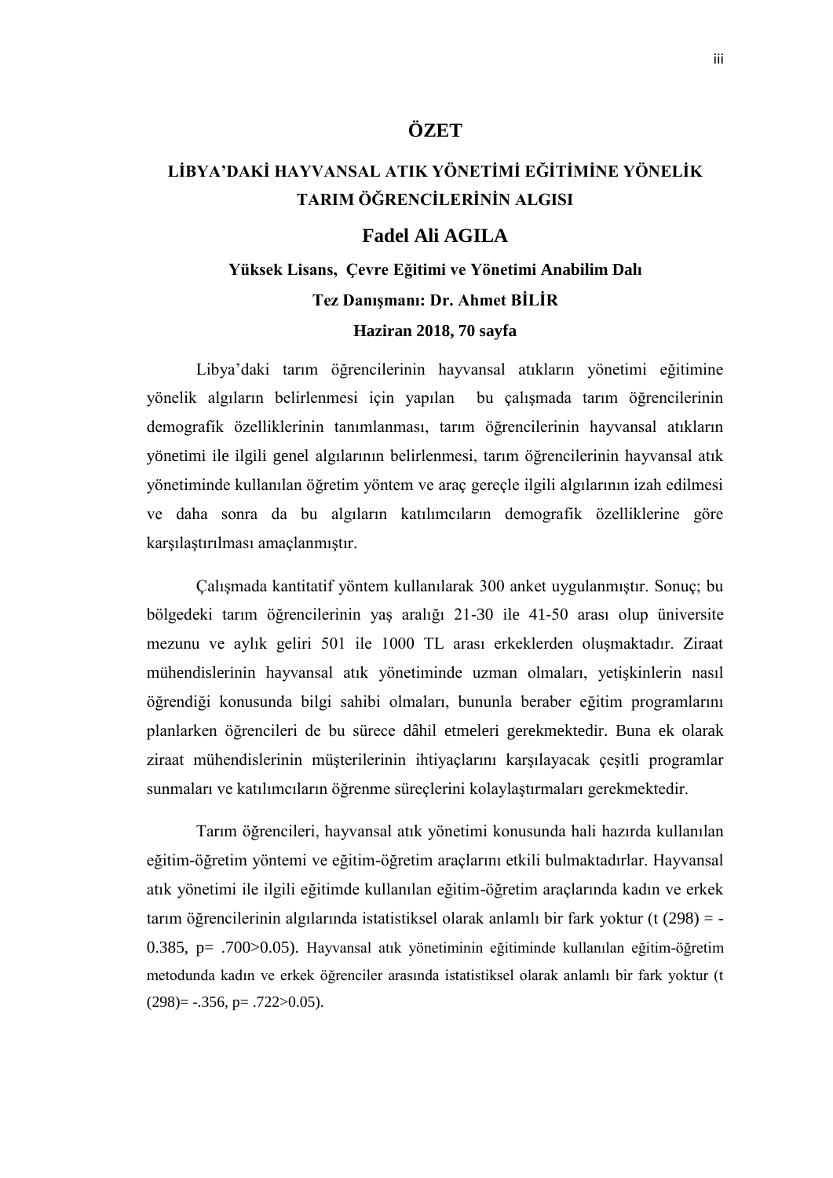# ÖZET

## LİBYA'DAKİ HAYVANSAL ATIK YÖNETİMİ EĞİTİMİNE YÖNELİK TARIM ÖĞRENCİLERİNİN ALGISI

**Fadel Ali AGILA**

**Yüksek Lisans, Çevre Eğitimi ve Yönetimi Anabilim Dalı**

**Tez Danışmanı: Dr. Ahmet BİLİR**

**Haziran 2018, 70 sayfa**

Libya'daki tarım öğrencilerinin hayvansal atıkların yönetimi eğitimine yönelik algıların belirlenmesi için yapılan bu çalışmada tarım öğrencilerinin demografik özelliklerinin tanımlanması, tarım öğrencilerinin hayvansal atıkların yönetimi ile ilgili genel algılarının belirlenmesi, tarım öğrencilerinin hayvansal atık yönetiminde kullanılan öğretim yöntem ve araç gereçle ilgili algılarının izah edilmesi ve daha sonra da bu algıların katılımcıların demografik özelliklerine göre karşılaştırılması amaçlanmıştır.

Çalışmada kantitatif yöntem kullanılarak 300 anket uygulanmıştır. Sonuç; bu bölgedeki tarım öğrencilerinin yaş aralığı 21-30 ile 41-50 arası olup üniversite mezunu ve aylık geliri 501 ile 1000 TL arası erkeklerden oluşmaktadır. Ziraat mühendislerinin hayvansal atık yönetiminde uzman olmaları, yetişkinlerin nasıl öğrendiği konusunda bilgi sahibi olmaları, bununla beraber eğitim programlarını planlarken öğrencileri de bu sürece dâhil etmeleri gerekmektedir. Buna ek olarak ziraat mühendislerinin müşterilerinin ihtiyaçlarını karşılayacak çeşitli programlar sunmaları ve katılımcıların öğrenme süreçlerini kolaylaştırmaları gerekmektedir.

Tarım öğrencileri, hayvansal atık yönetimi konusunda hali hazırda kullanılan eğitim-öğretim yöntemi ve eğitim-öğretim araçlarını etkili bulmaktadırlar. Hayvansal atık yönetimi ile ilgili eğitimde kullanılan eğitim-öğretim araçlarında kadın ve erkek tarım öğrencilerinin algılarında istatistiksel olarak anlamlı bir fark yoktur ($t(298) = -0.385$, $p = .700 > 0.05$). Hayvansal atık yönetiminin eğitiminde kullanılan eğitim-öğretim metodunda kadın ve erkek öğrenciler arasında istatistiksel olarak anlamlı bir fark yoktur ($t(298) = -.356$, $p = .722 > 0.05$).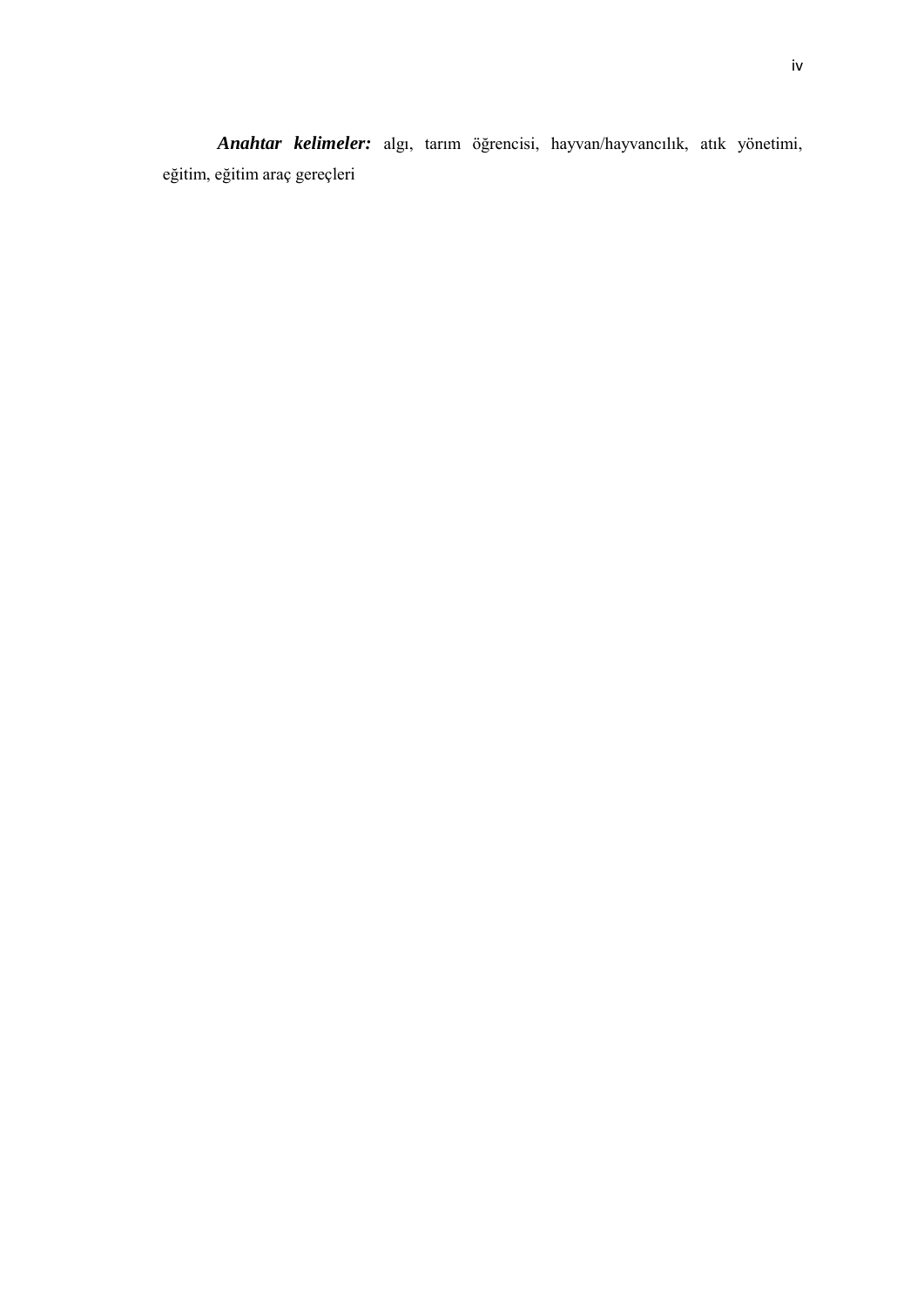***Anahtar kelimeler:*** algı, tarım öğrencisi, hayvan/hayvancılık, atık yönetimi, eğitim, eğitim araç gereçleri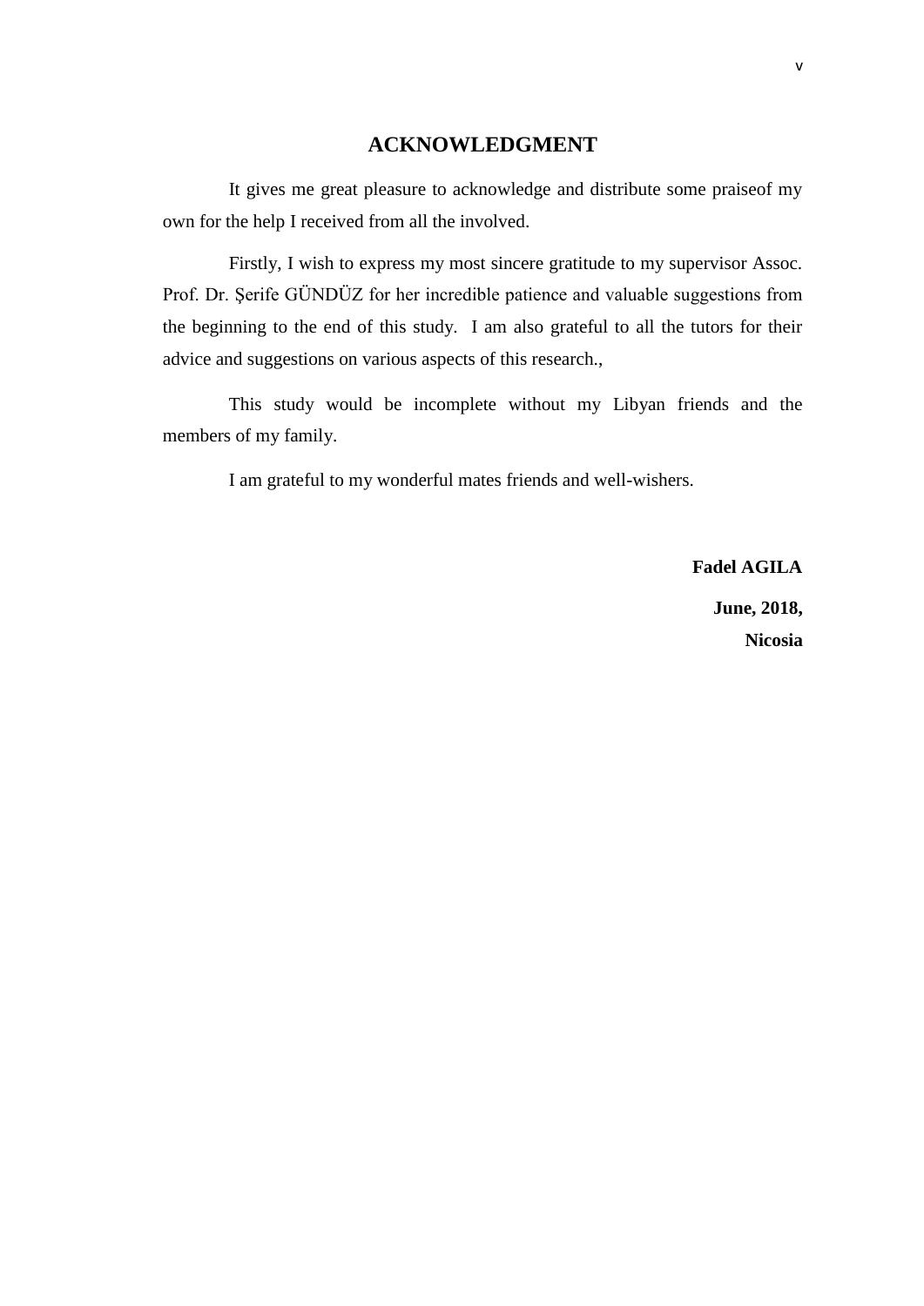# ACKNOWLEDGMENT

It gives me great pleasure to acknowledge and distribute some praiseof my own for the help I received from all the involved.

Firstly, I wish to express my most sincere gratitude to my supervisor Assoc. Prof. Dr. Şerife GÜNDÜZ for her incredible patience and valuable suggestions from the beginning to the end of this study. I am also grateful to all the tutors for their advice and suggestions on various aspects of this research.,

This study would be incomplete without my Libyan friends and the members of my family.

I am grateful to my wonderful mates friends and well-wishers.

**Fadel AGILA**

**June, 2018,**

**Nicosia**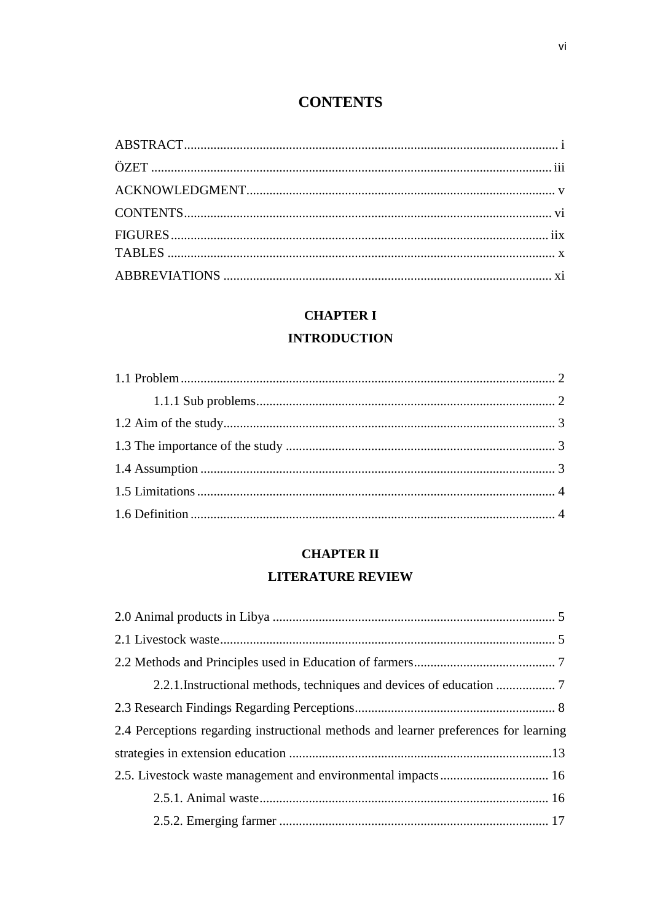# CONTENTS

ABSTRACT ........................................................................................................ i

ÖZET ................................................................................................................ iii

ACKNOWLEDGMENT ..................................................................................... v

CONTENTS ....................................................................................................... vi

FIGURES .......................................................................................................... iix

TABLES ............................................................................................................ x

ABBREVIATIONS ........................................................................................... xi

## CHAPTER I

## INTRODUCTION

1.1 Problem ......................................................................................................... 2

  1.1.1 Sub problems ............................................................................................ 2

1.2 Aim of the study ............................................................................................ 3

1.3 The importance of the study ......................................................................... 3

1.4 Assumption ................................................................................................... 3

1.5 Limitations .................................................................................................... 4

1.6 Definition ...................................................................................................... 4

## CHAPTER II

## LITERATURE REVIEW

2.0 Animal products in Libya .............................................................................. 5

2.1 Livestock waste .............................................................................................. 5

2.2 Methods and Principles used in Education of farmers ................................... 7

  2.2.1.Instructional methods, techniques and devices of education .................. 7

2.3 Research Findings Regarding Perceptions ..................................................... 8

2.4 Perceptions regarding instructional methods and learner preferences for learning strategies in extension education ....................................................................... 13

2.5. Livestock waste management and environmental impacts ............................ 16

  2.5.1. Animal waste ........................................................................................... 16

  2.5.2. Emerging farmer ..................................................................................... 17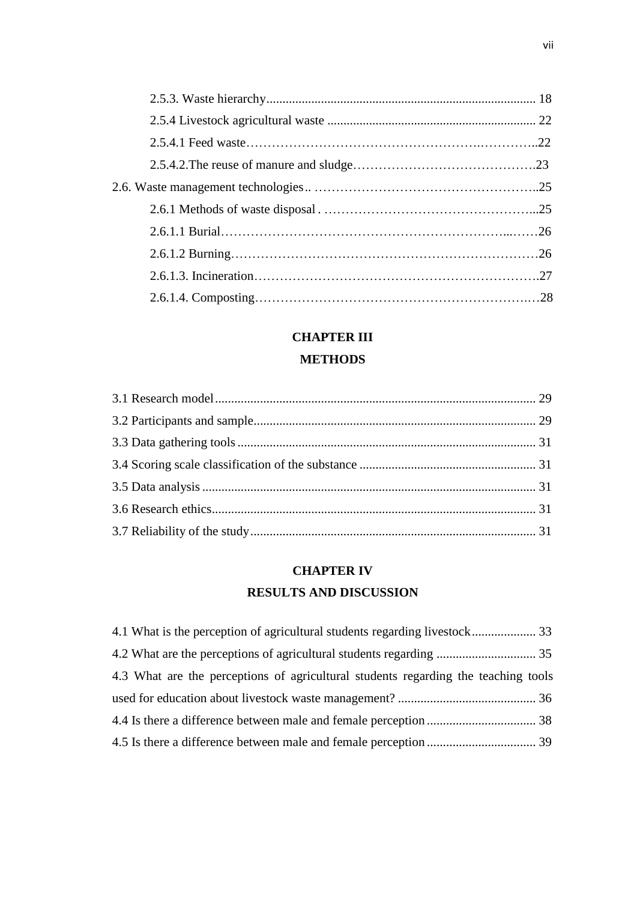2.5.3. Waste hierarchy .................................................................................. 18

2.5.4 Livestock agricultural waste ................................................................ 22

2.5.4.1 Feed waste…………………………………………….…………..22

2.5.4.2.The reuse of manure and sludge…………………………………….23

2.6. Waste management technologies.. ……………………………………………..25

2.6.1 Methods of waste disposal . …………………………………………...25

2.6.1.1 Burial……………………………………………………………...……26

2.6.1.2 Burning………………………………………………………………26

2.6.1.3. Incineration……………………………………………………….27

2.6.1.4. Composting……………………………………………………….…28

## CHAPTER III

## METHODS

3.1 Research model ................................................................................................ 29

3.2 Participants and sample ..................................................................................... 29

3.3 Data gathering tools ........................................................................................... 31

3.4 Scoring scale classification of the substance ...................................................... 31

3.5 Data analysis ..................................................................................................... 31

3.6 Research ethics ................................................................................................... 31

3.7 Reliability of the study ........................................................................................ 31

## CHAPTER IV

## RESULTS AND DISCUSSION

4.1 What is the perception of agricultural students regarding livestock .................... 33

4.2 What are the perceptions of agricultural students regarding ............................... 35

4.3 What are the perceptions of agricultural students regarding the teaching tools used for education about livestock waste management? ........................................... 36

4.4 Is there a difference between male and female perception .................................. 38

4.5 Is there a difference between male and female perception .................................. 39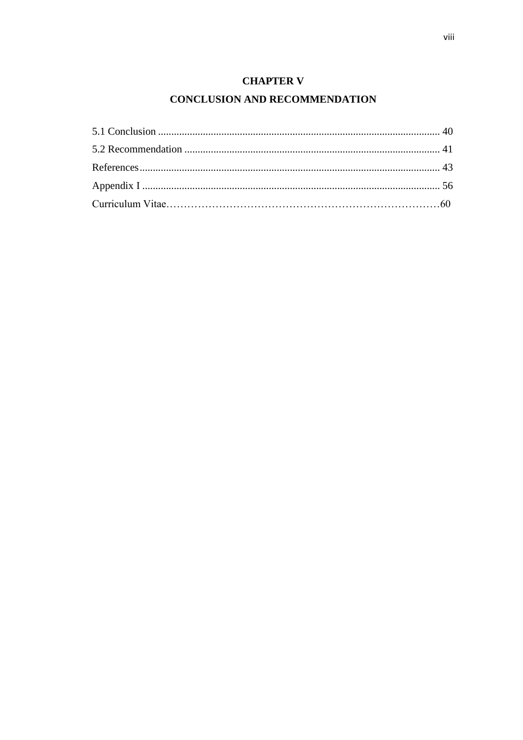**CHAPTER V**

**CONCLUSION AND RECOMMENDATION**

5.1 Conclusion .......................................................................................................... 40

5.2 Recommendation ................................................................................................ 41

References................................................................................................................. 43

Appendix I ................................................................................................................ 56

Curriculum Vitae……………………………………………………………………60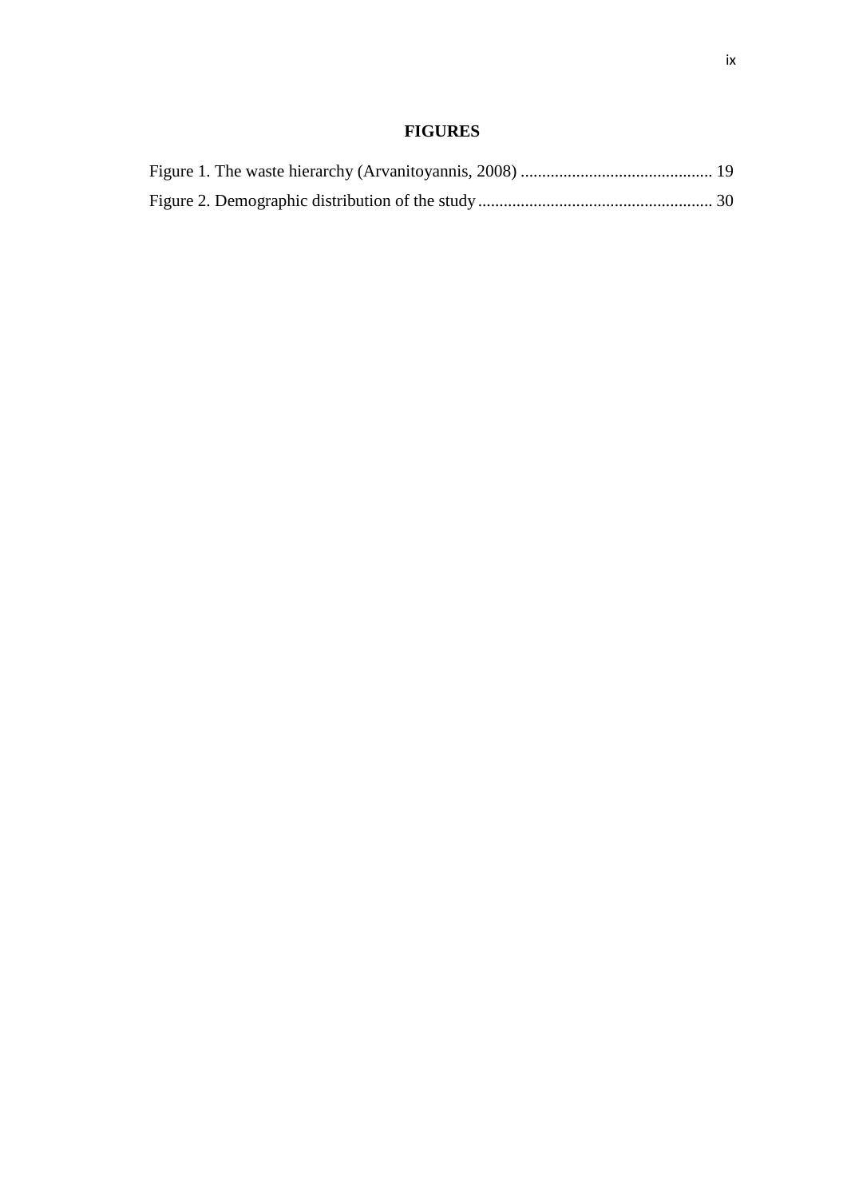# FIGURES

Figure 1. The waste hierarchy (Arvanitoyannis, 2008) ............................................ 19

Figure 2. Demographic distribution of the study ...................................................... 30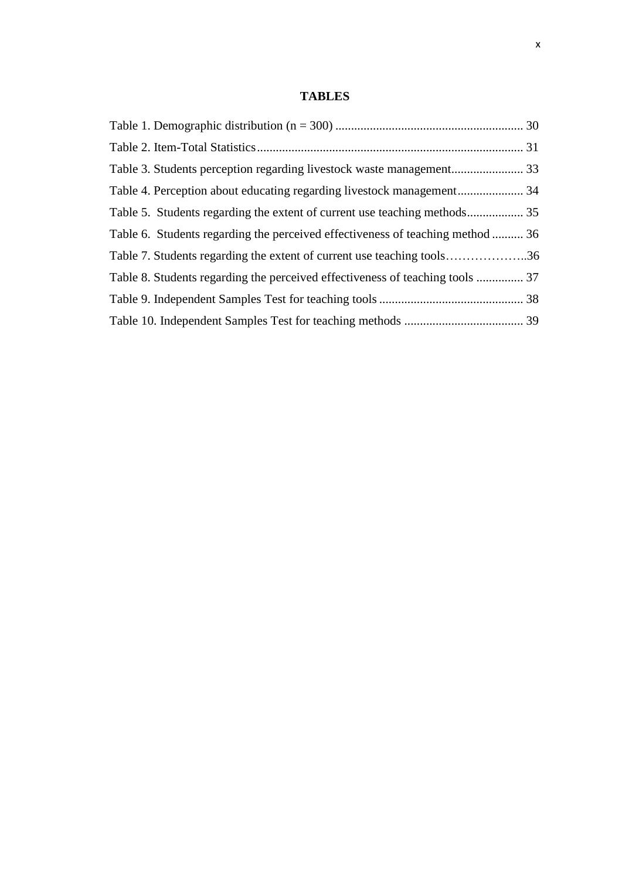# TABLES

Table 1. Demographic distribution (n = 300) ............................................................ 30

Table 2. Item-Total Statistics..................................................................................... 31

Table 3. Students perception regarding livestock waste management....................... 33

Table 4. Perception about educating regarding livestock management..................... 34

Table 5. Students regarding the extent of current use teaching methods.................. 35

Table 6. Students regarding the perceived effectiveness of teaching method .......... 36

Table 7. Students regarding the extent of current use teaching tools………………..36

Table 8. Students regarding the perceived effectiveness of teaching tools ............... 37

Table 9. Independent Samples Test for teaching tools .............................................. 38

Table 10. Independent Samples Test for teaching methods ...................................... 39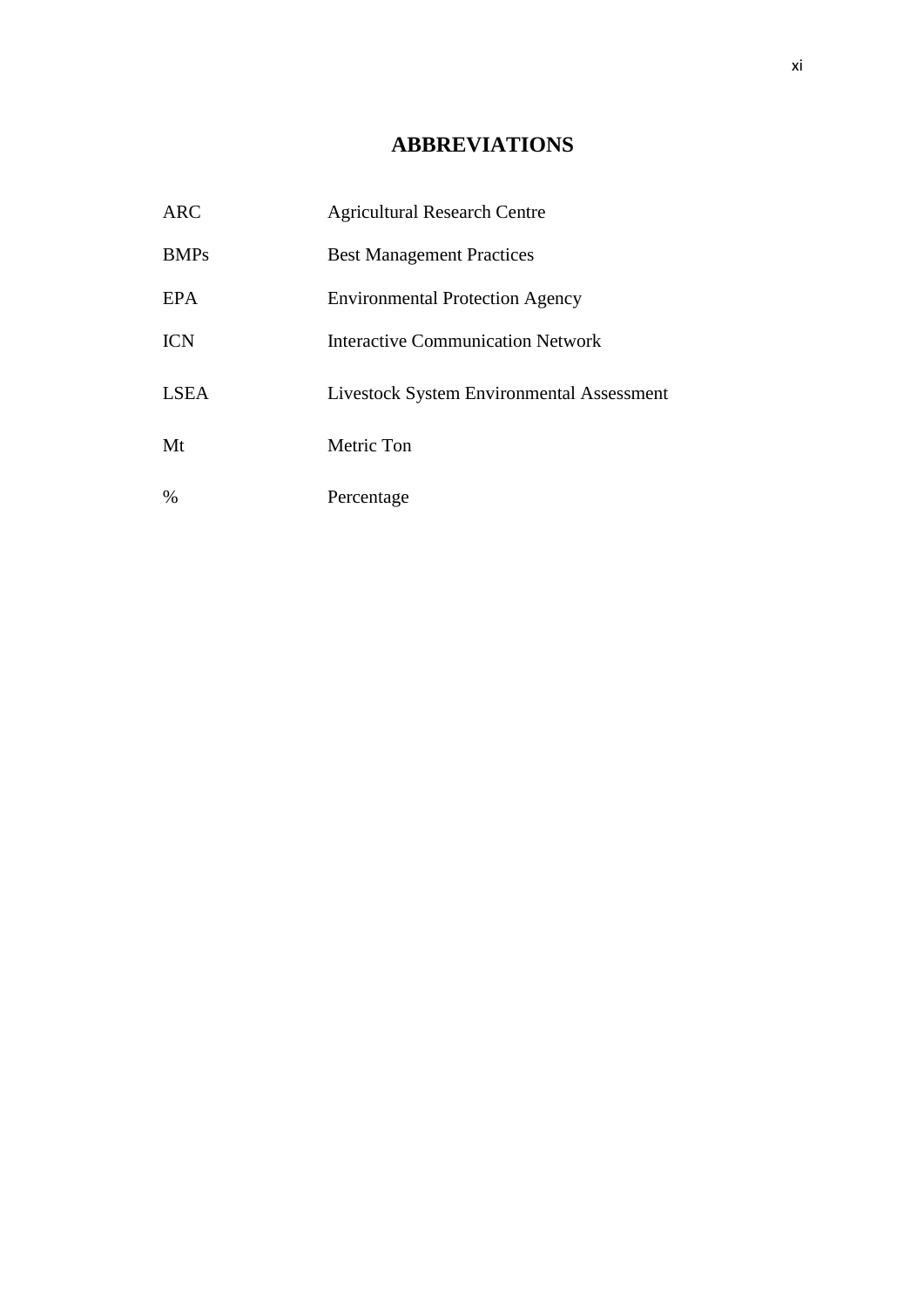# ABBREVIATIONS

| | |
|---|---|
| ARC | Agricultural Research Centre |
| BMPs | Best Management Practices |
| EPA | Environmental Protection Agency |
| ICN | Interactive Communication Network |
| LSEA | Livestock System Environmental Assessment |
| Mt | Metric Ton |
| % | Percentage |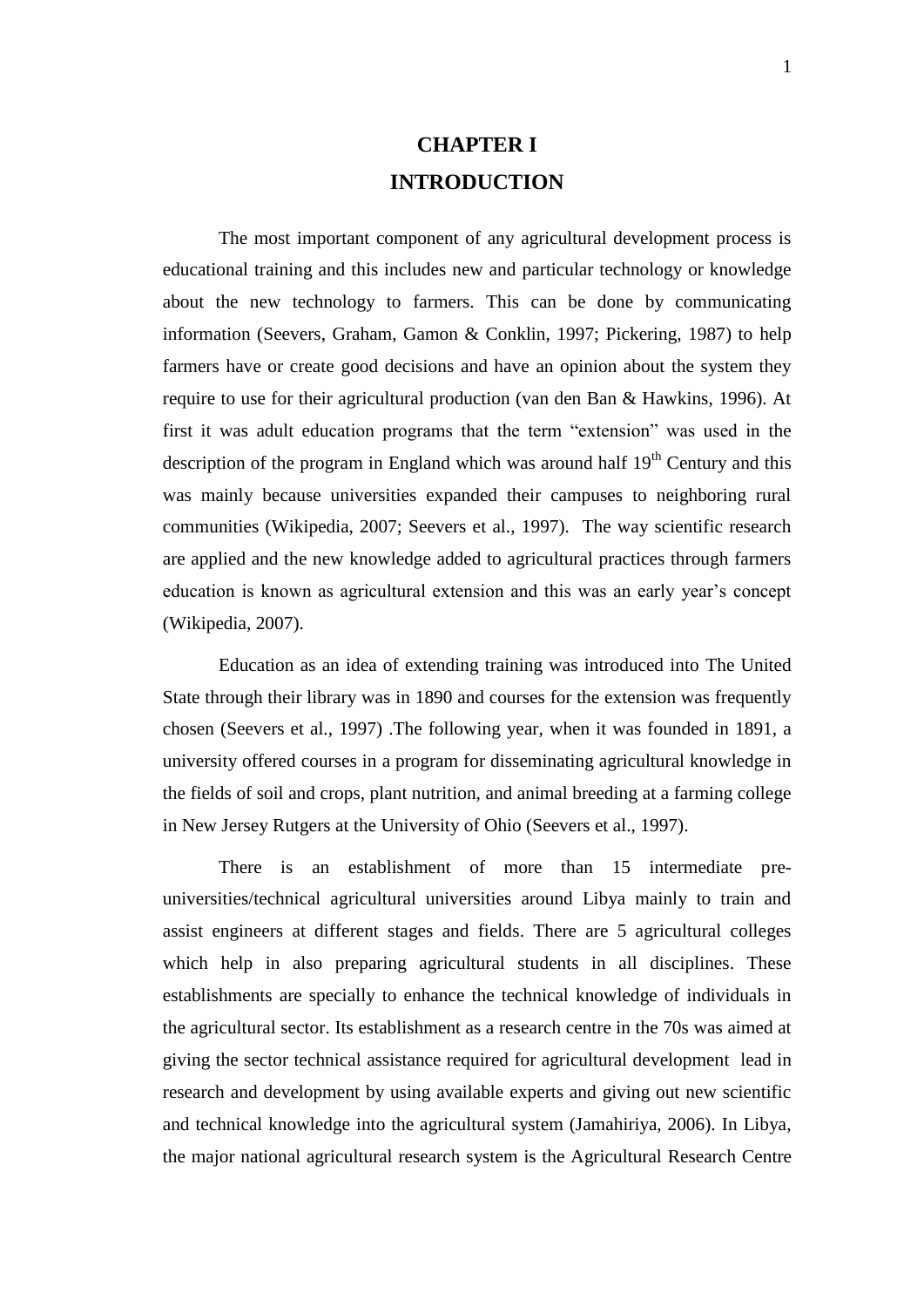# CHAPTER I

# INTRODUCTION

The most important component of any agricultural development process is educational training and this includes new and particular technology or knowledge about the new technology to farmers. This can be done by communicating information (Seevers, Graham, Gamon & Conklin, 1997; Pickering, 1987) to help farmers have or create good decisions and have an opinion about the system they require to use for their agricultural production (van den Ban & Hawkins, 1996). At first it was adult education programs that the term "extension" was used in the description of the program in England which was around half 19th Century and this was mainly because universities expanded their campuses to neighboring rural communities (Wikipedia, 2007; Seevers et al., 1997). The way scientific research are applied and the new knowledge added to agricultural practices through farmers education is known as agricultural extension and this was an early year's concept (Wikipedia, 2007).

Education as an idea of extending training was introduced into The United State through their library was in 1890 and courses for the extension was frequently chosen (Seevers et al., 1997) .The following year, when it was founded in 1891, a university offered courses in a program for disseminating agricultural knowledge in the fields of soil and crops, plant nutrition, and animal breeding at a farming college in New Jersey Rutgers at the University of Ohio (Seevers et al., 1997).

There is an establishment of more than 15 intermediate pre-universities/technical agricultural universities around Libya mainly to train and assist engineers at different stages and fields. There are 5 agricultural colleges which help in also preparing agricultural students in all disciplines. These establishments are specially to enhance the technical knowledge of individuals in the agricultural sector. Its establishment as a research centre in the 70s was aimed at giving the sector technical assistance required for agricultural development lead in research and development by using available experts and giving out new scientific and technical knowledge into the agricultural system (Jamahiriya, 2006). In Libya, the major national agricultural research system is the Agricultural Research Centre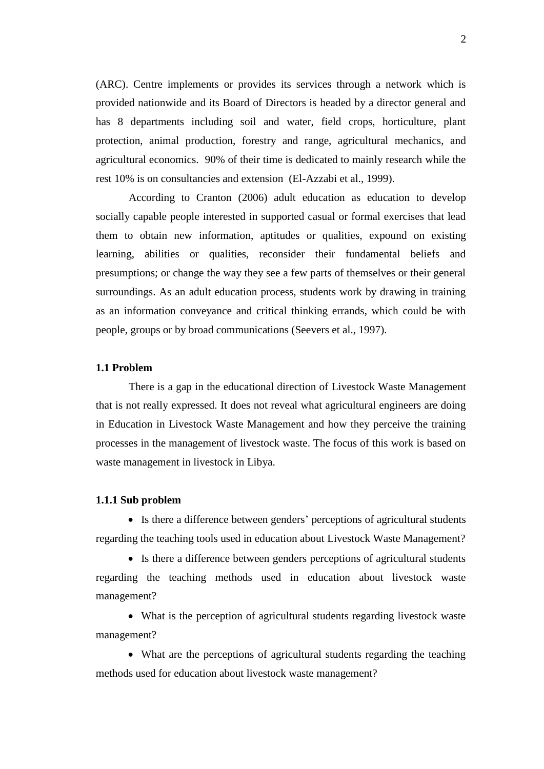(ARC). Centre implements or provides its services through a network which is provided nationwide and its Board of Directors is headed by a director general and has 8 departments including soil and water, field crops, horticulture, plant protection, animal production, forestry and range, agricultural mechanics, and agricultural economics. 90% of their time is dedicated to mainly research while the rest 10% is on consultancies and extension (El-Azzabi et al., 1999).

According to Cranton (2006) adult education as education to develop socially capable people interested in supported casual or formal exercises that lead them to obtain new information, aptitudes or qualities, expound on existing learning, abilities or qualities, reconsider their fundamental beliefs and presumptions; or change the way they see a few parts of themselves or their general surroundings. As an adult education process, students work by drawing in training as an information conveyance and critical thinking errands, which could be with people, groups or by broad communications (Seevers et al., 1997).

### 1.1 Problem

There is a gap in the educational direction of Livestock Waste Management that is not really expressed. It does not reveal what agricultural engineers are doing in Education in Livestock Waste Management and how they perceive the training processes in the management of livestock waste. The focus of this work is based on waste management in livestock in Libya.

#### 1.1.1 Sub problem

- Is there a difference between genders' perceptions of agricultural students regarding the teaching tools used in education about Livestock Waste Management?
- Is there a difference between genders perceptions of agricultural students regarding the teaching methods used in education about livestock waste management?
- What is the perception of agricultural students regarding livestock waste management?
- What are the perceptions of agricultural students regarding the teaching methods used for education about livestock waste management?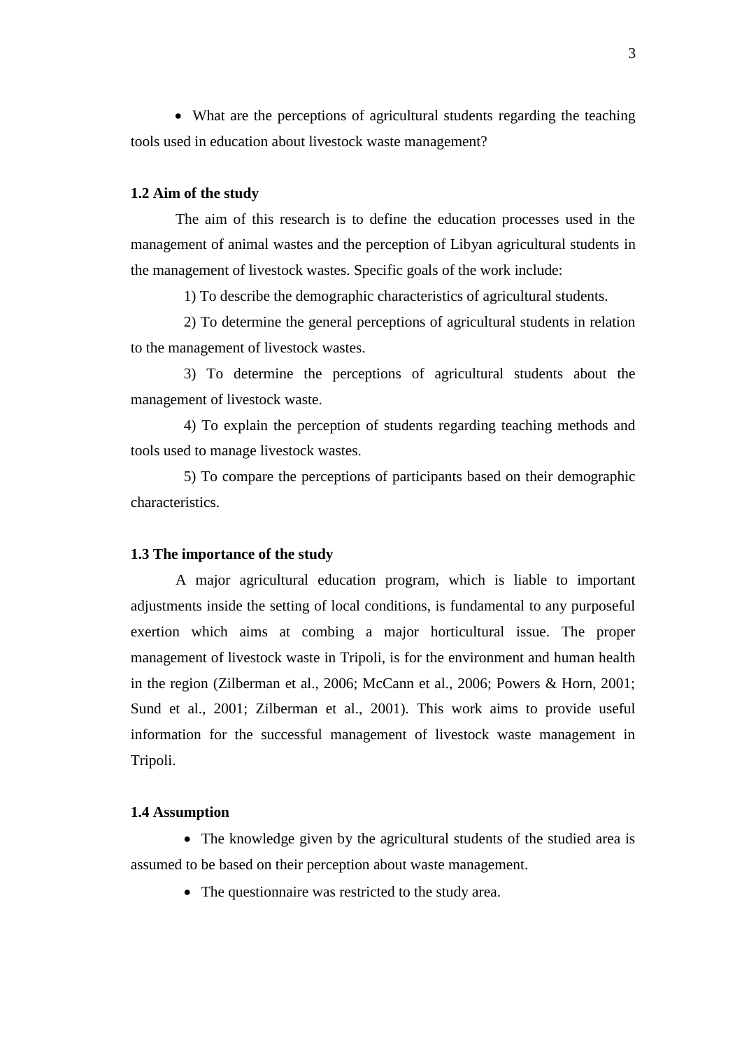- What are the perceptions of agricultural students regarding the teaching tools used in education about livestock waste management?

### 1.2 Aim of the study

The aim of this research is to define the education processes used in the management of animal wastes and the perception of Libyan agricultural students in the management of livestock wastes. Specific goals of the work include:

1) To describe the demographic characteristics of agricultural students.

2) To determine the general perceptions of agricultural students in relation to the management of livestock wastes.

3) To determine the perceptions of agricultural students about the management of livestock waste.

4) To explain the perception of students regarding teaching methods and tools used to manage livestock wastes.

5) To compare the perceptions of participants based on their demographic characteristics.

### 1.3 The importance of the study

A major agricultural education program, which is liable to important adjustments inside the setting of local conditions, is fundamental to any purposeful exertion which aims at combing a major horticultural issue. The proper management of livestock waste in Tripoli, is for the environment and human health in the region (Zilberman et al., 2006; McCann et al., 2006; Powers & Horn, 2001; Sund et al., 2001; Zilberman et al., 2001). This work aims to provide useful information for the successful management of livestock waste management in Tripoli.

### 1.4 Assumption

- The knowledge given by the agricultural students of the studied area is assumed to be based on their perception about waste management.
- The questionnaire was restricted to the study area.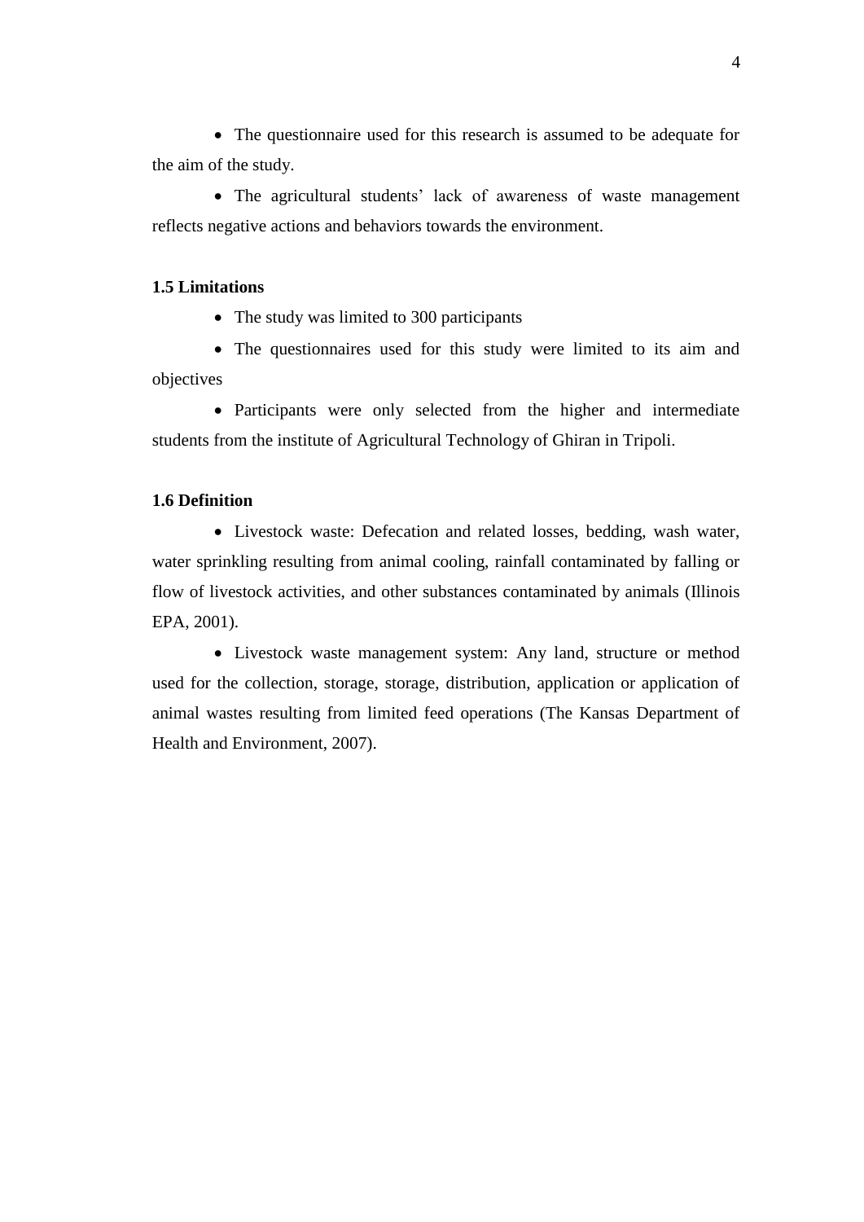- The questionnaire used for this research is assumed to be adequate for the aim of the study.
- The agricultural students' lack of awareness of waste management reflects negative actions and behaviors towards the environment.

### 1.5 Limitations

- The study was limited to 300 participants
- The questionnaires used for this study were limited to its aim and objectives
- Participants were only selected from the higher and intermediate students from the institute of Agricultural Technology of Ghiran in Tripoli.

### 1.6 Definition

- Livestock waste: Defecation and related losses, bedding, wash water, water sprinkling resulting from animal cooling, rainfall contaminated by falling or flow of livestock activities, and other substances contaminated by animals (Illinois EPA, 2001).
- Livestock waste management system: Any land, structure or method used for the collection, storage, storage, distribution, application or application of animal wastes resulting from limited feed operations (The Kansas Department of Health and Environment, 2007).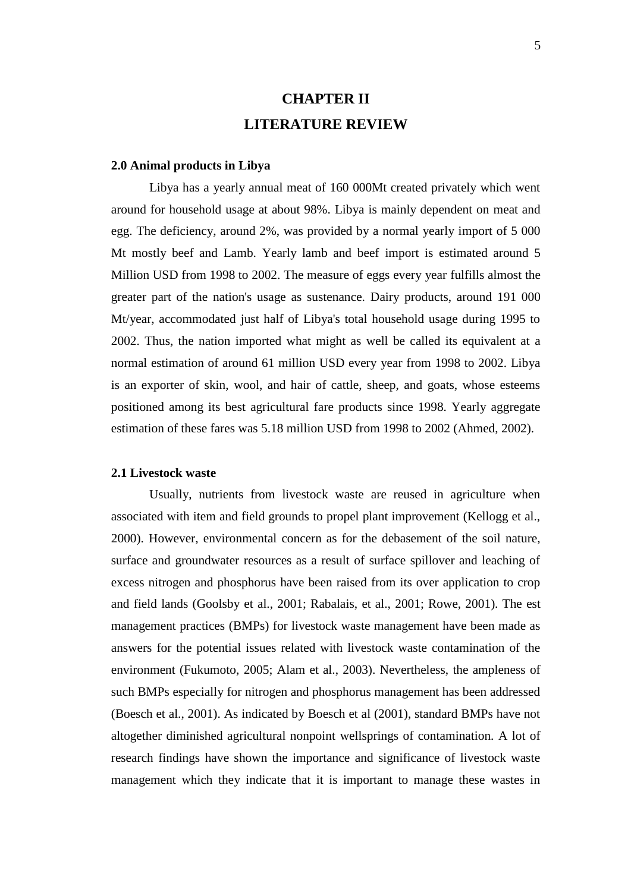# CHAPTER II
# LITERATURE REVIEW

## 2.0 Animal products in Libya

Libya has a yearly annual meat of 160 000Mt created privately which went around for household usage at about 98%. Libya is mainly dependent on meat and egg. The deficiency, around 2%, was provided by a normal yearly import of 5 000 Mt mostly beef and Lamb. Yearly lamb and beef import is estimated around 5 Million USD from 1998 to 2002. The measure of eggs every year fulfills almost the greater part of the nation's usage as sustenance. Dairy products, around 191 000 Mt/year, accommodated just half of Libya's total household usage during 1995 to 2002. Thus, the nation imported what might as well be called its equivalent at a normal estimation of around 61 million USD every year from 1998 to 2002. Libya is an exporter of skin, wool, and hair of cattle, sheep, and goats, whose esteems positioned among its best agricultural fare products since 1998. Yearly aggregate estimation of these fares was 5.18 million USD from 1998 to 2002 (Ahmed, 2002).

## 2.1 Livestock waste

Usually, nutrients from livestock waste are reused in agriculture when associated with item and field grounds to propel plant improvement (Kellogg et al., 2000). However, environmental concern as for the debasement of the soil nature, surface and groundwater resources as a result of surface spillover and leaching of excess nitrogen and phosphorus have been raised from its over application to crop and field lands (Goolsby et al., 2001; Rabalais, et al., 2001; Rowe, 2001). The est management practices (BMPs) for livestock waste management have been made as answers for the potential issues related with livestock waste contamination of the environment (Fukumoto, 2005; Alam et al., 2003). Nevertheless, the ampleness of such BMPs especially for nitrogen and phosphorus management has been addressed (Boesch et al., 2001). As indicated by Boesch et al (2001), standard BMPs have not altogether diminished agricultural nonpoint wellsprings of contamination. A lot of research findings have shown the importance and significance of livestock waste management which they indicate that it is important to manage these wastes in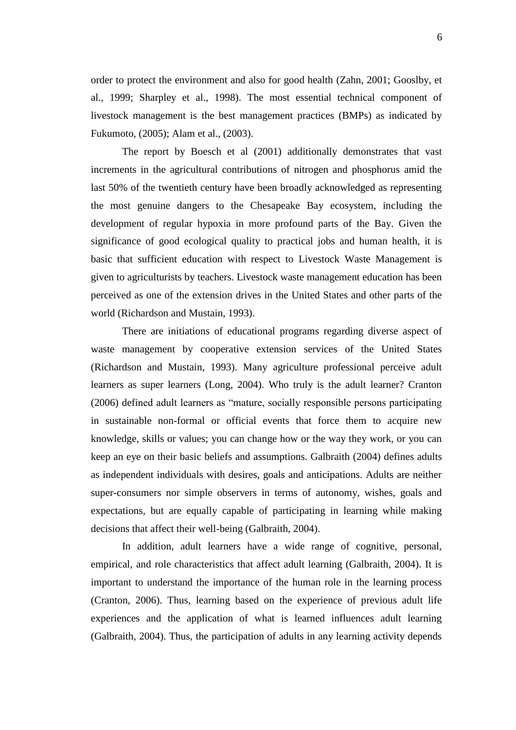order to protect the environment and also for good health (Zahn, 2001; Gooslby, et al., 1999; Sharpley et al., 1998). The most essential technical component of livestock management is the best management practices (BMPs) as indicated by Fukumoto, (2005); Alam et al., (2003).

The report by Boesch et al (2001) additionally demonstrates that vast increments in the agricultural contributions of nitrogen and phosphorus amid the last 50% of the twentieth century have been broadly acknowledged as representing the most genuine dangers to the Chesapeake Bay ecosystem, including the development of regular hypoxia in more profound parts of the Bay. Given the significance of good ecological quality to practical jobs and human health, it is basic that sufficient education with respect to Livestock Waste Management is given to agriculturists by teachers. Livestock waste management education has been perceived as one of the extension drives in the United States and other parts of the world (Richardson and Mustain, 1993).

There are initiations of educational programs regarding diverse aspect of waste management by cooperative extension services of the United States (Richardson and Mustain, 1993). Many agriculture professional perceive adult learners as super learners (Long, 2004). Who truly is the adult learner? Cranton (2006) defined adult learners as "mature, socially responsible persons participating in sustainable non-formal or official events that force them to acquire new knowledge, skills or values; you can change how or the way they work, or you can keep an eye on their basic beliefs and assumptions. Galbraith (2004) defines adults as independent individuals with desires, goals and anticipations. Adults are neither super-consumers nor simple observers in terms of autonomy, wishes, goals and expectations, but are equally capable of participating in learning while making decisions that affect their well-being (Galbraith, 2004).

In addition, adult learners have a wide range of cognitive, personal, empirical, and role characteristics that affect adult learning (Galbraith, 2004). It is important to understand the importance of the human role in the learning process (Cranton, 2006). Thus, learning based on the experience of previous adult life experiences and the application of what is learned influences adult learning (Galbraith, 2004). Thus, the participation of adults in any learning activity depends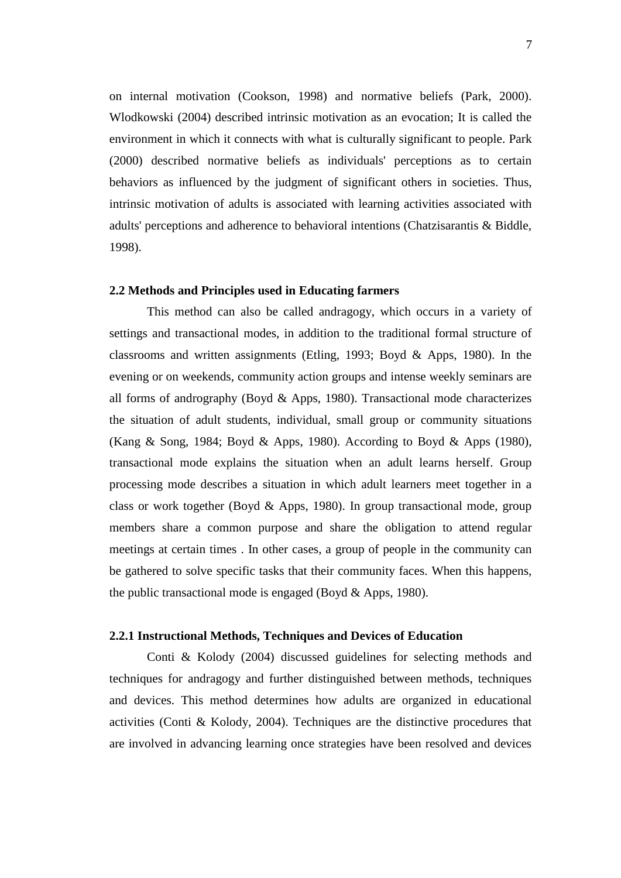on internal motivation (Cookson, 1998) and normative beliefs (Park, 2000). Wlodkowski (2004) described intrinsic motivation as an evocation; It is called the environment in which it connects with what is culturally significant to people. Park (2000) described normative beliefs as individuals' perceptions as to certain behaviors as influenced by the judgment of significant others in societies. Thus, intrinsic motivation of adults is associated with learning activities associated with adults' perceptions and adherence to behavioral intentions (Chatzisarantis & Biddle, 1998).

### 2.2 Methods and Principles used in Educating farmers

This method can also be called andragogy, which occurs in a variety of settings and transactional modes, in addition to the traditional formal structure of classrooms and written assignments (Etling, 1993; Boyd & Apps, 1980). In the evening or on weekends, community action groups and intense weekly seminars are all forms of andrography (Boyd & Apps, 1980). Transactional mode characterizes the situation of adult students, individual, small group or community situations (Kang & Song, 1984; Boyd & Apps, 1980). According to Boyd & Apps (1980), transactional mode explains the situation when an adult learns herself. Group processing mode describes a situation in which adult learners meet together in a class or work together (Boyd & Apps, 1980). In group transactional mode, group members share a common purpose and share the obligation to attend regular meetings at certain times . In other cases, a group of people in the community can be gathered to solve specific tasks that their community faces. When this happens, the public transactional mode is engaged (Boyd & Apps, 1980).

#### 2.2.1 Instructional Methods, Techniques and Devices of Education

Conti & Kolody (2004) discussed guidelines for selecting methods and techniques for andragogy and further distinguished between methods, techniques and devices. This method determines how adults are organized in educational activities (Conti & Kolody, 2004). Techniques are the distinctive procedures that are involved in advancing learning once strategies have been resolved and devices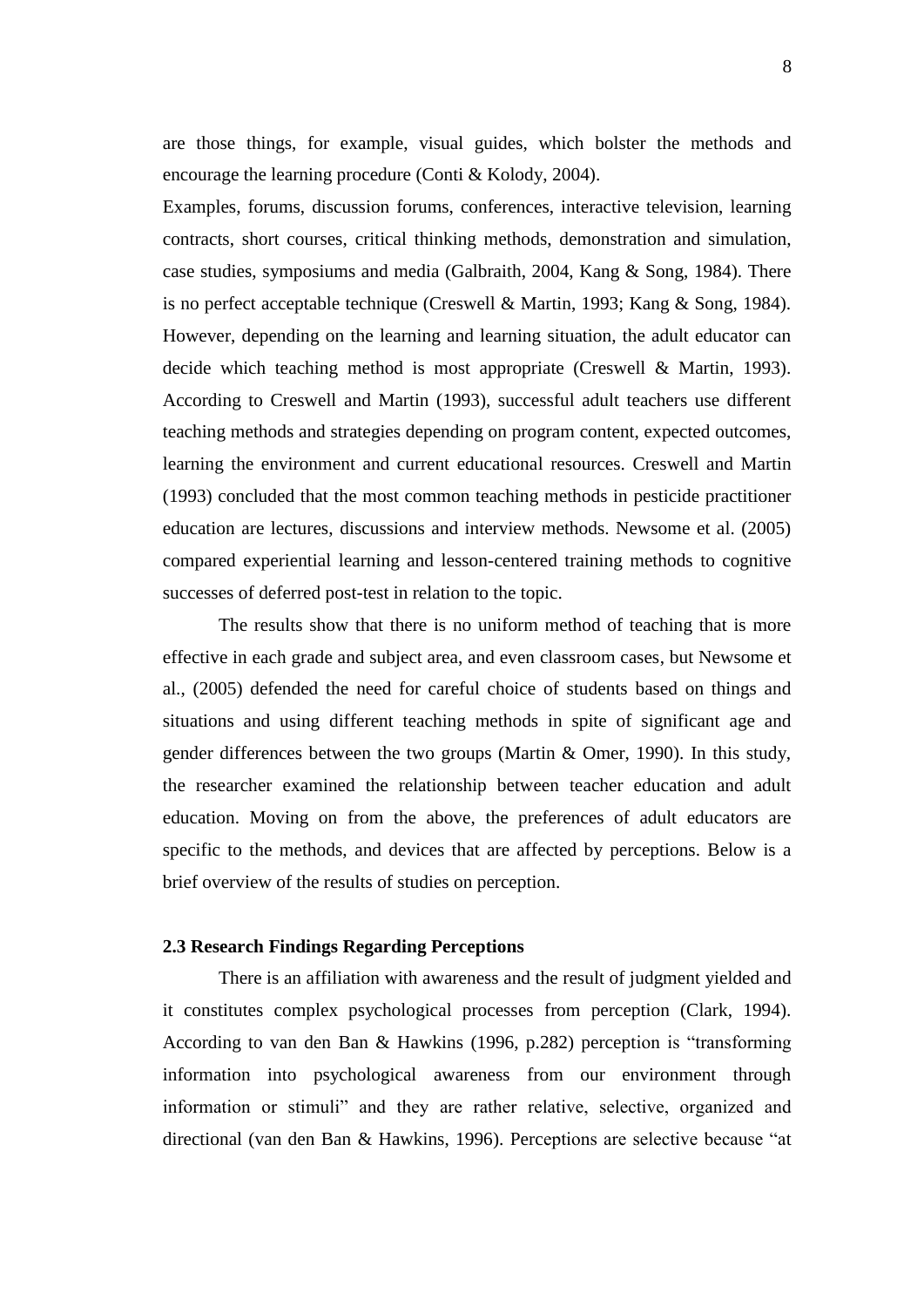are those things, for example, visual guides, which bolster the methods and encourage the learning procedure (Conti & Kolody, 2004).

Examples, forums, discussion forums, conferences, interactive television, learning contracts, short courses, critical thinking methods, demonstration and simulation, case studies, symposiums and media (Galbraith, 2004, Kang & Song, 1984). There is no perfect acceptable technique (Creswell & Martin, 1993; Kang & Song, 1984). However, depending on the learning and learning situation, the adult educator can decide which teaching method is most appropriate (Creswell & Martin, 1993). According to Creswell and Martin (1993), successful adult teachers use different teaching methods and strategies depending on program content, expected outcomes, learning the environment and current educational resources. Creswell and Martin (1993) concluded that the most common teaching methods in pesticide practitioner education are lectures, discussions and interview methods. Newsome et al. (2005) compared experiential learning and lesson-centered training methods to cognitive successes of deferred post-test in relation to the topic.

The results show that there is no uniform method of teaching that is more effective in each grade and subject area, and even classroom cases, but Newsome et al., (2005) defended the need for careful choice of students based on things and situations and using different teaching methods in spite of significant age and gender differences between the two groups (Martin & Omer, 1990). In this study, the researcher examined the relationship between teacher education and adult education. Moving on from the above, the preferences of adult educators are specific to the methods, and devices that are affected by perceptions. Below is a brief overview of the results of studies on perception.

### 2.3 Research Findings Regarding Perceptions

There is an affiliation with awareness and the result of judgment yielded and it constitutes complex psychological processes from perception (Clark, 1994). According to van den Ban & Hawkins (1996, p.282) perception is "transforming information into psychological awareness from our environment through information or stimuli" and they are rather relative, selective, organized and directional (van den Ban & Hawkins, 1996). Perceptions are selective because "at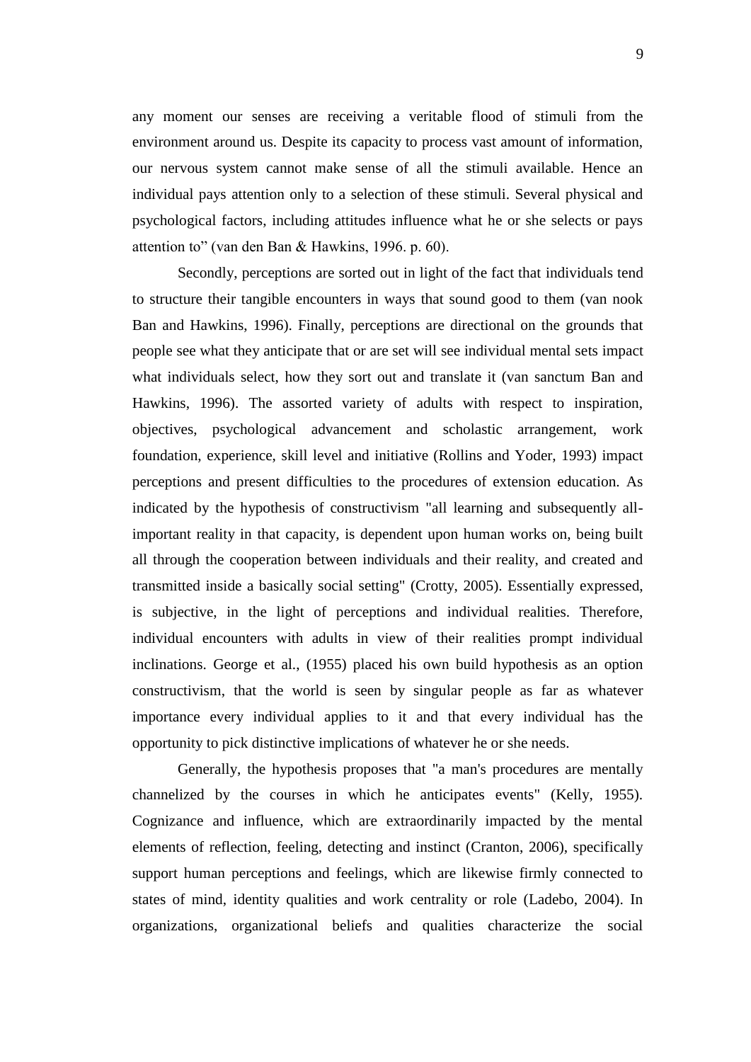any moment our senses are receiving a veritable flood of stimuli from the environment around us. Despite its capacity to process vast amount of information, our nervous system cannot make sense of all the stimuli available. Hence an individual pays attention only to a selection of these stimuli. Several physical and psychological factors, including attitudes influence what he or she selects or pays attention to" (van den Ban & Hawkins, 1996. p. 60).

Secondly, perceptions are sorted out in light of the fact that individuals tend to structure their tangible encounters in ways that sound good to them (van nook Ban and Hawkins, 1996). Finally, perceptions are directional on the grounds that people see what they anticipate that or are set will see individual mental sets impact what individuals select, how they sort out and translate it (van sanctum Ban and Hawkins, 1996). The assorted variety of adults with respect to inspiration, objectives, psychological advancement and scholastic arrangement, work foundation, experience, skill level and initiative (Rollins and Yoder, 1993) impact perceptions and present difficulties to the procedures of extension education. As indicated by the hypothesis of constructivism "all learning and subsequently all-important reality in that capacity, is dependent upon human works on, being built all through the cooperation between individuals and their reality, and created and transmitted inside a basically social setting" (Crotty, 2005). Essentially expressed, is subjective, in the light of perceptions and individual realities. Therefore, individual encounters with adults in view of their realities prompt individual inclinations. George et al., (1955) placed his own build hypothesis as an option constructivism, that the world is seen by singular people as far as whatever importance every individual applies to it and that every individual has the opportunity to pick distinctive implications of whatever he or she needs.

Generally, the hypothesis proposes that "a man's procedures are mentally channelized by the courses in which he anticipates events" (Kelly, 1955). Cognizance and influence, which are extraordinarily impacted by the mental elements of reflection, feeling, detecting and instinct (Cranton, 2006), specifically support human perceptions and feelings, which are likewise firmly connected to states of mind, identity qualities and work centrality or role (Ladebo, 2004). In organizations, organizational beliefs and qualities characterize the social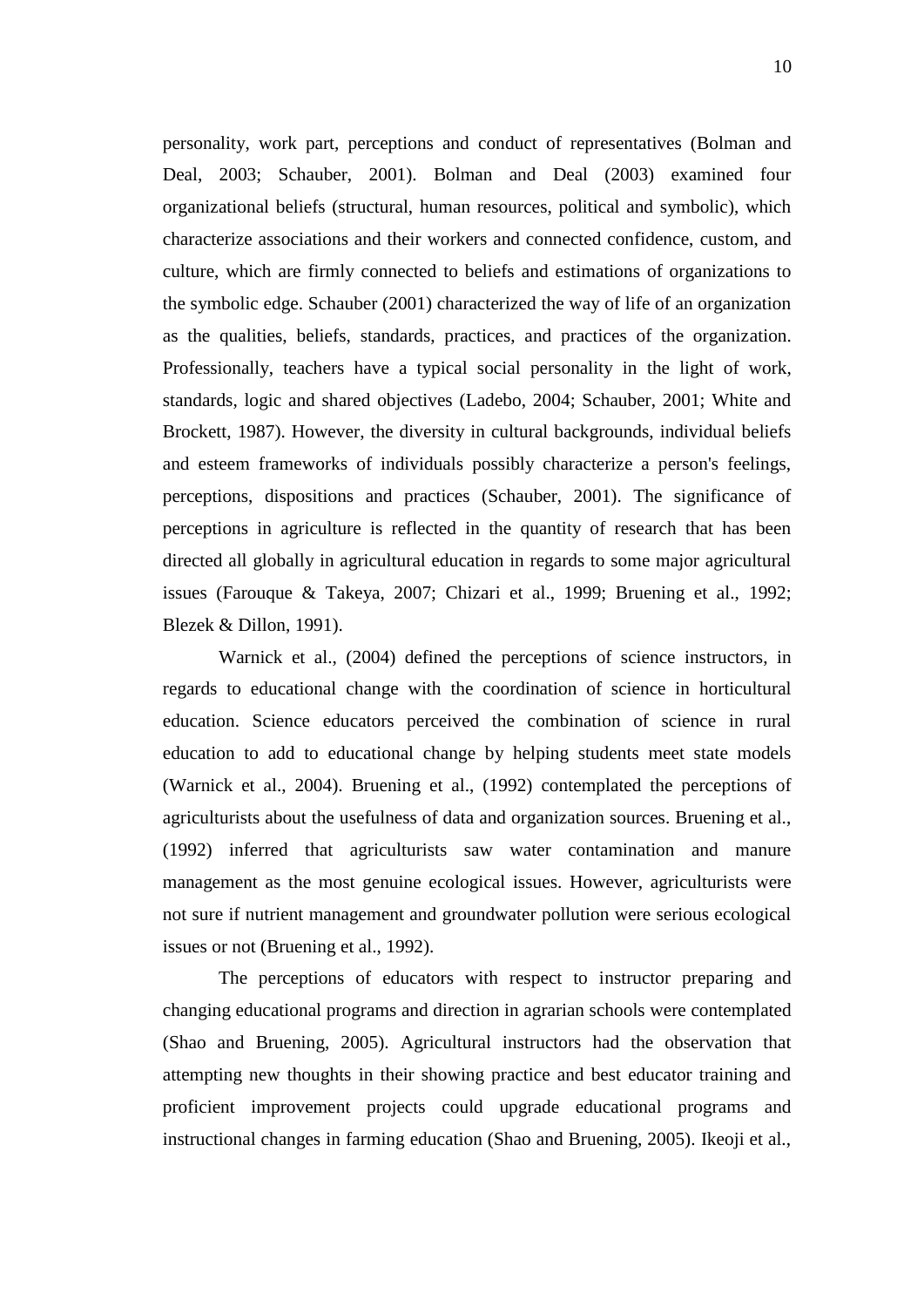personality, work part, perceptions and conduct of representatives (Bolman and Deal, 2003; Schauber, 2001). Bolman and Deal (2003) examined four organizational beliefs (structural, human resources, political and symbolic), which characterize associations and their workers and connected confidence, custom, and culture, which are firmly connected to beliefs and estimations of organizations to the symbolic edge. Schauber (2001) characterized the way of life of an organization as the qualities, beliefs, standards, practices, and practices of the organization. Professionally, teachers have a typical social personality in the light of work, standards, logic and shared objectives (Ladebo, 2004; Schauber, 2001; White and Brockett, 1987). However, the diversity in cultural backgrounds, individual beliefs and esteem frameworks of individuals possibly characterize a person's feelings, perceptions, dispositions and practices (Schauber, 2001). The significance of perceptions in agriculture is reflected in the quantity of research that has been directed all globally in agricultural education in regards to some major agricultural issues (Farouque & Takeya, 2007; Chizari et al., 1999; Bruening et al., 1992; Blezek & Dillon, 1991).

Warnick et al., (2004) defined the perceptions of science instructors, in regards to educational change with the coordination of science in horticultural education. Science educators perceived the combination of science in rural education to add to educational change by helping students meet state models (Warnick et al., 2004). Bruening et al., (1992) contemplated the perceptions of agriculturists about the usefulness of data and organization sources. Bruening et al., (1992) inferred that agriculturists saw water contamination and manure management as the most genuine ecological issues. However, agriculturists were not sure if nutrient management and groundwater pollution were serious ecological issues or not (Bruening et al., 1992).

The perceptions of educators with respect to instructor preparing and changing educational programs and direction in agrarian schools were contemplated (Shao and Bruening, 2005). Agricultural instructors had the observation that attempting new thoughts in their showing practice and best educator training and proficient improvement projects could upgrade educational programs and instructional changes in farming education (Shao and Bruening, 2005). Ikeoji et al.,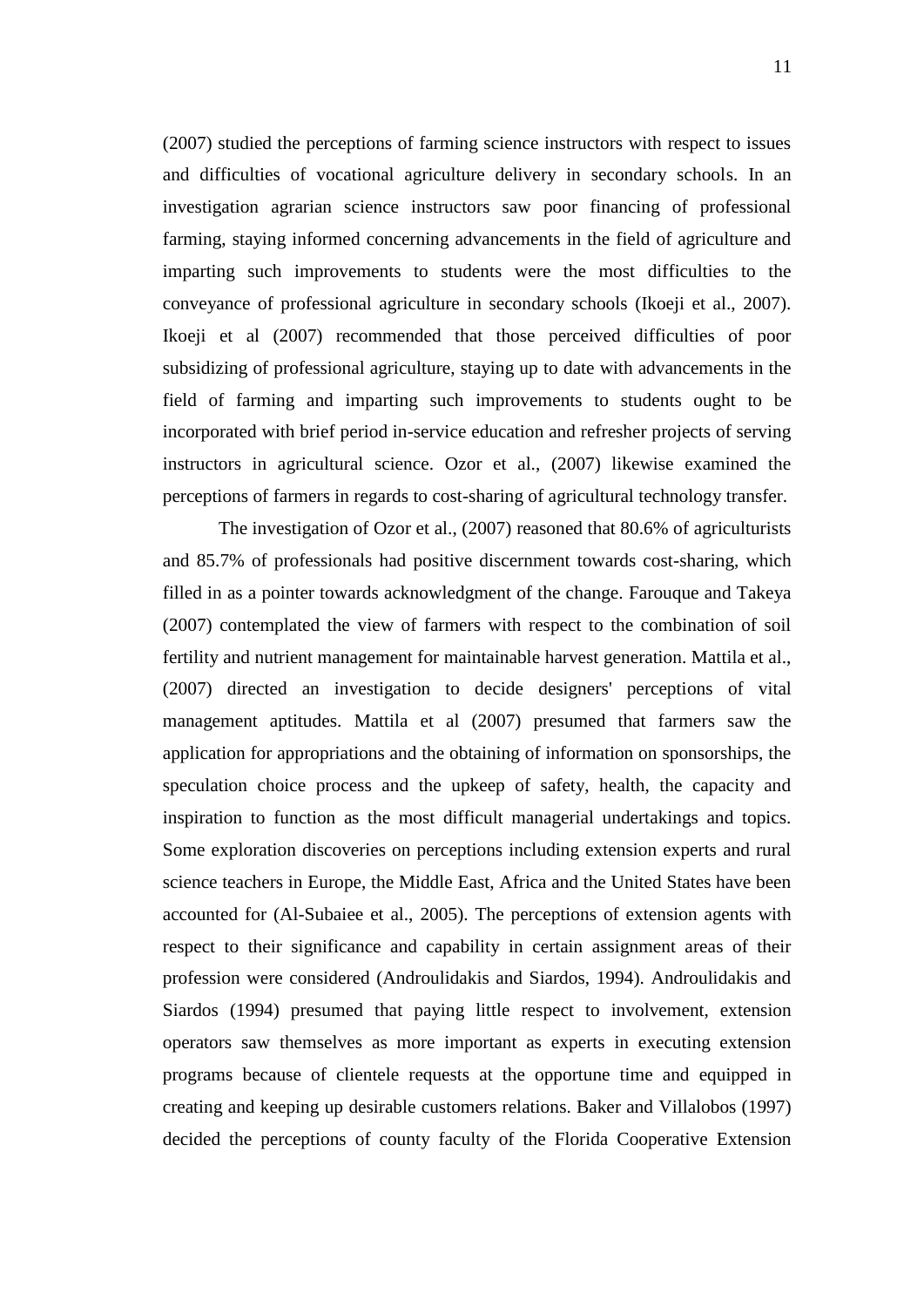(2007) studied the perceptions of farming science instructors with respect to issues and difficulties of vocational agriculture delivery in secondary schools. In an investigation agrarian science instructors saw poor financing of professional farming, staying informed concerning advancements in the field of agriculture and imparting such improvements to students were the most difficulties to the conveyance of professional agriculture in secondary schools (Ikoeji et al., 2007). Ikoeji et al (2007) recommended that those perceived difficulties of poor subsidizing of professional agriculture, staying up to date with advancements in the field of farming and imparting such improvements to students ought to be incorporated with brief period in-service education and refresher projects of serving instructors in agricultural science. Ozor et al., (2007) likewise examined the perceptions of farmers in regards to cost-sharing of agricultural technology transfer.

The investigation of Ozor et al., (2007) reasoned that 80.6% of agriculturists and 85.7% of professionals had positive discernment towards cost-sharing, which filled in as a pointer towards acknowledgment of the change. Farouque and Takeya (2007) contemplated the view of farmers with respect to the combination of soil fertility and nutrient management for maintainable harvest generation. Mattila et al., (2007) directed an investigation to decide designers' perceptions of vital management aptitudes. Mattila et al (2007) presumed that farmers saw the application for appropriations and the obtaining of information on sponsorships, the speculation choice process and the upkeep of safety, health, the capacity and inspiration to function as the most difficult managerial undertakings and topics. Some exploration discoveries on perceptions including extension experts and rural science teachers in Europe, the Middle East, Africa and the United States have been accounted for (Al-Subaiee et al., 2005). The perceptions of extension agents with respect to their significance and capability in certain assignment areas of their profession were considered (Androulidakis and Siardos, 1994). Androulidakis and Siardos (1994) presumed that paying little respect to involvement, extension operators saw themselves as more important as experts in executing extension programs because of clientele requests at the opportune time and equipped in creating and keeping up desirable customers relations. Baker and Villalobos (1997) decided the perceptions of county faculty of the Florida Cooperative Extension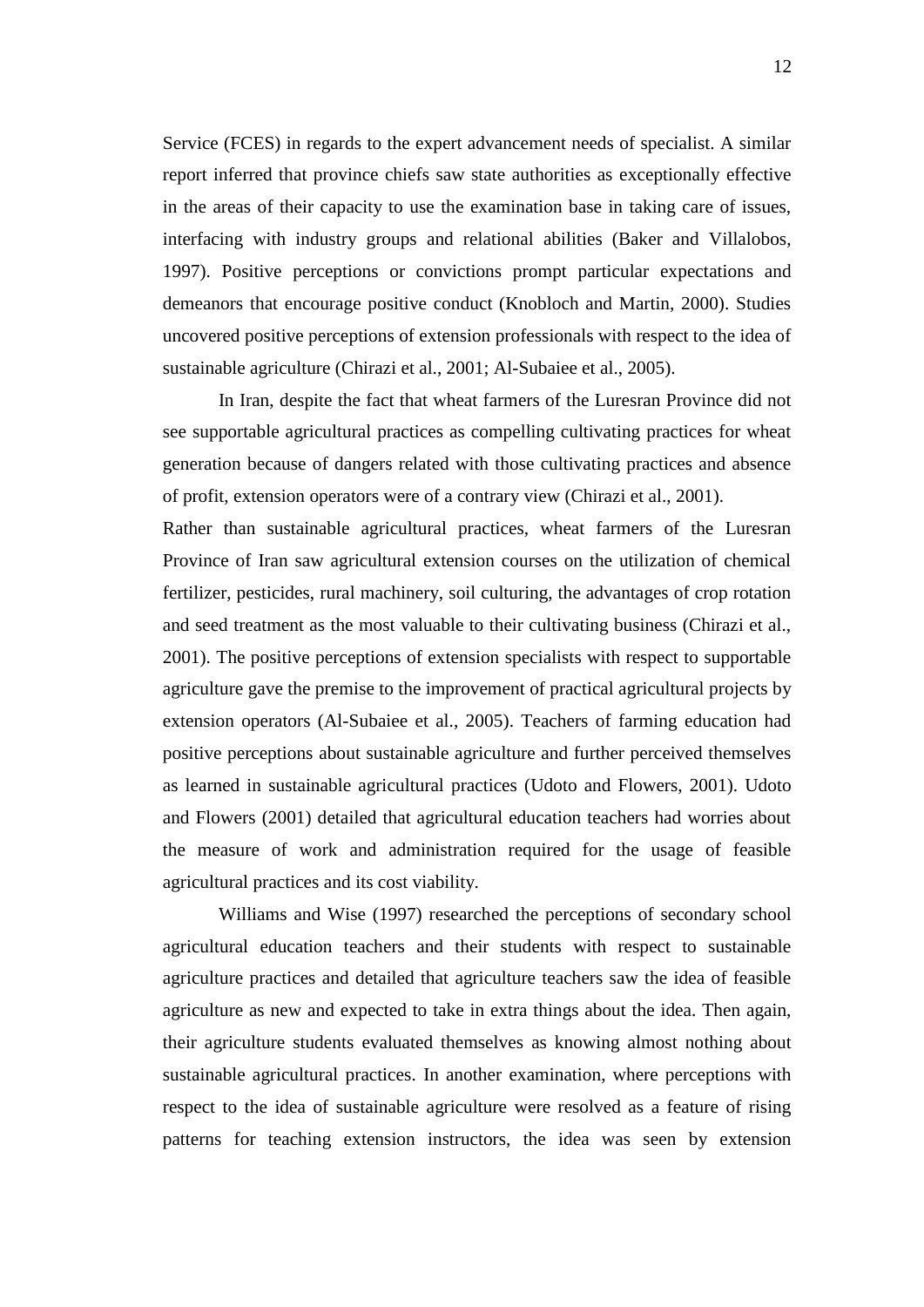Service (FCES) in regards to the expert advancement needs of specialist. A similar report inferred that province chiefs saw state authorities as exceptionally effective in the areas of their capacity to use the examination base in taking care of issues, interfacing with industry groups and relational abilities (Baker and Villalobos, 1997). Positive perceptions or convictions prompt particular expectations and demeanors that encourage positive conduct (Knobloch and Martin, 2000). Studies uncovered positive perceptions of extension professionals with respect to the idea of sustainable agriculture (Chirazi et al., 2001; Al-Subaiee et al., 2005).

In Iran, despite the fact that wheat farmers of the Luresran Province did not see supportable agricultural practices as compelling cultivating practices for wheat generation because of dangers related with those cultivating practices and absence of profit, extension operators were of a contrary view (Chirazi et al., 2001).

Rather than sustainable agricultural practices, wheat farmers of the Luresran Province of Iran saw agricultural extension courses on the utilization of chemical fertilizer, pesticides, rural machinery, soil culturing, the advantages of crop rotation and seed treatment as the most valuable to their cultivating business (Chirazi et al., 2001). The positive perceptions of extension specialists with respect to supportable agriculture gave the premise to the improvement of practical agricultural projects by extension operators (Al-Subaiee et al., 2005). Teachers of farming education had positive perceptions about sustainable agriculture and further perceived themselves as learned in sustainable agricultural practices (Udoto and Flowers, 2001). Udoto and Flowers (2001) detailed that agricultural education teachers had worries about the measure of work and administration required for the usage of feasible agricultural practices and its cost viability.

Williams and Wise (1997) researched the perceptions of secondary school agricultural education teachers and their students with respect to sustainable agriculture practices and detailed that agriculture teachers saw the idea of feasible agriculture as new and expected to take in extra things about the idea. Then again, their agriculture students evaluated themselves as knowing almost nothing about sustainable agricultural practices. In another examination, where perceptions with respect to the idea of sustainable agriculture were resolved as a feature of rising patterns for teaching extension instructors, the idea was seen by extension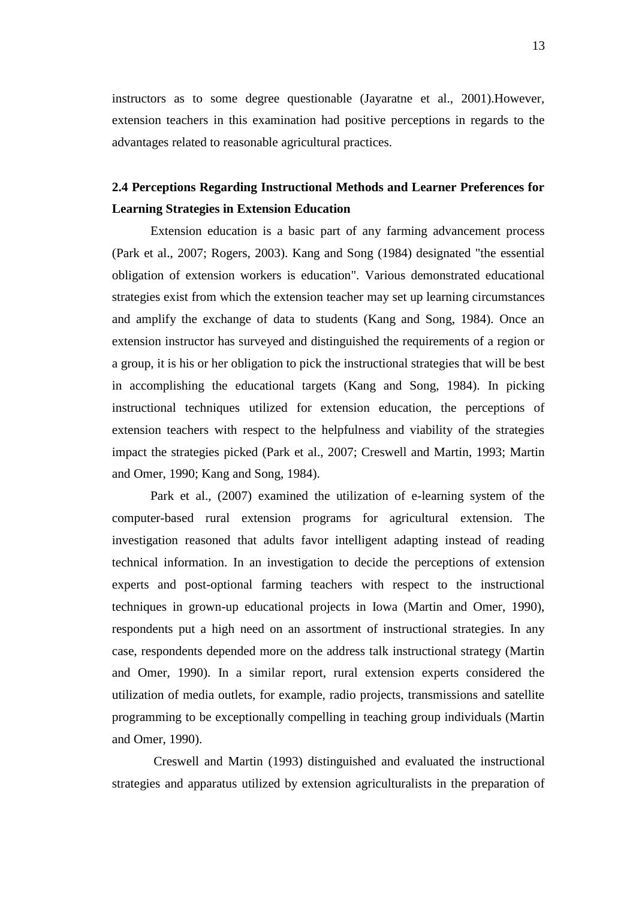instructors as to some degree questionable (Jayaratne et al., 2001).However, extension teachers in this examination had positive perceptions in regards to the advantages related to reasonable agricultural practices.

## 2.4 Perceptions Regarding Instructional Methods and Learner Preferences for Learning Strategies in Extension Education

Extension education is a basic part of any farming advancement process (Park et al., 2007; Rogers, 2003). Kang and Song (1984) designated "the essential obligation of extension workers is education". Various demonstrated educational strategies exist from which the extension teacher may set up learning circumstances and amplify the exchange of data to students (Kang and Song, 1984). Once an extension instructor has surveyed and distinguished the requirements of a region or a group, it is his or her obligation to pick the instructional strategies that will be best in accomplishing the educational targets (Kang and Song, 1984). In picking instructional techniques utilized for extension education, the perceptions of extension teachers with respect to the helpfulness and viability of the strategies impact the strategies picked (Park et al., 2007; Creswell and Martin, 1993; Martin and Omer, 1990; Kang and Song, 1984).

Park et al., (2007) examined the utilization of e-learning system of the computer-based rural extension programs for agricultural extension. The investigation reasoned that adults favor intelligent adapting instead of reading technical information. In an investigation to decide the perceptions of extension experts and post-optional farming teachers with respect to the instructional techniques in grown-up educational projects in Iowa (Martin and Omer, 1990), respondents put a high need on an assortment of instructional strategies. In any case, respondents depended more on the address talk instructional strategy (Martin and Omer, 1990). In a similar report, rural extension experts considered the utilization of media outlets, for example, radio projects, transmissions and satellite programming to be exceptionally compelling in teaching group individuals (Martin and Omer, 1990).

Creswell and Martin (1993) distinguished and evaluated the instructional strategies and apparatus utilized by extension agriculturalists in the preparation of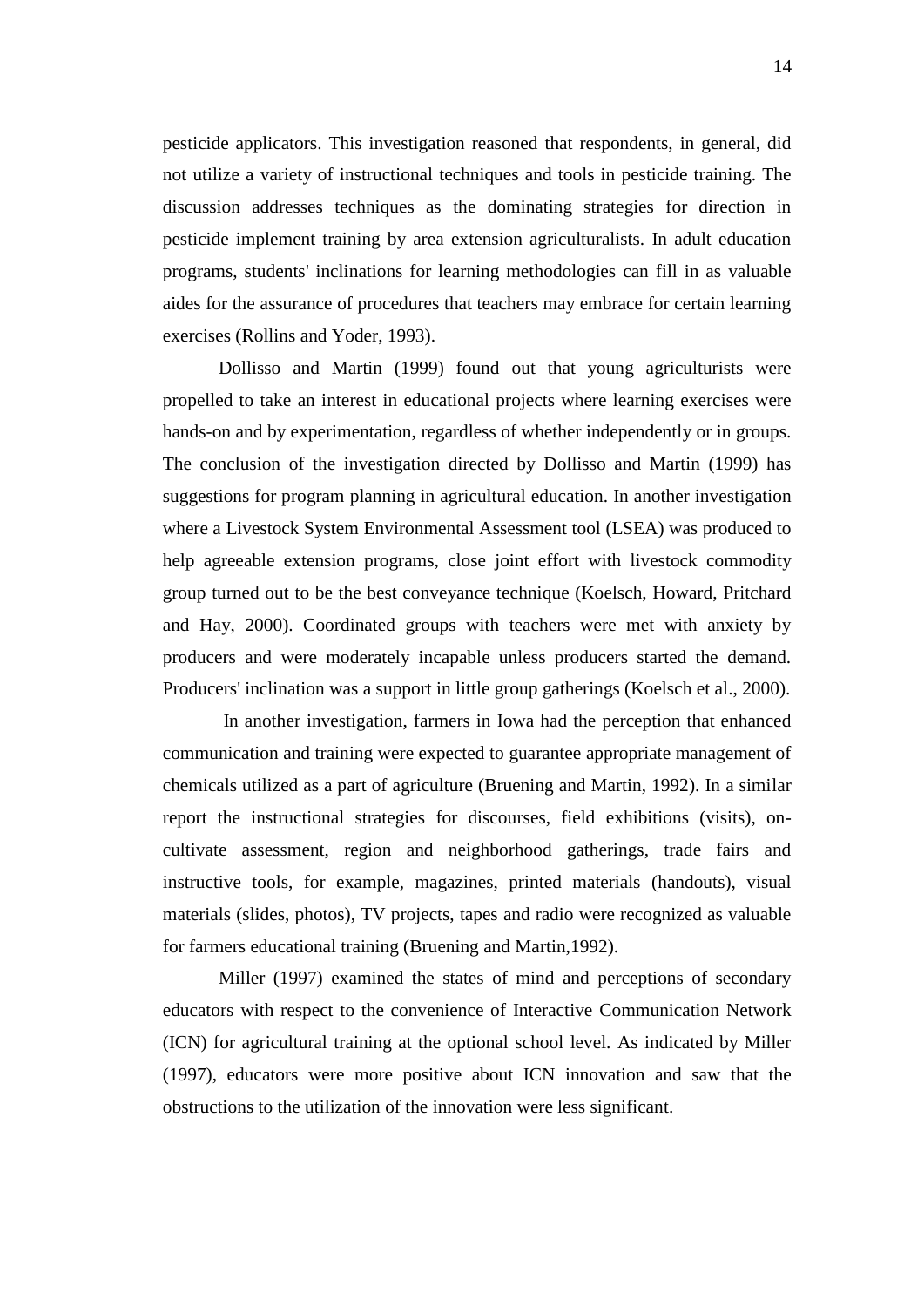pesticide applicators. This investigation reasoned that respondents, in general, did not utilize a variety of instructional techniques and tools in pesticide training. The discussion addresses techniques as the dominating strategies for direction in pesticide implement training by area extension agriculturalists. In adult education programs, students' inclinations for learning methodologies can fill in as valuable aides for the assurance of procedures that teachers may embrace for certain learning exercises (Rollins and Yoder, 1993).

Dollisso and Martin (1999) found out that young agriculturists were propelled to take an interest in educational projects where learning exercises were hands-on and by experimentation, regardless of whether independently or in groups. The conclusion of the investigation directed by Dollisso and Martin (1999) has suggestions for program planning in agricultural education. In another investigation where a Livestock System Environmental Assessment tool (LSEA) was produced to help agreeable extension programs, close joint effort with livestock commodity group turned out to be the best conveyance technique (Koelsch, Howard, Pritchard and Hay, 2000). Coordinated groups with teachers were met with anxiety by producers and were moderately incapable unless producers started the demand. Producers' inclination was a support in little group gatherings (Koelsch et al., 2000).

In another investigation, farmers in Iowa had the perception that enhanced communication and training were expected to guarantee appropriate management of chemicals utilized as a part of agriculture (Bruening and Martin, 1992). In a similar report the instructional strategies for discourses, field exhibitions (visits), on-cultivate assessment, region and neighborhood gatherings, trade fairs and instructive tools, for example, magazines, printed materials (handouts), visual materials (slides, photos), TV projects, tapes and radio were recognized as valuable for farmers educational training (Bruening and Martin,1992).

Miller (1997) examined the states of mind and perceptions of secondary educators with respect to the convenience of Interactive Communication Network (ICN) for agricultural training at the optional school level. As indicated by Miller (1997), educators were more positive about ICN innovation and saw that the obstructions to the utilization of the innovation were less significant.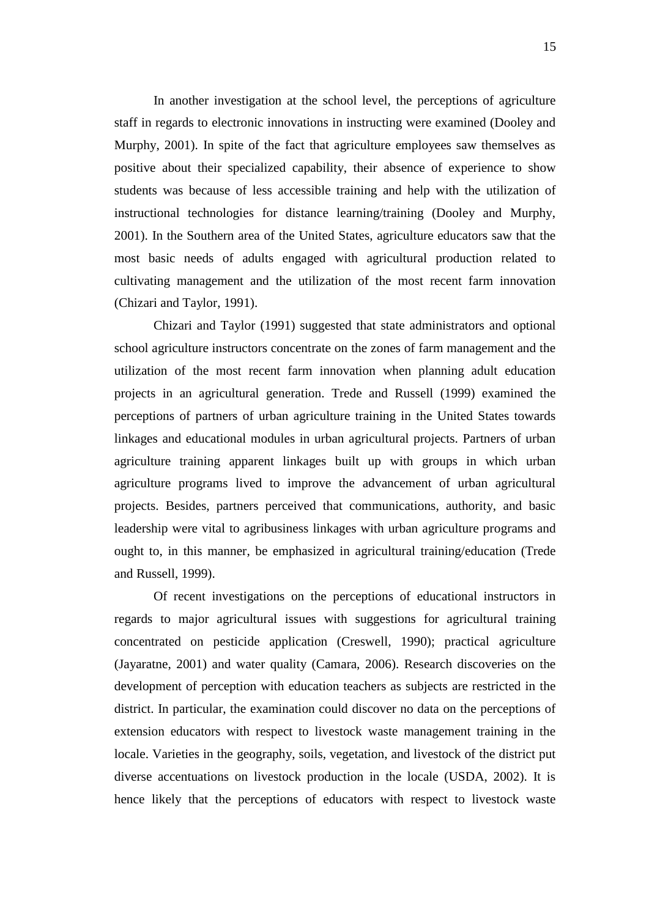In another investigation at the school level, the perceptions of agriculture staff in regards to electronic innovations in instructing were examined (Dooley and Murphy, 2001). In spite of the fact that agriculture employees saw themselves as positive about their specialized capability, their absence of experience to show students was because of less accessible training and help with the utilization of instructional technologies for distance learning/training (Dooley and Murphy, 2001). In the Southern area of the United States, agriculture educators saw that the most basic needs of adults engaged with agricultural production related to cultivating management and the utilization of the most recent farm innovation (Chizari and Taylor, 1991).

Chizari and Taylor (1991) suggested that state administrators and optional school agriculture instructors concentrate on the zones of farm management and the utilization of the most recent farm innovation when planning adult education projects in an agricultural generation. Trede and Russell (1999) examined the perceptions of partners of urban agriculture training in the United States towards linkages and educational modules in urban agricultural projects. Partners of urban agriculture training apparent linkages built up with groups in which urban agriculture programs lived to improve the advancement of urban agricultural projects. Besides, partners perceived that communications, authority, and basic leadership were vital to agribusiness linkages with urban agriculture programs and ought to, in this manner, be emphasized in agricultural training/education (Trede and Russell, 1999).

Of recent investigations on the perceptions of educational instructors in regards to major agricultural issues with suggestions for agricultural training concentrated on pesticide application (Creswell, 1990); practical agriculture (Jayaratne, 2001) and water quality (Camara, 2006). Research discoveries on the development of perception with education teachers as subjects are restricted in the district. In particular, the examination could discover no data on the perceptions of extension educators with respect to livestock waste management training in the locale. Varieties in the geography, soils, vegetation, and livestock of the district put diverse accentuations on livestock production in the locale (USDA, 2002). It is hence likely that the perceptions of educators with respect to livestock waste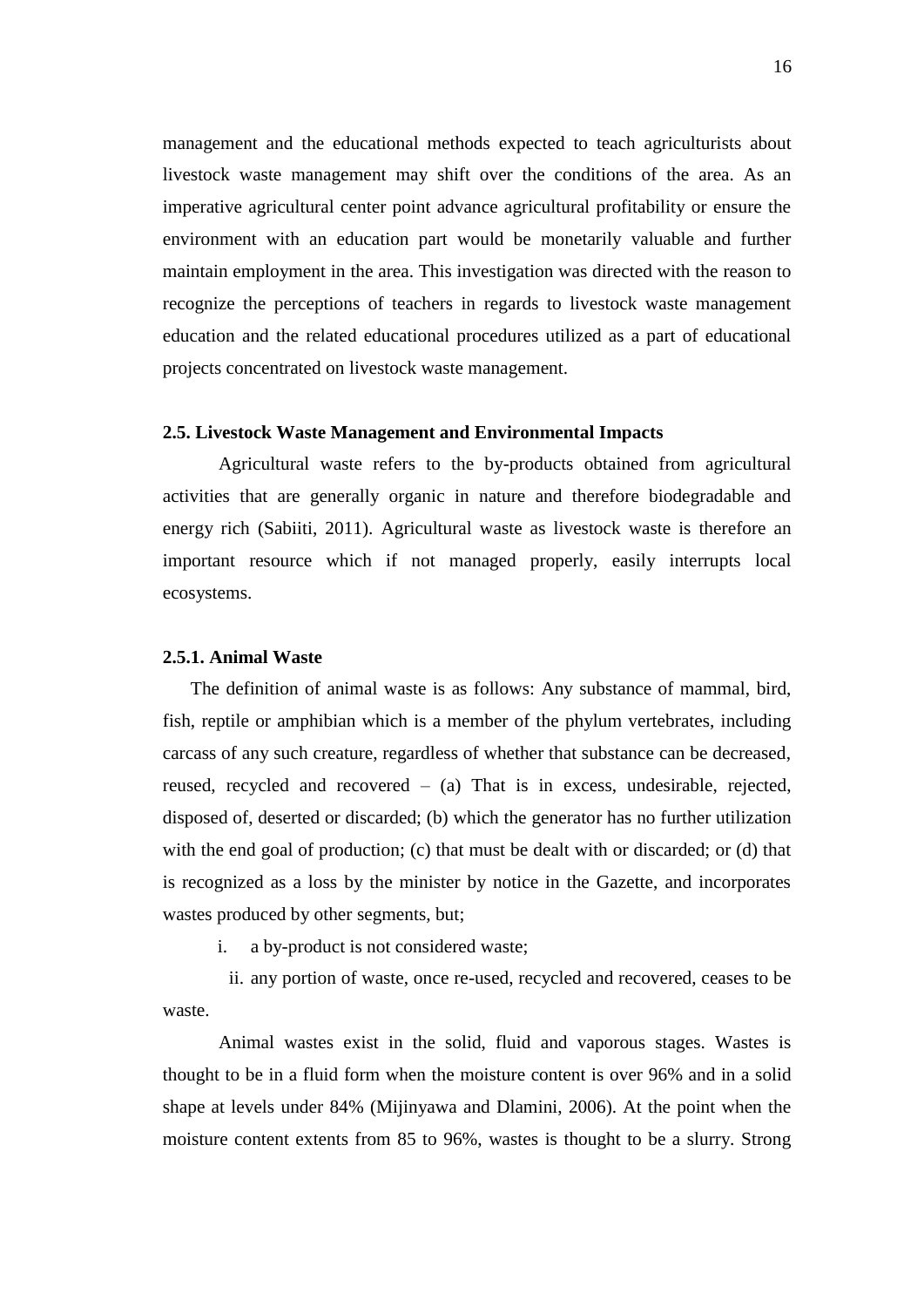management and the educational methods expected to teach agriculturists about livestock waste management may shift over the conditions of the area. As an imperative agricultural center point advance agricultural profitability or ensure the environment with an education part would be monetarily valuable and further maintain employment in the area. This investigation was directed with the reason to recognize the perceptions of teachers in regards to livestock waste management education and the related educational procedures utilized as a part of educational projects concentrated on livestock waste management.

### 2.5. Livestock Waste Management and Environmental Impacts

Agricultural waste refers to the by-products obtained from agricultural activities that are generally organic in nature and therefore biodegradable and energy rich (Sabiiti, 2011). Agricultural waste as livestock waste is therefore an important resource which if not managed properly, easily interrupts local ecosystems.

#### 2.5.1. Animal Waste

The definition of animal waste is as follows: Any substance of mammal, bird, fish, reptile or amphibian which is a member of the phylum vertebrates, including carcass of any such creature, regardless of whether that substance can be decreased, reused, recycled and recovered – (a) That is in excess, undesirable, rejected, disposed of, deserted or discarded; (b) which the generator has no further utilization with the end goal of production; (c) that must be dealt with or discarded; or (d) that is recognized as a loss by the minister by notice in the Gazette, and incorporates wastes produced by other segments, but;

i. a by-product is not considered waste;

ii. any portion of waste, once re-used, recycled and recovered, ceases to be waste.

Animal wastes exist in the solid, fluid and vaporous stages. Wastes is thought to be in a fluid form when the moisture content is over 96% and in a solid shape at levels under 84% (Mijinyawa and Dlamini, 2006). At the point when the moisture content extents from 85 to 96%, wastes is thought to be a slurry. Strong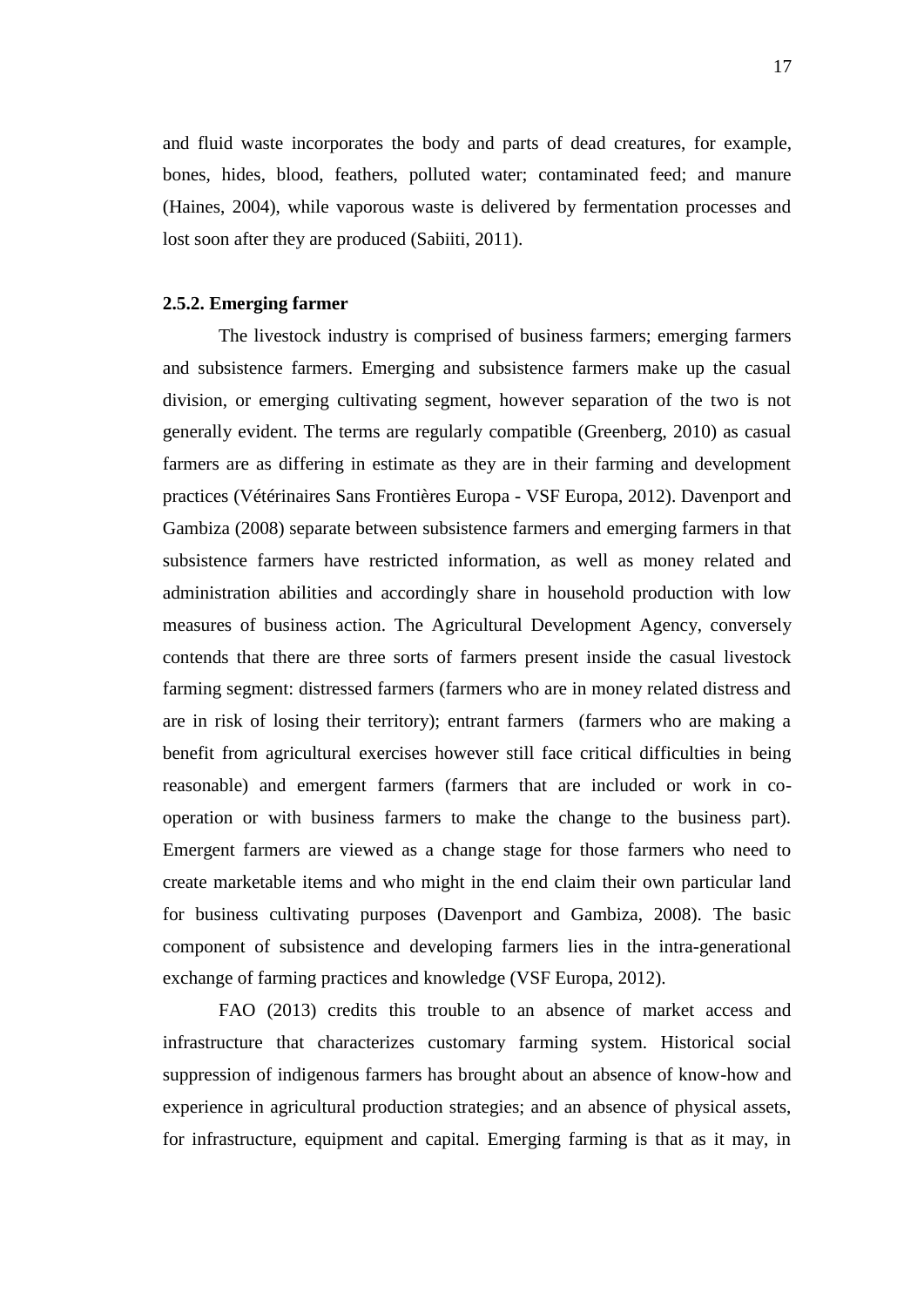and fluid waste incorporates the body and parts of dead creatures, for example, bones, hides, blood, feathers, polluted water; contaminated feed; and manure (Haines, 2004), while vaporous waste is delivered by fermentation processes and lost soon after they are produced (Sabiiti, 2011).

### 2.5.2. Emerging farmer

The livestock industry is comprised of business farmers; emerging farmers and subsistence farmers. Emerging and subsistence farmers make up the casual division, or emerging cultivating segment, however separation of the two is not generally evident. The terms are regularly compatible (Greenberg, 2010) as casual farmers are as differing in estimate as they are in their farming and development practices (Vétérinaires Sans Frontières Europa - VSF Europa, 2012). Davenport and Gambiza (2008) separate between subsistence farmers and emerging farmers in that subsistence farmers have restricted information, as well as money related and administration abilities and accordingly share in household production with low measures of business action. The Agricultural Development Agency, conversely contends that there are three sorts of farmers present inside the casual livestock farming segment: distressed farmers (farmers who are in money related distress and are in risk of losing their territory); entrant farmers (farmers who are making a benefit from agricultural exercises however still face critical difficulties in being reasonable) and emergent farmers (farmers that are included or work in co-operation or with business farmers to make the change to the business part). Emergent farmers are viewed as a change stage for those farmers who need to create marketable items and who might in the end claim their own particular land for business cultivating purposes (Davenport and Gambiza, 2008). The basic component of subsistence and developing farmers lies in the intra-generational exchange of farming practices and knowledge (VSF Europa, 2012).

FAO (2013) credits this trouble to an absence of market access and infrastructure that characterizes customary farming system. Historical social suppression of indigenous farmers has brought about an absence of know-how and experience in agricultural production strategies; and an absence of physical assets, for infrastructure, equipment and capital. Emerging farming is that as it may, in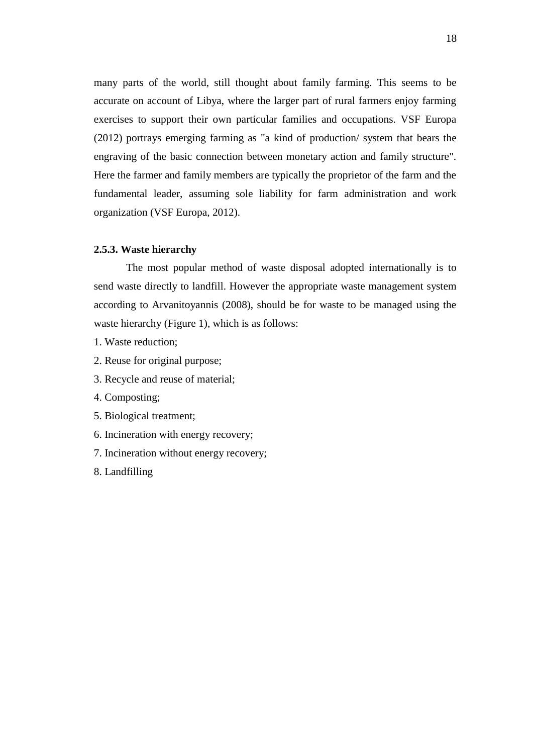many parts of the world, still thought about family farming. This seems to be accurate on account of Libya, where the larger part of rural farmers enjoy farming exercises to support their own particular families and occupations. VSF Europa (2012) portrays emerging farming as "a kind of production/ system that bears the engraving of the basic connection between monetary action and family structure". Here the farmer and family members are typically the proprietor of the farm and the fundamental leader, assuming sole liability for farm administration and work organization (VSF Europa, 2012).

### 2.5.3. Waste hierarchy

The most popular method of waste disposal adopted internationally is to send waste directly to landfill. However the appropriate waste management system according to Arvanitoyannis (2008), should be for waste to be managed using the waste hierarchy (Figure 1), which is as follows:

1. Waste reduction;
2. Reuse for original purpose;
3. Recycle and reuse of material;
4. Composting;
5. Biological treatment;
6. Incineration with energy recovery;
7. Incineration without energy recovery;
8. Landfilling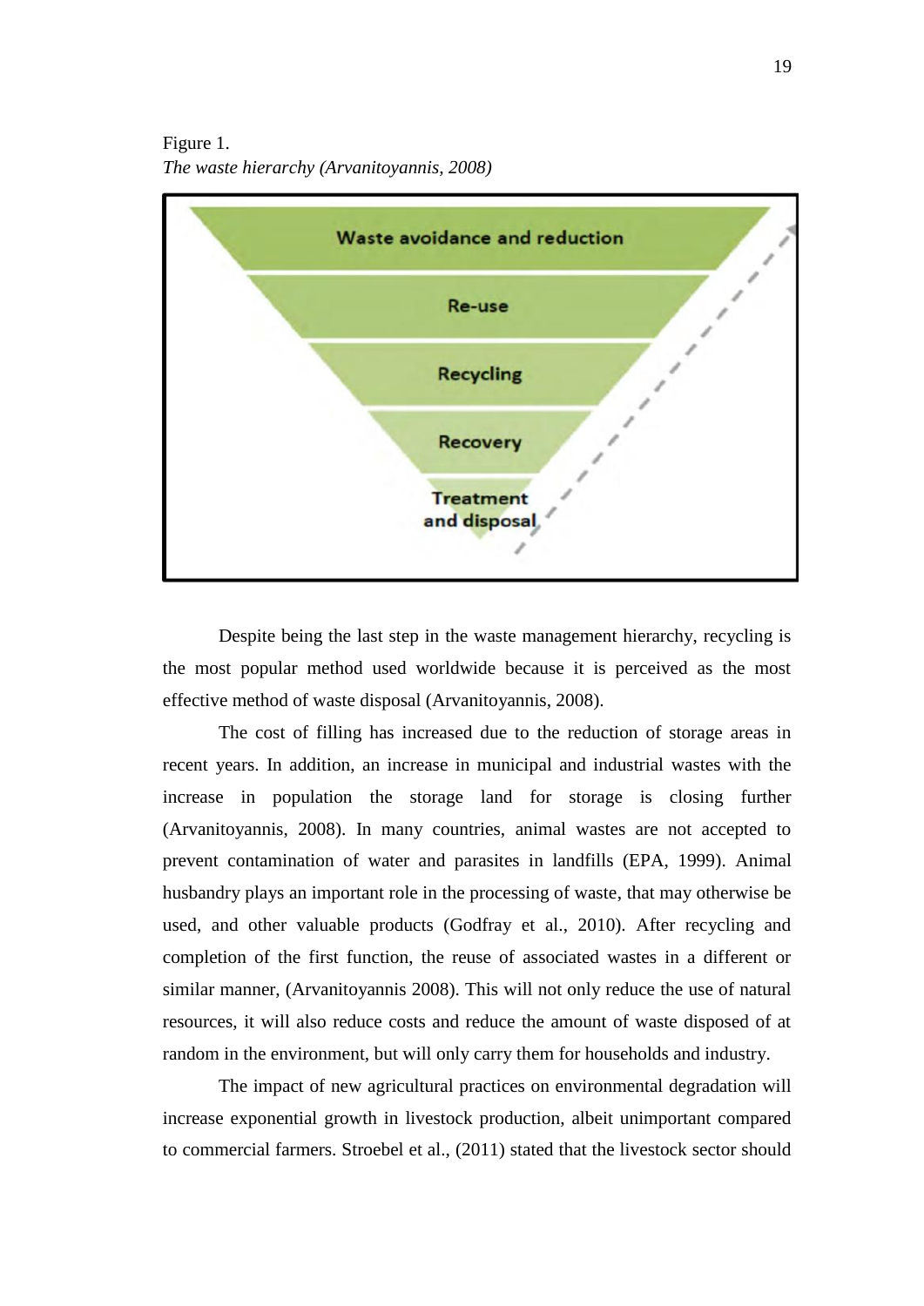Figure 1.

*The waste hierarchy (Arvanitoyannis, 2008)*

Waste avoidance and reduction

Re-use

Recycling

Recovery

Treatment and disposal

Despite being the last step in the waste management hierarchy, recycling is the most popular method used worldwide because it is perceived as the most effective method of waste disposal (Arvanitoyannis, 2008).

The cost of filling has increased due to the reduction of storage areas in recent years. In addition, an increase in municipal and industrial wastes with the increase in population the storage land for storage is closing further (Arvanitoyannis, 2008). In many countries, animal wastes are not accepted to prevent contamination of water and parasites in landfills (EPA, 1999). Animal husbandry plays an important role in the processing of waste, that may otherwise be used, and other valuable products (Godfray et al., 2010). After recycling and completion of the first function, the reuse of associated wastes in a different or similar manner, (Arvanitoyannis 2008). This will not only reduce the use of natural resources, it will also reduce costs and reduce the amount of waste disposed of at random in the environment, but will only carry them for households and industry.

The impact of new agricultural practices on environmental degradation will increase exponential growth in livestock production, albeit unimportant compared to commercial farmers. Stroebel et al., (2011) stated that the livestock sector should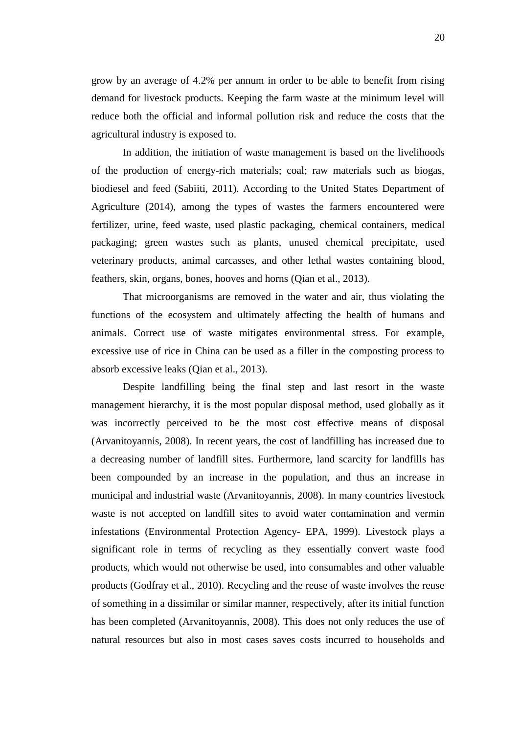grow by an average of 4.2% per annum in order to be able to benefit from rising demand for livestock products. Keeping the farm waste at the minimum level will reduce both the official and informal pollution risk and reduce the costs that the agricultural industry is exposed to.

In addition, the initiation of waste management is based on the livelihoods of the production of energy-rich materials; coal; raw materials such as biogas, biodiesel and feed (Sabiiti, 2011). According to the United States Department of Agriculture (2014), among the types of wastes the farmers encountered were fertilizer, urine, feed waste, used plastic packaging, chemical containers, medical packaging; green wastes such as plants, unused chemical precipitate, used veterinary products, animal carcasses, and other lethal wastes containing blood, feathers, skin, organs, bones, hooves and horns (Qian et al., 2013).

That microorganisms are removed in the water and air, thus violating the functions of the ecosystem and ultimately affecting the health of humans and animals. Correct use of waste mitigates environmental stress. For example, excessive use of rice in China can be used as a filler in the composting process to absorb excessive leaks (Qian et al., 2013).

Despite landfilling being the final step and last resort in the waste management hierarchy, it is the most popular disposal method, used globally as it was incorrectly perceived to be the most cost effective means of disposal (Arvanitoyannis, 2008). In recent years, the cost of landfilling has increased due to a decreasing number of landfill sites. Furthermore, land scarcity for landfills has been compounded by an increase in the population, and thus an increase in municipal and industrial waste (Arvanitoyannis, 2008). In many countries livestock waste is not accepted on landfill sites to avoid water contamination and vermin infestations (Environmental Protection Agency- EPA, 1999). Livestock plays a significant role in terms of recycling as they essentially convert waste food products, which would not otherwise be used, into consumables and other valuable products (Godfray et al., 2010). Recycling and the reuse of waste involves the reuse of something in a dissimilar or similar manner, respectively, after its initial function has been completed (Arvanitoyannis, 2008). This does not only reduces the use of natural resources but also in most cases saves costs incurred to households and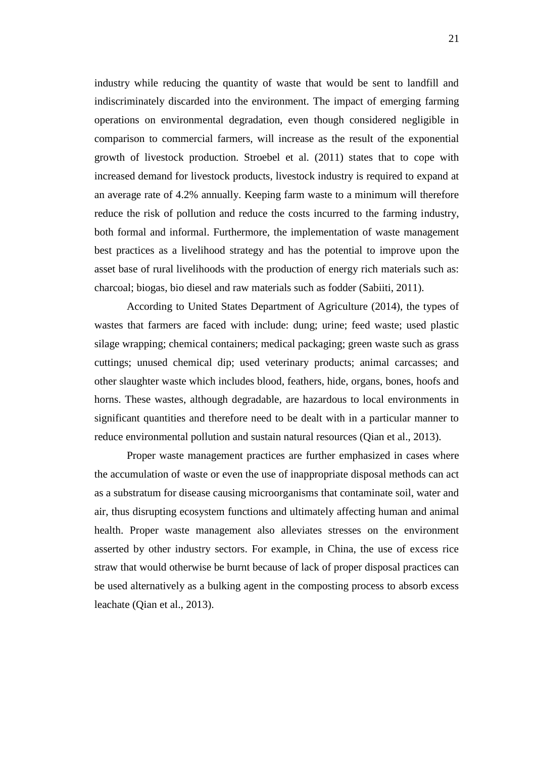industry while reducing the quantity of waste that would be sent to landfill and indiscriminately discarded into the environment. The impact of emerging farming operations on environmental degradation, even though considered negligible in comparison to commercial farmers, will increase as the result of the exponential growth of livestock production. Stroebel et al. (2011) states that to cope with increased demand for livestock products, livestock industry is required to expand at an average rate of 4.2% annually. Keeping farm waste to a minimum will therefore reduce the risk of pollution and reduce the costs incurred to the farming industry, both formal and informal. Furthermore, the implementation of waste management best practices as a livelihood strategy and has the potential to improve upon the asset base of rural livelihoods with the production of energy rich materials such as: charcoal; biogas, bio diesel and raw materials such as fodder (Sabiiti, 2011).

According to United States Department of Agriculture (2014), the types of wastes that farmers are faced with include: dung; urine; feed waste; used plastic silage wrapping; chemical containers; medical packaging; green waste such as grass cuttings; unused chemical dip; used veterinary products; animal carcasses; and other slaughter waste which includes blood, feathers, hide, organs, bones, hoofs and horns. These wastes, although degradable, are hazardous to local environments in significant quantities and therefore need to be dealt with in a particular manner to reduce environmental pollution and sustain natural resources (Qian et al., 2013).

Proper waste management practices are further emphasized in cases where the accumulation of waste or even the use of inappropriate disposal methods can act as a substratum for disease causing microorganisms that contaminate soil, water and air, thus disrupting ecosystem functions and ultimately affecting human and animal health. Proper waste management also alleviates stresses on the environment asserted by other industry sectors. For example, in China, the use of excess rice straw that would otherwise be burnt because of lack of proper disposal practices can be used alternatively as a bulking agent in the composting process to absorb excess leachate (Qian et al., 2013).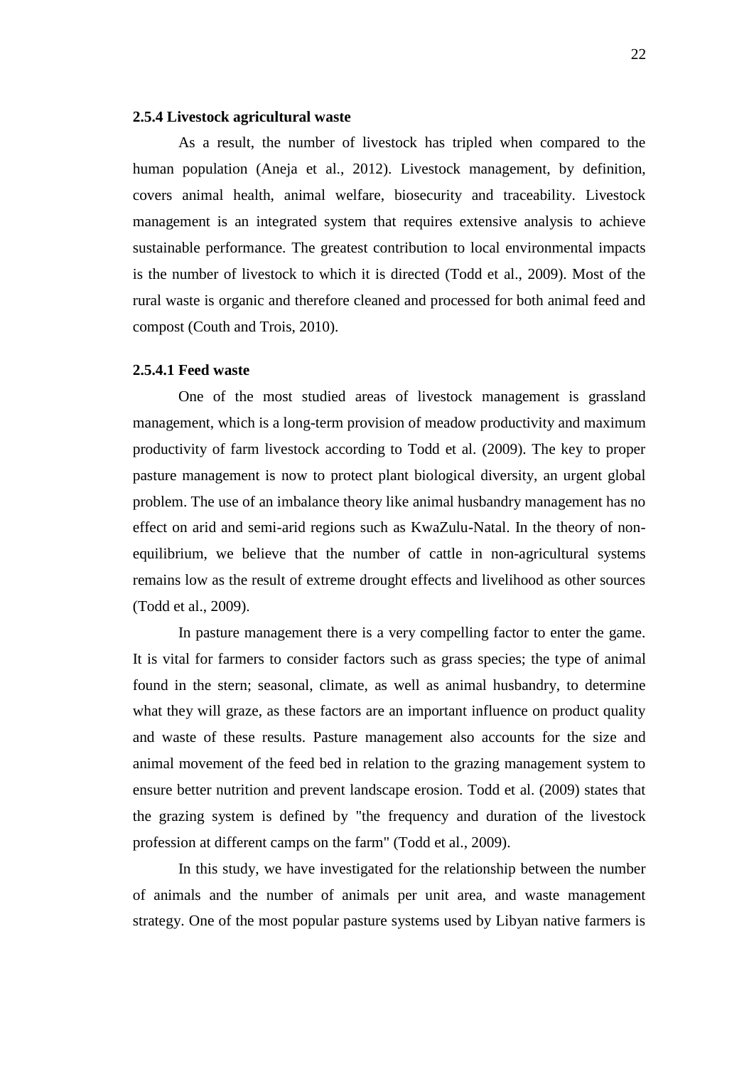### 2.5.4 Livestock agricultural waste

As a result, the number of livestock has tripled when compared to the human population (Aneja et al., 2012). Livestock management, by definition, covers animal health, animal welfare, biosecurity and traceability. Livestock management is an integrated system that requires extensive analysis to achieve sustainable performance. The greatest contribution to local environmental impacts is the number of livestock to which it is directed (Todd et al., 2009). Most of the rural waste is organic and therefore cleaned and processed for both animal feed and compost (Couth and Trois, 2010).

#### 2.5.4.1 Feed waste

One of the most studied areas of livestock management is grassland management, which is a long-term provision of meadow productivity and maximum productivity of farm livestock according to Todd et al. (2009). The key to proper pasture management is now to protect plant biological diversity, an urgent global problem. The use of an imbalance theory like animal husbandry management has no effect on arid and semi-arid regions such as KwaZulu-Natal. In the theory of non-equilibrium, we believe that the number of cattle in non-agricultural systems remains low as the result of extreme drought effects and livelihood as other sources (Todd et al., 2009).

In pasture management there is a very compelling factor to enter the game. It is vital for farmers to consider factors such as grass species; the type of animal found in the stern; seasonal, climate, as well as animal husbandry, to determine what they will graze, as these factors are an important influence on product quality and waste of these results. Pasture management also accounts for the size and animal movement of the feed bed in relation to the grazing management system to ensure better nutrition and prevent landscape erosion. Todd et al. (2009) states that the grazing system is defined by "the frequency and duration of the livestock profession at different camps on the farm" (Todd et al., 2009).

In this study, we have investigated for the relationship between the number of animals and the number of animals per unit area, and waste management strategy. One of the most popular pasture systems used by Libyan native farmers is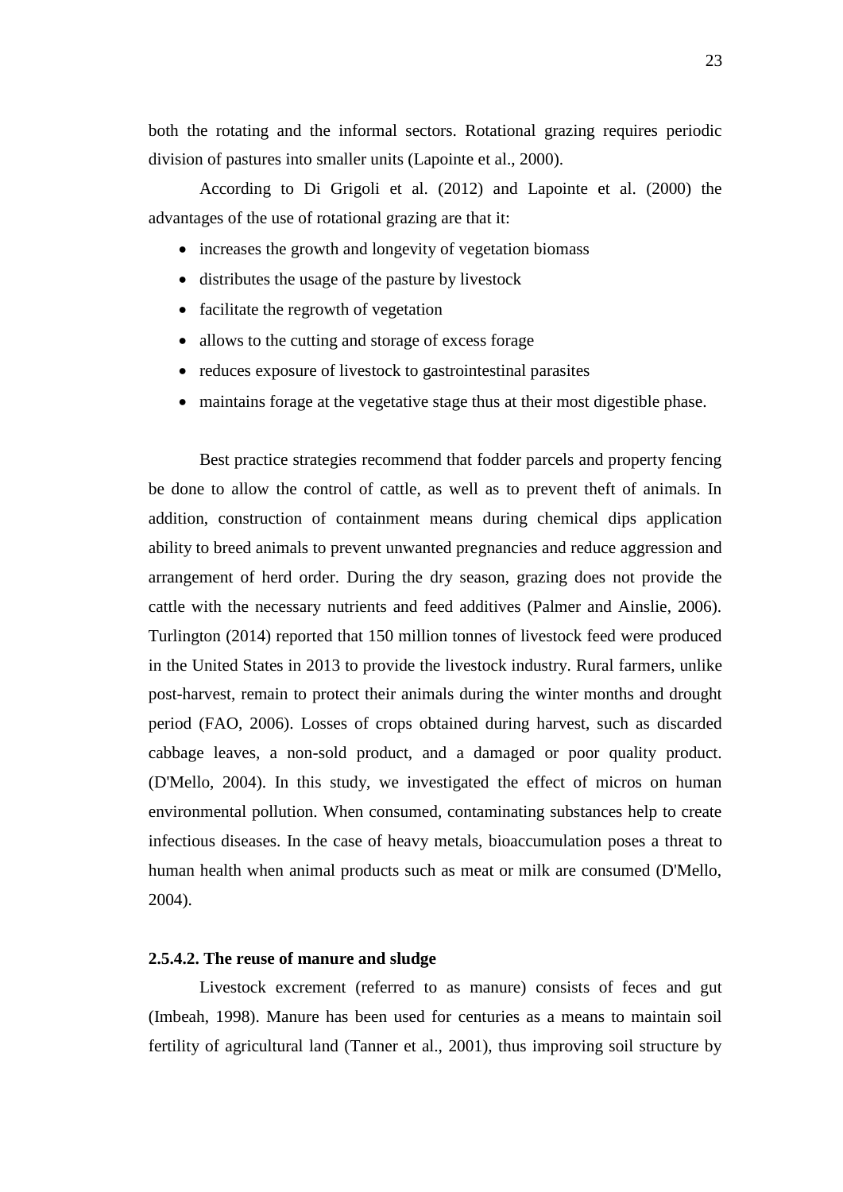both the rotating and the informal sectors. Rotational grazing requires periodic division of pastures into smaller units (Lapointe et al., 2000).

According to Di Grigoli et al. (2012) and Lapointe et al. (2000) the advantages of the use of rotational grazing are that it:

- increases the growth and longevity of vegetation biomass
- distributes the usage of the pasture by livestock
- facilitate the regrowth of vegetation
- allows to the cutting and storage of excess forage
- reduces exposure of livestock to gastrointestinal parasites
- maintains forage at the vegetative stage thus at their most digestible phase.

Best practice strategies recommend that fodder parcels and property fencing be done to allow the control of cattle, as well as to prevent theft of animals. In addition, construction of containment means during chemical dips application ability to breed animals to prevent unwanted pregnancies and reduce aggression and arrangement of herd order. During the dry season, grazing does not provide the cattle with the necessary nutrients and feed additives (Palmer and Ainslie, 2006). Turlington (2014) reported that 150 million tonnes of livestock feed were produced in the United States in 2013 to provide the livestock industry. Rural farmers, unlike post-harvest, remain to protect their animals during the winter months and drought period (FAO, 2006). Losses of crops obtained during harvest, such as discarded cabbage leaves, a non-sold product, and a damaged or poor quality product. (D'Mello, 2004). In this study, we investigated the effect of micros on human environmental pollution. When consumed, contaminating substances help to create infectious diseases. In the case of heavy metals, bioaccumulation poses a threat to human health when animal products such as meat or milk are consumed (D'Mello, 2004).

#### 2.5.4.2. The reuse of manure and sludge

Livestock excrement (referred to as manure) consists of feces and gut (Imbeah, 1998). Manure has been used for centuries as a means to maintain soil fertility of agricultural land (Tanner et al., 2001), thus improving soil structure by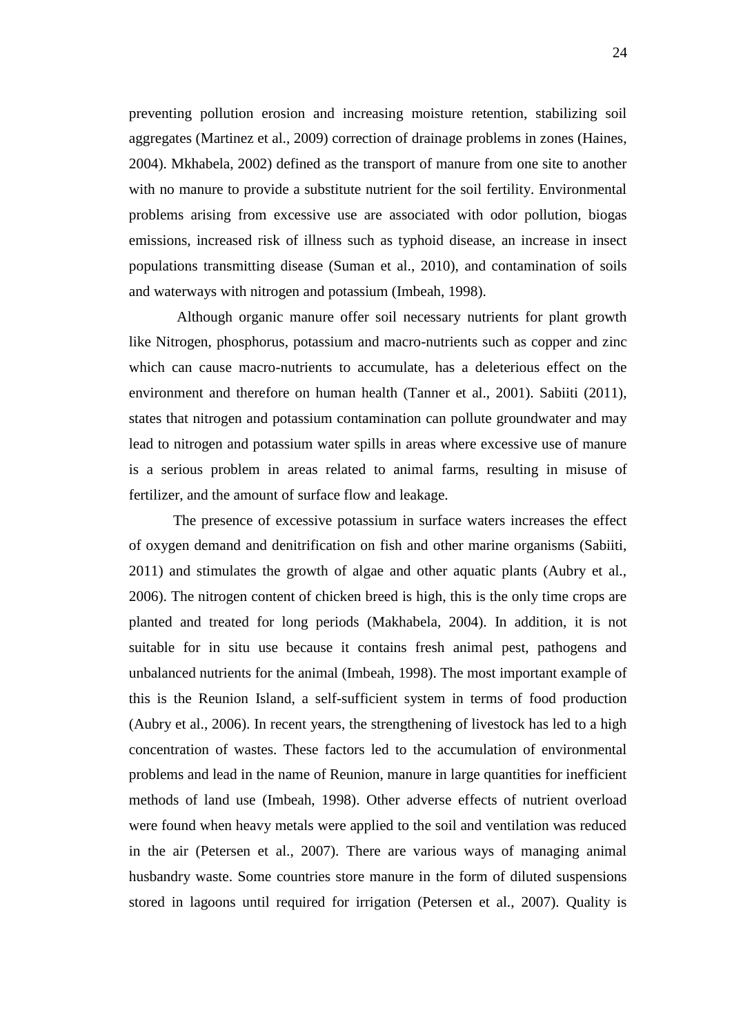preventing pollution erosion and increasing moisture retention, stabilizing soil aggregates (Martinez et al., 2009) correction of drainage problems in zones (Haines, 2004). Mkhabela, 2002) defined as the transport of manure from one site to another with no manure to provide a substitute nutrient for the soil fertility. Environmental problems arising from excessive use are associated with odor pollution, biogas emissions, increased risk of illness such as typhoid disease, an increase in insect populations transmitting disease (Suman et al., 2010), and contamination of soils and waterways with nitrogen and potassium (Imbeah, 1998).

Although organic manure offer soil necessary nutrients for plant growth like Nitrogen, phosphorus, potassium and macro-nutrients such as copper and zinc which can cause macro-nutrients to accumulate, has a deleterious effect on the environment and therefore on human health (Tanner et al., 2001). Sabiiti (2011), states that nitrogen and potassium contamination can pollute groundwater and may lead to nitrogen and potassium water spills in areas where excessive use of manure is a serious problem in areas related to animal farms, resulting in misuse of fertilizer, and the amount of surface flow and leakage.

The presence of excessive potassium in surface waters increases the effect of oxygen demand and denitrification on fish and other marine organisms (Sabiiti, 2011) and stimulates the growth of algae and other aquatic plants (Aubry et al., 2006). The nitrogen content of chicken breed is high, this is the only time crops are planted and treated for long periods (Makhabela, 2004). In addition, it is not suitable for in situ use because it contains fresh animal pest, pathogens and unbalanced nutrients for the animal (Imbeah, 1998). The most important example of this is the Reunion Island, a self-sufficient system in terms of food production (Aubry et al., 2006). In recent years, the strengthening of livestock has led to a high concentration of wastes. These factors led to the accumulation of environmental problems and lead in the name of Reunion, manure in large quantities for inefficient methods of land use (Imbeah, 1998). Other adverse effects of nutrient overload were found when heavy metals were applied to the soil and ventilation was reduced in the air (Petersen et al., 2007). There are various ways of managing animal husbandry waste. Some countries store manure in the form of diluted suspensions stored in lagoons until required for irrigation (Petersen et al., 2007). Quality is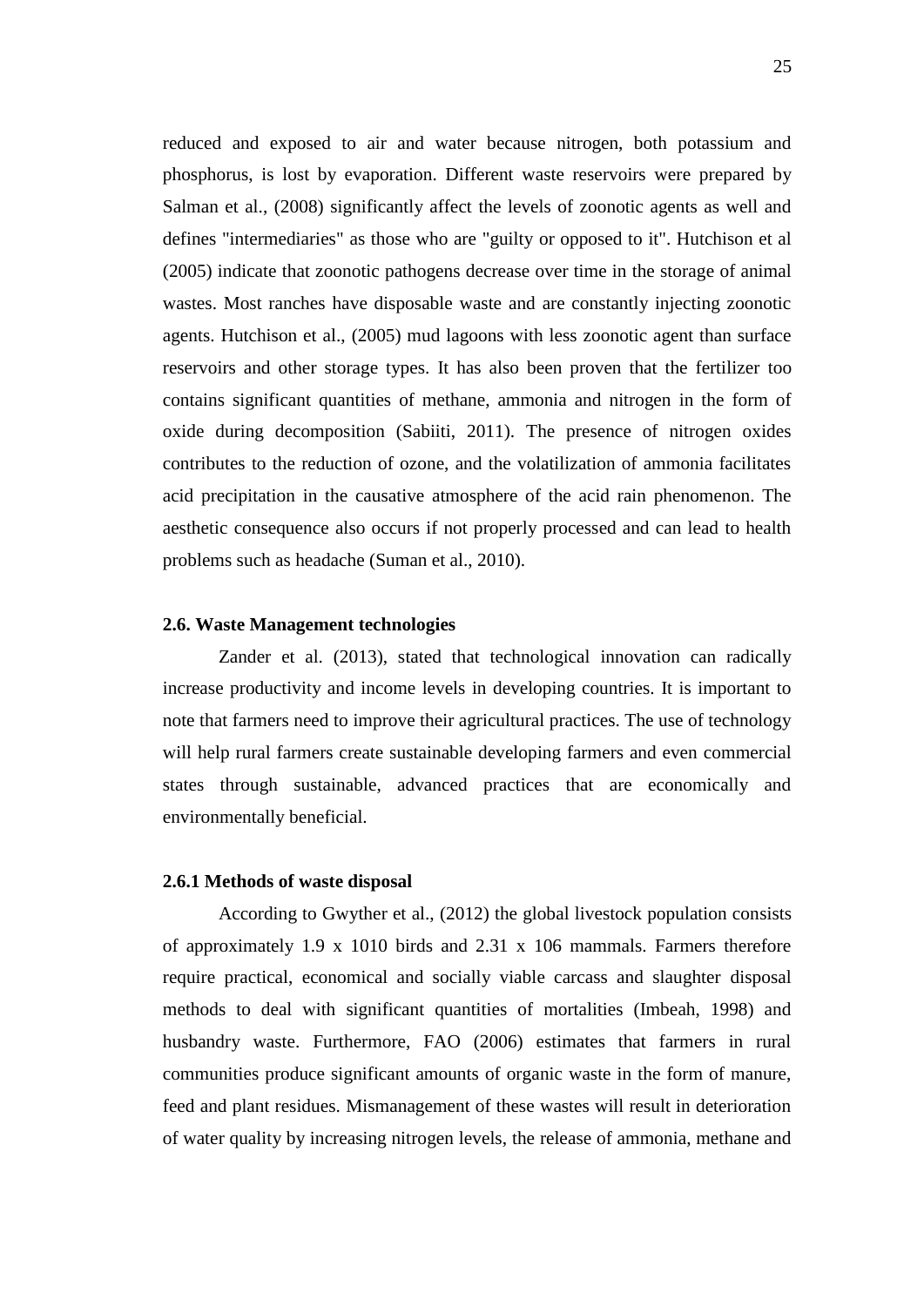reduced and exposed to air and water because nitrogen, both potassium and phosphorus, is lost by evaporation. Different waste reservoirs were prepared by Salman et al., (2008) significantly affect the levels of zoonotic agents as well and defines "intermediaries" as those who are "guilty or opposed to it". Hutchison et al (2005) indicate that zoonotic pathogens decrease over time in the storage of animal wastes. Most ranches have disposable waste and are constantly injecting zoonotic agents. Hutchison et al., (2005) mud lagoons with less zoonotic agent than surface reservoirs and other storage types. It has also been proven that the fertilizer too contains significant quantities of methane, ammonia and nitrogen in the form of oxide during decomposition (Sabiiti, 2011). The presence of nitrogen oxides contributes to the reduction of ozone, and the volatilization of ammonia facilitates acid precipitation in the causative atmosphere of the acid rain phenomenon. The aesthetic consequence also occurs if not properly processed and can lead to health problems such as headache (Suman et al., 2010).

### 2.6. Waste Management technologies

Zander et al. (2013), stated that technological innovation can radically increase productivity and income levels in developing countries. It is important to note that farmers need to improve their agricultural practices. The use of technology will help rural farmers create sustainable developing farmers and even commercial states through sustainable, advanced practices that are economically and environmentally beneficial.

#### 2.6.1 Methods of waste disposal

According to Gwyther et al., (2012) the global livestock population consists of approximately 1.9 x 1010 birds and 2.31 x 106 mammals. Farmers therefore require practical, economical and socially viable carcass and slaughter disposal methods to deal with significant quantities of mortalities (Imbeah, 1998) and husbandry waste. Furthermore, FAO (2006) estimates that farmers in rural communities produce significant amounts of organic waste in the form of manure, feed and plant residues. Mismanagement of these wastes will result in deterioration of water quality by increasing nitrogen levels, the release of ammonia, methane and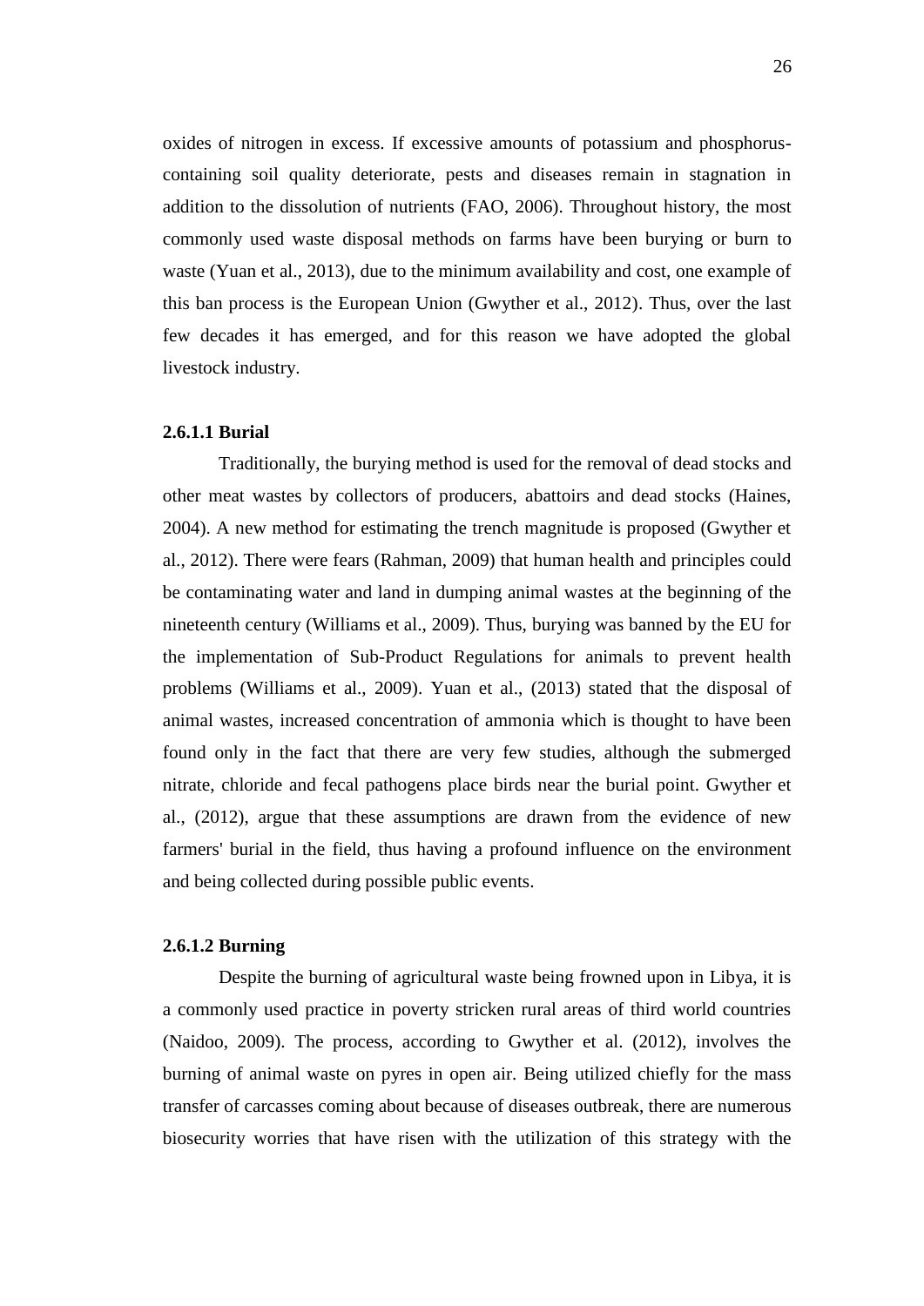oxides of nitrogen in excess. If excessive amounts of potassium and phosphorus-containing soil quality deteriorate, pests and diseases remain in stagnation in addition to the dissolution of nutrients (FAO, 2006). Throughout history, the most commonly used waste disposal methods on farms have been burying or burn to waste (Yuan et al., 2013), due to the minimum availability and cost, one example of this ban process is the European Union (Gwyther et al., 2012). Thus, over the last few decades it has emerged, and for this reason we have adopted the global livestock industry.

#### 2.6.1.1 Burial

Traditionally, the burying method is used for the removal of dead stocks and other meat wastes by collectors of producers, abattoirs and dead stocks (Haines, 2004). A new method for estimating the trench magnitude is proposed (Gwyther et al., 2012). There were fears (Rahman, 2009) that human health and principles could be contaminating water and land in dumping animal wastes at the beginning of the nineteenth century (Williams et al., 2009). Thus, burying was banned by the EU for the implementation of Sub-Product Regulations for animals to prevent health problems (Williams et al., 2009). Yuan et al., (2013) stated that the disposal of animal wastes, increased concentration of ammonia which is thought to have been found only in the fact that there are very few studies, although the submerged nitrate, chloride and fecal pathogens place birds near the burial point. Gwyther et al., (2012), argue that these assumptions are drawn from the evidence of new farmers' burial in the field, thus having a profound influence on the environment and being collected during possible public events.

#### 2.6.1.2 Burning

Despite the burning of agricultural waste being frowned upon in Libya, it is a commonly used practice in poverty stricken rural areas of third world countries (Naidoo, 2009). The process, according to Gwyther et al. (2012), involves the burning of animal waste on pyres in open air. Being utilized chiefly for the mass transfer of carcasses coming about because of diseases outbreak, there are numerous biosecurity worries that have risen with the utilization of this strategy with the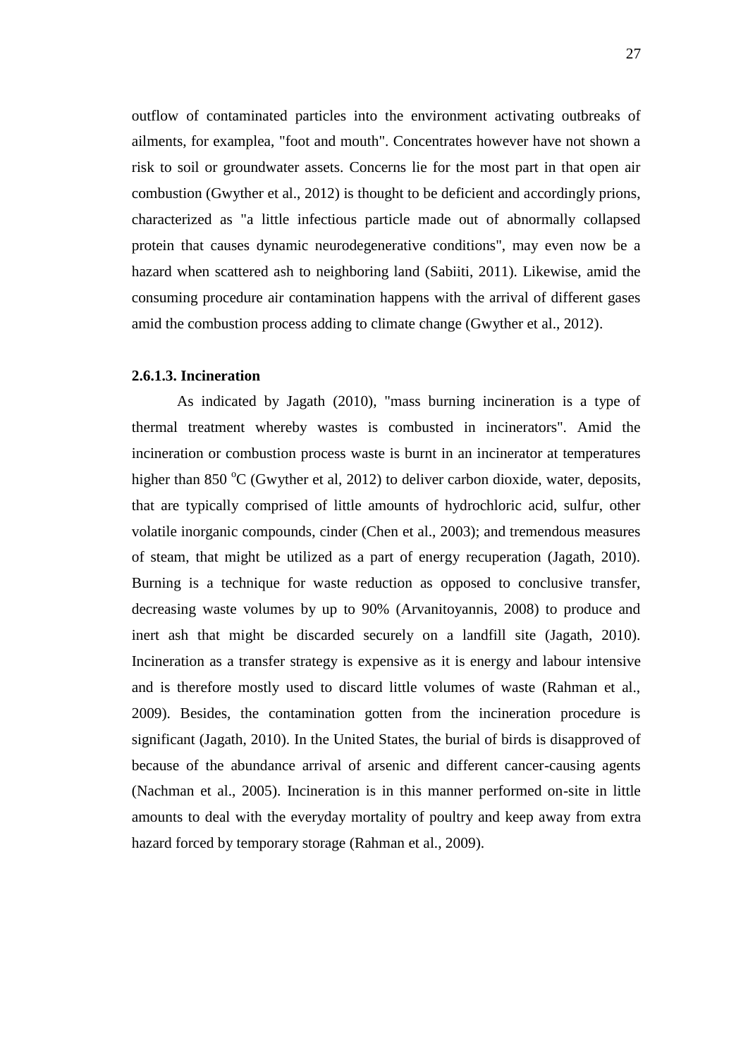outflow of contaminated particles into the environment activating outbreaks of ailments, for examplea, "foot and mouth". Concentrates however have not shown a risk to soil or groundwater assets. Concerns lie for the most part in that open air combustion (Gwyther et al., 2012) is thought to be deficient and accordingly prions, characterized as "a little infectious particle made out of abnormally collapsed protein that causes dynamic neurodegenerative conditions", may even now be a hazard when scattered ash to neighboring land (Sabiiti, 2011). Likewise, amid the consuming procedure air contamination happens with the arrival of different gases amid the combustion process adding to climate change (Gwyther et al., 2012).

#### 2.6.1.3. Incineration

As indicated by Jagath (2010), "mass burning incineration is a type of thermal treatment whereby wastes is combusted in incinerators". Amid the incineration or combustion process waste is burnt in an incinerator at temperatures higher than 850 $^{o}$C (Gwyther et al, 2012) to deliver carbon dioxide, water, deposits, that are typically comprised of little amounts of hydrochloric acid, sulfur, other volatile inorganic compounds, cinder (Chen et al., 2003); and tremendous measures of steam, that might be utilized as a part of energy recuperation (Jagath, 2010). Burning is a technique for waste reduction as opposed to conclusive transfer, decreasing waste volumes by up to 90% (Arvanitoyannis, 2008) to produce and inert ash that might be discarded securely on a landfill site (Jagath, 2010). Incineration as a transfer strategy is expensive as it is energy and labour intensive and is therefore mostly used to discard little volumes of waste (Rahman et al., 2009). Besides, the contamination gotten from the incineration procedure is significant (Jagath, 2010). In the United States, the burial of birds is disapproved of because of the abundance arrival of arsenic and different cancer-causing agents (Nachman et al., 2005). Incineration is in this manner performed on-site in little amounts to deal with the everyday mortality of poultry and keep away from extra hazard forced by temporary storage (Rahman et al., 2009).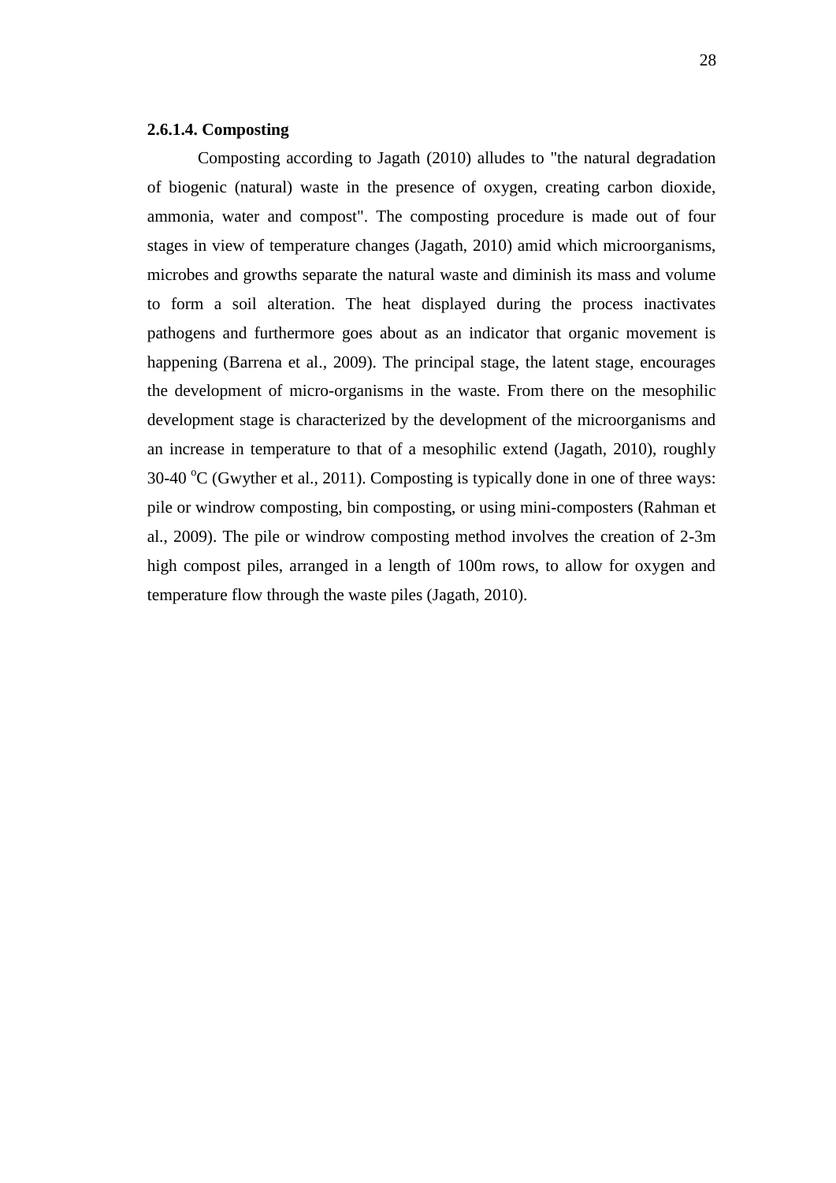**2.6.1.4. Composting**

Composting according to Jagath (2010) alludes to "the natural degradation of biogenic (natural) waste in the presence of oxygen, creating carbon dioxide, ammonia, water and compost". The composting procedure is made out of four stages in view of temperature changes (Jagath, 2010) amid which microorganisms, microbes and growths separate the natural waste and diminish its mass and volume to form a soil alteration. The heat displayed during the process inactivates pathogens and furthermore goes about as an indicator that organic movement is happening (Barrena et al., 2009). The principal stage, the latent stage, encourages the development of micro-organisms in the waste. From there on the mesophilic development stage is characterized by the development of the microorganisms and an increase in temperature to that of a mesophilic extend (Jagath, 2010), roughly 30-40 $^{o}$C (Gwyther et al., 2011). Composting is typically done in one of three ways: pile or windrow composting, bin composting, or using mini-composters (Rahman et al., 2009). The pile or windrow composting method involves the creation of 2-3m high compost piles, arranged in a length of 100m rows, to allow for oxygen and temperature flow through the waste piles (Jagath, 2010).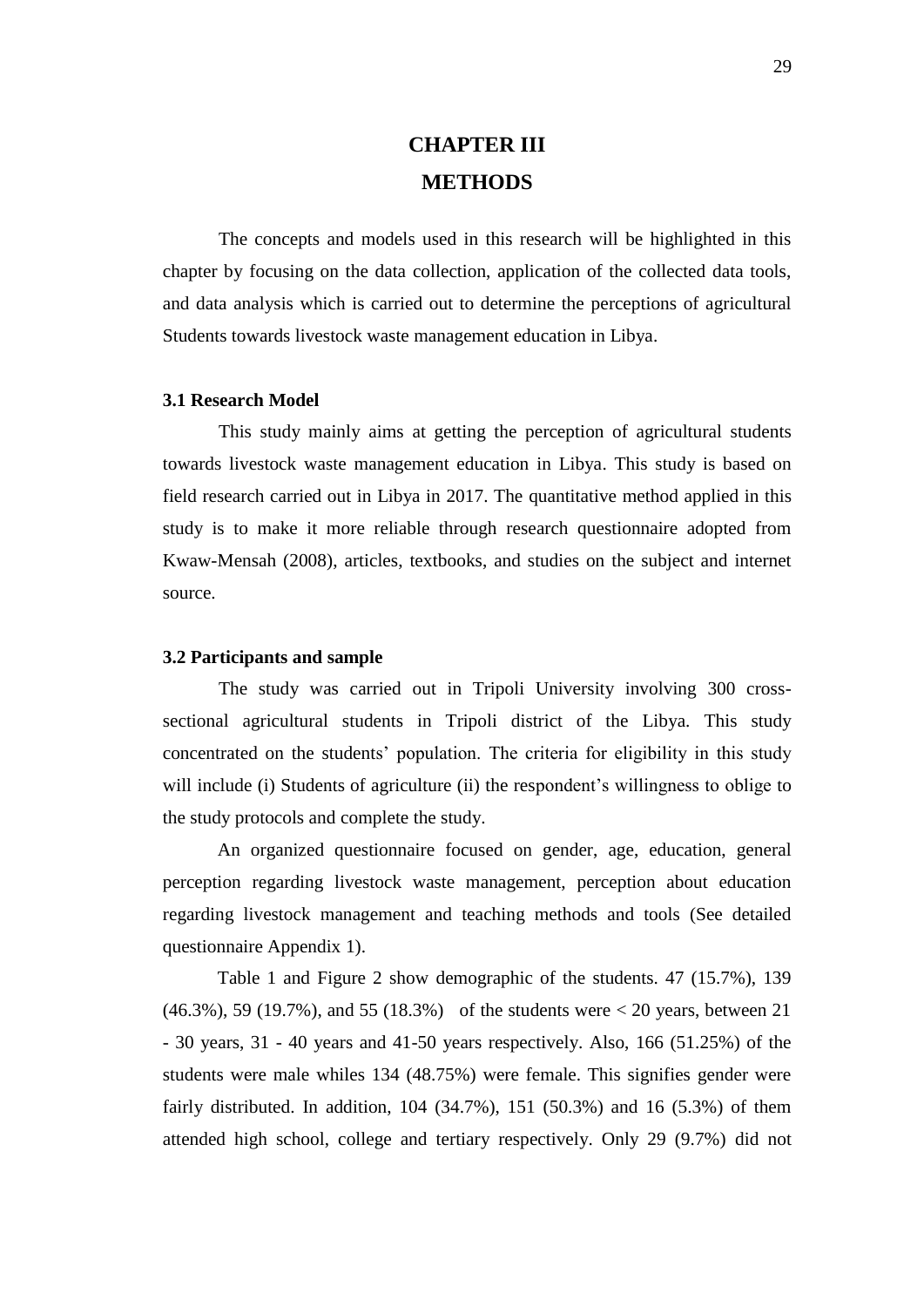# CHAPTER III

# METHODS

The concepts and models used in this research will be highlighted in this chapter by focusing on the data collection, application of the collected data tools, and data analysis which is carried out to determine the perceptions of agricultural Students towards livestock waste management education in Libya.

### 3.1 Research Model

This study mainly aims at getting the perception of agricultural students towards livestock waste management education in Libya. This study is based on field research carried out in Libya in 2017. The quantitative method applied in this study is to make it more reliable through research questionnaire adopted from Kwaw-Mensah (2008), articles, textbooks, and studies on the subject and internet source.

### 3.2 Participants and sample

The study was carried out in Tripoli University involving 300 cross-sectional agricultural students in Tripoli district of the Libya. This study concentrated on the students' population. The criteria for eligibility in this study will include (i) Students of agriculture (ii) the respondent's willingness to oblige to the study protocols and complete the study.

An organized questionnaire focused on gender, age, education, general perception regarding livestock waste management, perception about education regarding livestock management and teaching methods and tools (See detailed questionnaire Appendix 1).

Table 1 and Figure 2 show demographic of the students. 47 (15.7%), 139 (46.3%), 59 (19.7%), and 55 (18.3%) of the students were < 20 years, between 21 - 30 years, 31 - 40 years and 41-50 years respectively. Also, 166 (51.25%) of the students were male whiles 134 (48.75%) were female. This signifies gender were fairly distributed. In addition, 104 (34.7%), 151 (50.3%) and 16 (5.3%) of them attended high school, college and tertiary respectively. Only 29 (9.7%) did not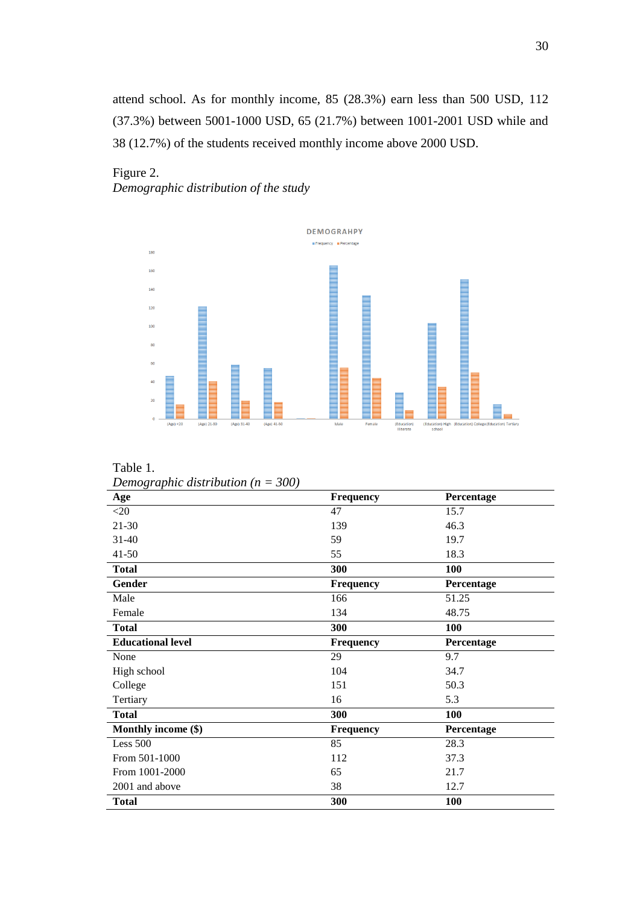attend school. As for monthly income, 85 (28.3%) earn less than 500 USD, 112 (37.3%) between 5001-1000 USD, 65 (21.7%) between 1001-2001 USD while and 38 (12.7%) of the students received monthly income above 2000 USD.

Figure 2.
*Demographic distribution of the study*

Table 1.
*Demographic distribution (n = 300)*

| **Age** | **Frequency** | **Percentage** |
|---|---|---|
| <20 | 47 | 15.7 |
| 21-30 | 139 | 46.3 |
| 31-40 | 59 | 19.7 |
| 41-50 | 55 | 18.3 |
| **Total** | **300** | **100** |
| **Gender** | **Frequency** | **Percentage** |
| Male | 166 | 51.25 |
| Female | 134 | 48.75 |
| **Total** | **300** | **100** |
| **Educational level** | **Frequency** | **Percentage** |
| None | 29 | 9.7 |
| High school | 104 | 34.7 |
| College | 151 | 50.3 |
| Tertiary | 16 | 5.3 |
| **Total** | **300** | **100** |
| **Monthly income ($)** | **Frequency** | **Percentage** |
| Less 500 | 85 | 28.3 |
| From 501-1000 | 112 | 37.3 |
| From 1001-2000 | 65 | 21.7 |
| 2001 and above | 38 | 12.7 |
| **Total** | **300** | **100** |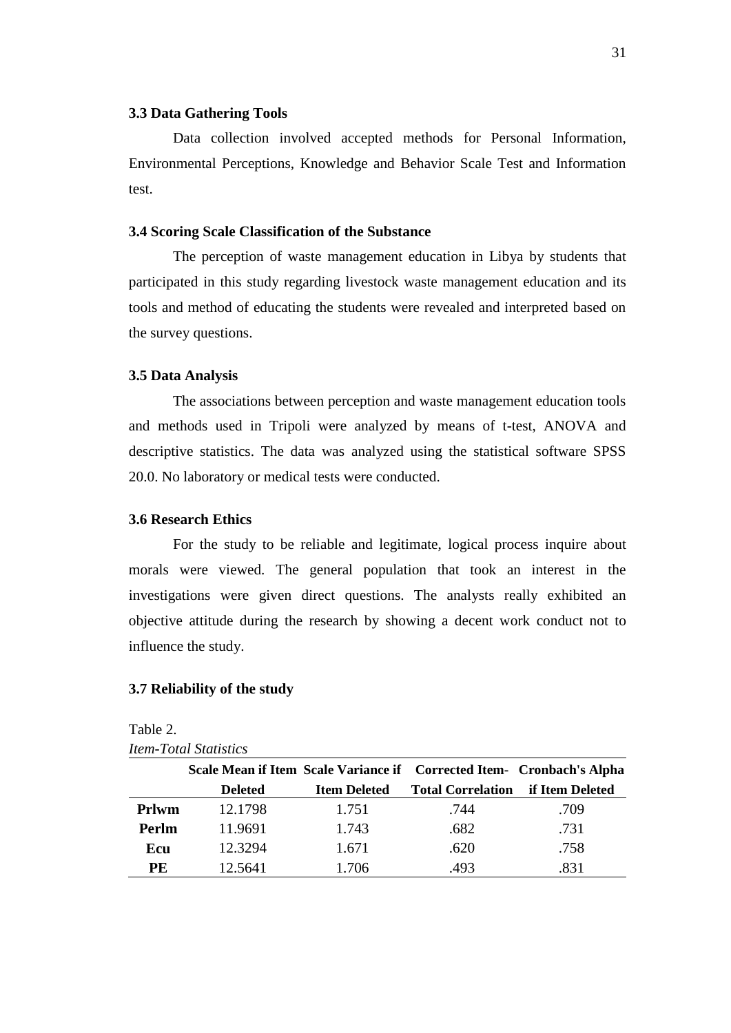### 3.3 Data Gathering Tools

Data collection involved accepted methods for Personal Information, Environmental Perceptions, Knowledge and Behavior Scale Test and Information test.

### 3.4 Scoring Scale Classification of the Substance

The perception of waste management education in Libya by students that participated in this study regarding livestock waste management education and its tools and method of educating the students were revealed and interpreted based on the survey questions.

### 3.5 Data Analysis

The associations between perception and waste management education tools and methods used in Tripoli were analyzed by means of t-test, ANOVA and descriptive statistics. The data was analyzed using the statistical software SPSS 20.0. No laboratory or medical tests were conducted.

### 3.6 Research Ethics

For the study to be reliable and legitimate, logical process inquire about morals were viewed. The general population that took an interest in the investigations were given direct questions. The analysts really exhibited an objective attitude during the research by showing a decent work conduct not to influence the study.

### 3.7 Reliability of the study

Table 2.

*Item-Total Statistics*

| | Scale Mean if Item Deleted | Scale Variance if Item Deleted | Corrected Item-Total Correlation | Cronbach's Alpha if Item Deleted |
|---|---|---|---|---|
| **Prlwm** | 12.1798 | 1.751 | .744 | .709 |
| **Perlm** | 11.9691 | 1.743 | .682 | .731 |
| **Ecu** | 12.3294 | 1.671 | .620 | .758 |
| **PE** | 12.5641 | 1.706 | .493 | .831 |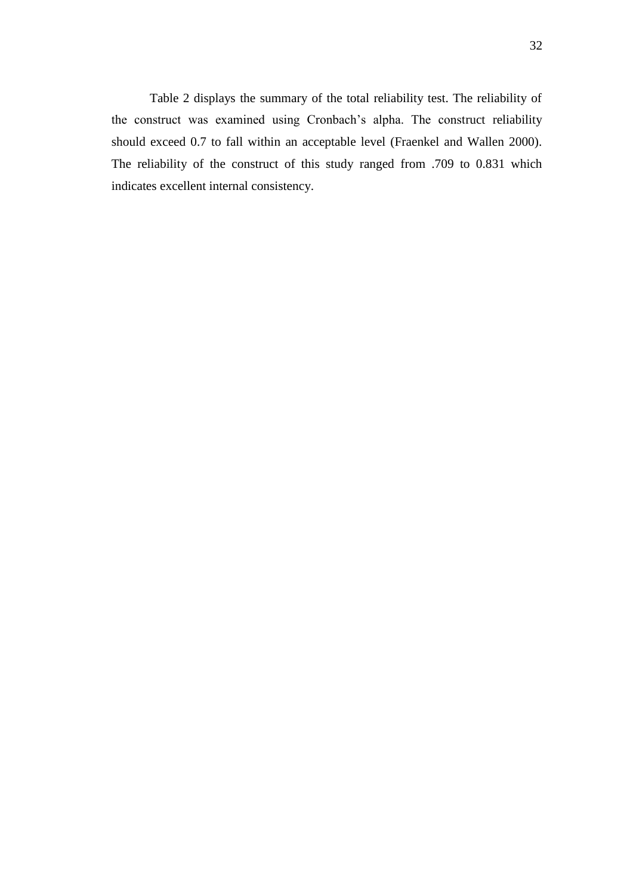Table 2 displays the summary of the total reliability test. The reliability of the construct was examined using Cronbach's alpha. The construct reliability should exceed 0.7 to fall within an acceptable level (Fraenkel and Wallen 2000). The reliability of the construct of this study ranged from .709 to 0.831 which indicates excellent internal consistency.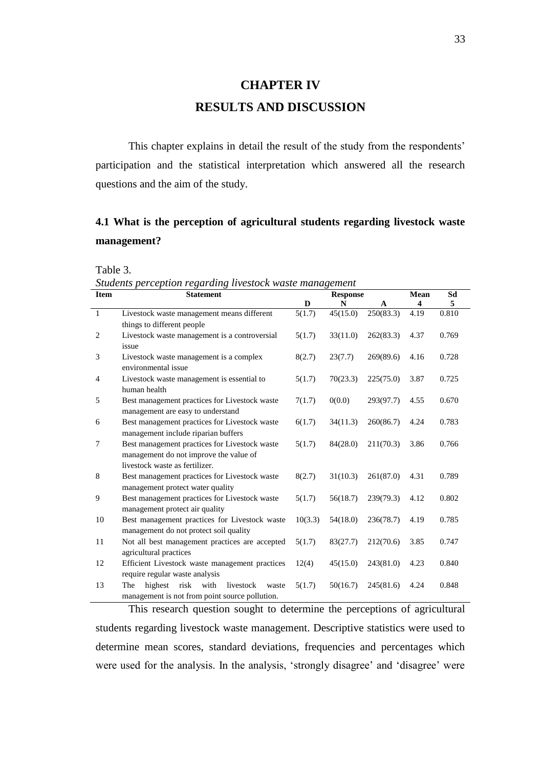# CHAPTER IV

# RESULTS AND DISCUSSION

This chapter explains in detail the result of the study from the respondents' participation and the statistical interpretation which answered all the research questions and the aim of the study.

## 4.1 What is the perception of agricultural students regarding livestock waste management?

Table 3.

*Students perception regarding livestock waste management*

| Item | Statement | Response | | | Mean | Sd |
|---|---|---|---|---|---|---|
| | | D | N | A | 4 | 5 |
| 1 | Livestock waste management means different things to different people | 5(1.7) | 45(15.0) | 250(83.3) | 4.19 | 0.810 |
| 2 | Livestock waste management is a controversial issue | 5(1.7) | 33(11.0) | 262(83.3) | 4.37 | 0.769 |
| 3 | Livestock waste management is a complex environmental issue | 8(2.7) | 23(7.7) | 269(89.6) | 4.16 | 0.728 |
| 4 | Livestock waste management is essential to human health | 5(1.7) | 70(23.3) | 225(75.0) | 3.87 | 0.725 |
| 5 | Best management practices for Livestock waste management are easy to understand | 7(1.7) | 0(0.0) | 293(97.7) | 4.55 | 0.670 |
| 6 | Best management practices for Livestock waste management include riparian buffers | 6(1.7) | 34(11.3) | 260(86.7) | 4.24 | 0.783 |
| 7 | Best management practices for Livestock waste management do not improve the value of livestock waste as fertilizer. | 5(1.7) | 84(28.0) | 211(70.3) | 3.86 | 0.766 |
| 8 | Best management practices for Livestock waste management protect water quality | 8(2.7) | 31(10.3) | 261(87.0) | 4.31 | 0.789 |
| 9 | Best management practices for Livestock waste management protect air quality | 5(1.7) | 56(18.7) | 239(79.3) | 4.12 | 0.802 |
| 10 | Best management practices for Livestock waste management do not protect soil quality | 10(3.3) | 54(18.0) | 236(78.7) | 4.19 | 0.785 |
| 11 | Not all best management practices are accepted agricultural practices | 5(1.7) | 83(27.7) | 212(70.6) | 3.85 | 0.747 |
| 12 | Efficient Livestock waste management practices require regular waste analysis | 12(4) | 45(15.0) | 243(81.0) | 4.23 | 0.840 |
| 13 | The highest risk with livestock waste management is not from point source pollution. | 5(1.7) | 50(16.7) | 245(81.6) | 4.24 | 0.848 |

This research question sought to determine the perceptions of agricultural students regarding livestock waste management. Descriptive statistics were used to determine mean scores, standard deviations, frequencies and percentages which were used for the analysis. In the analysis, 'strongly disagree' and 'disagree' were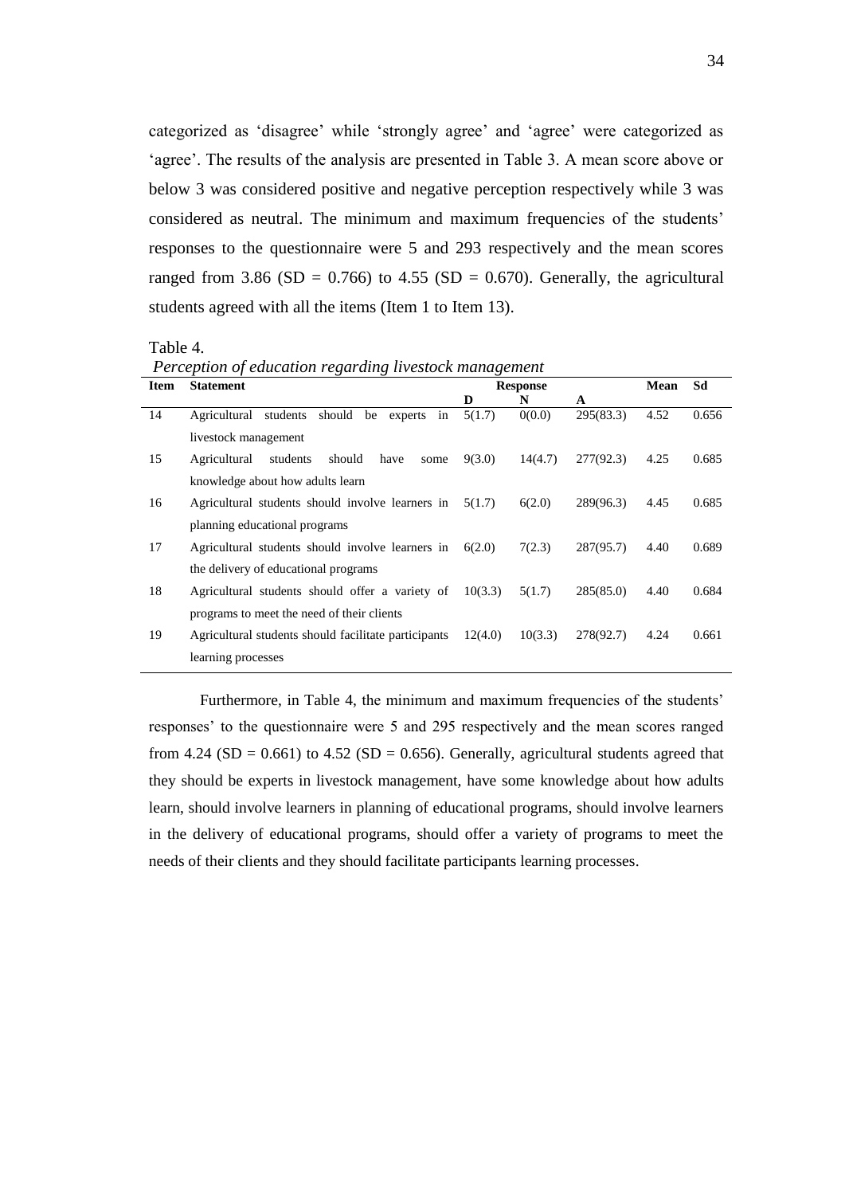categorized as 'disagree' while 'strongly agree' and 'agree' were categorized as 'agree'. The results of the analysis are presented in Table 3. A mean score above or below 3 was considered positive and negative perception respectively while 3 was considered as neutral. The minimum and maximum frequencies of the students' responses to the questionnaire were 5 and 293 respectively and the mean scores ranged from 3.86 (SD = 0.766) to 4.55 (SD = 0.670). Generally, the agricultural students agreed with all the items (Item 1 to Item 13).

Table 4.

*Perception of education regarding livestock management*

| Item | Statement | Response | | | Mean | Sd |
|---|---|---|---|---|---|---|
| | | D | N | A | | |
| 14 | Agricultural students should be experts in livestock management | 5(1.7) | 0(0.0) | 295(83.3) | 4.52 | 0.656 |
| 15 | Agricultural students should have some knowledge about how adults learn | 9(3.0) | 14(4.7) | 277(92.3) | 4.25 | 0.685 |
| 16 | Agricultural students should involve learners in planning educational programs | 5(1.7) | 6(2.0) | 289(96.3) | 4.45 | 0.685 |
| 17 | Agricultural students should involve learners in the delivery of educational programs | 6(2.0) | 7(2.3) | 287(95.7) | 4.40 | 0.689 |
| 18 | Agricultural students should offer a variety of programs to meet the need of their clients | 10(3.3) | 5(1.7) | 285(85.0) | 4.40 | 0.684 |
| 19 | Agricultural students should facilitate participants learning processes | 12(4.0) | 10(3.3) | 278(92.7) | 4.24 | 0.661 |

Furthermore, in Table 4, the minimum and maximum frequencies of the students' responses' to the questionnaire were 5 and 295 respectively and the mean scores ranged from 4.24 (SD = 0.661) to 4.52 (SD = 0.656). Generally, agricultural students agreed that they should be experts in livestock management, have some knowledge about how adults learn, should involve learners in planning of educational programs, should involve learners in the delivery of educational programs, should offer a variety of programs to meet the needs of their clients and they should facilitate participants learning processes.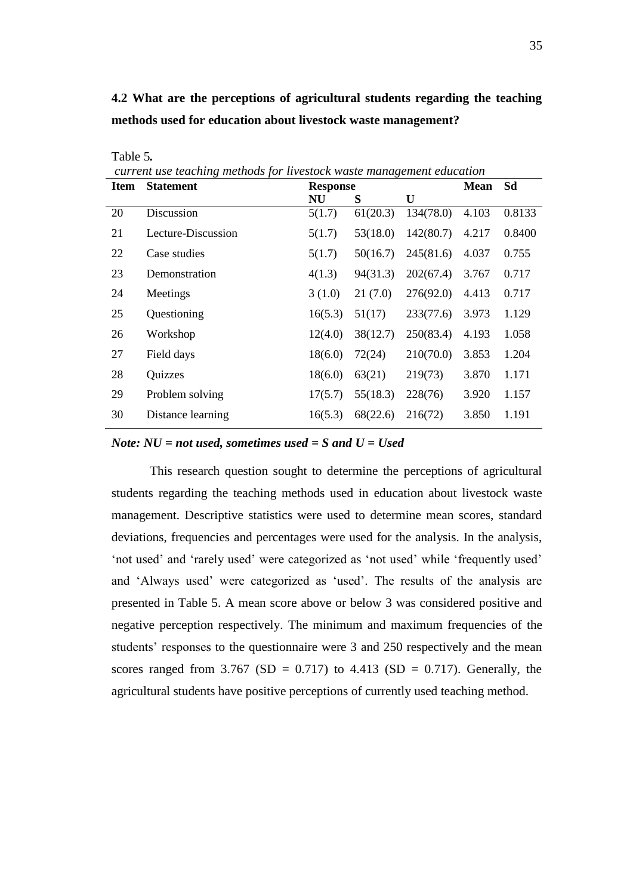**4.2 What are the perceptions of agricultural students regarding the teaching methods used for education about livestock waste management?**

Table 5.

*current use teaching methods for livestock waste management education*

| Item | Statement | Response | | | Mean | Sd |
|---|---|---|---|---|---|---|
| | | NU | S | U | | |
| 20 | Discussion | 5(1.7) | 61(20.3) | 134(78.0) | 4.103 | 0.8133 |
| 21 | Lecture-Discussion | 5(1.7) | 53(18.0) | 142(80.7) | 4.217 | 0.8400 |
| 22 | Case studies | 5(1.7) | 50(16.7) | 245(81.6) | 4.037 | 0.755 |
| 23 | Demonstration | 4(1.3) | 94(31.3) | 202(67.4) | 3.767 | 0.717 |
| 24 | Meetings | 3 (1.0) | 21 (7.0) | 276(92.0) | 4.413 | 0.717 |
| 25 | Questioning | 16(5.3) | 51(17) | 233(77.6) | 3.973 | 1.129 |
| 26 | Workshop | 12(4.0) | 38(12.7) | 250(83.4) | 4.193 | 1.058 |
| 27 | Field days | 18(6.0) | 72(24) | 210(70.0) | 3.853 | 1.204 |
| 28 | Quizzes | 18(6.0) | 63(21) | 219(73) | 3.870 | 1.171 |
| 29 | Problem solving | 17(5.7) | 55(18.3) | 228(76) | 3.920 | 1.157 |
| 30 | Distance learning | 16(5.3) | 68(22.6) | 216(72) | 3.850 | 1.191 |

***Note: NU = not used, sometimes used = S and U = Used***

This research question sought to determine the perceptions of agricultural students regarding the teaching methods used in education about livestock waste management. Descriptive statistics were used to determine mean scores, standard deviations, frequencies and percentages were used for the analysis. In the analysis, 'not used' and 'rarely used' were categorized as 'not used' while 'frequently used' and 'Always used' were categorized as 'used'. The results of the analysis are presented in Table 5. A mean score above or below 3 was considered positive and negative perception respectively. The minimum and maximum frequencies of the students' responses to the questionnaire were 3 and 250 respectively and the mean scores ranged from 3.767 (SD = 0.717) to 4.413 (SD = 0.717). Generally, the agricultural students have positive perceptions of currently used teaching method.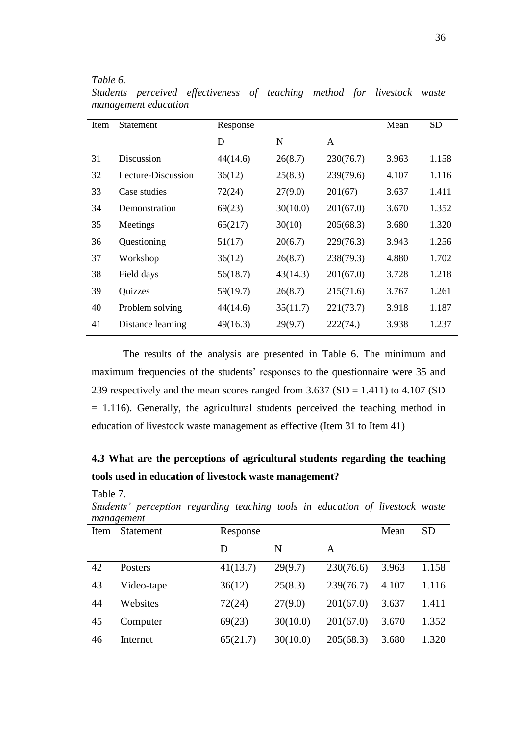*Table 6.*

*Students perceived effectiveness of teaching method for livestock waste management education*

| Item | Statement | Response | | | Mean | SD |
|---|---|---|---|---|---|---|
| | | D | N | A | | |
| 31 | Discussion | 44(14.6) | 26(8.7) | 230(76.7) | 3.963 | 1.158 |
| 32 | Lecture-Discussion | 36(12) | 25(8.3) | 239(79.6) | 4.107 | 1.116 |
| 33 | Case studies | 72(24) | 27(9.0) | 201(67) | 3.637 | 1.411 |
| 34 | Demonstration | 69(23) | 30(10.0) | 201(67.0) | 3.670 | 1.352 |
| 35 | Meetings | 65(217) | 30(10) | 205(68.3) | 3.680 | 1.320 |
| 36 | Questioning | 51(17) | 20(6.7) | 229(76.3) | 3.943 | 1.256 |
| 37 | Workshop | 36(12) | 26(8.7) | 238(79.3) | 4.880 | 1.702 |
| 38 | Field days | 56(18.7) | 43(14.3) | 201(67.0) | 3.728 | 1.218 |
| 39 | Quizzes | 59(19.7) | 26(8.7) | 215(71.6) | 3.767 | 1.261 |
| 40 | Problem solving | 44(14.6) | 35(11.7) | 221(73.7) | 3.918 | 1.187 |
| 41 | Distance learning | 49(16.3) | 29(9.7) | 222(74.) | 3.938 | 1.237 |

The results of the analysis are presented in Table 6. The minimum and maximum frequencies of the students' responses to the questionnaire were 35 and 239 respectively and the mean scores ranged from 3.637 (SD = 1.411) to 4.107 (SD = 1.116). Generally, the agricultural students perceived the teaching method in education of livestock waste management as effective (Item 31 to Item 41)

## 4.3 What are the perceptions of agricultural students regarding the teaching tools used in education of livestock waste management?

Table 7.

*Students' perception regarding teaching tools in education of livestock waste management*

| Item | Statement | Response | | | Mean | SD |
|---|---|---|---|---|---|---|
| | | D | N | A | | |
| 42 | Posters | 41(13.7) | 29(9.7) | 230(76.6) | 3.963 | 1.158 |
| 43 | Video-tape | 36(12) | 25(8.3) | 239(76.7) | 4.107 | 1.116 |
| 44 | Websites | 72(24) | 27(9.0) | 201(67.0) | 3.637 | 1.411 |
| 45 | Computer | 69(23) | 30(10.0) | 201(67.0) | 3.670 | 1.352 |
| 46 | Internet | 65(21.7) | 30(10.0) | 205(68.3) | 3.680 | 1.320 |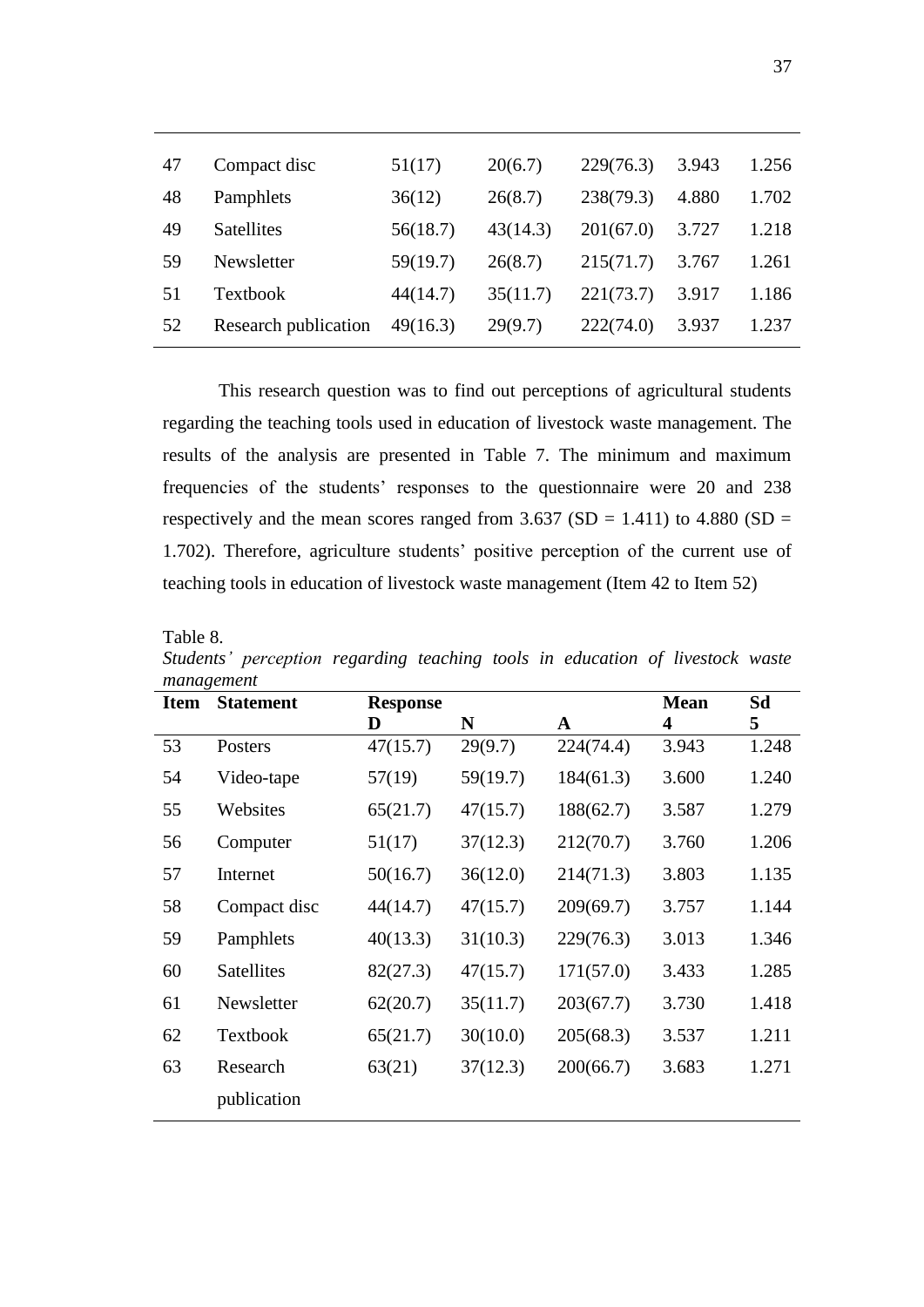| | | | | | | |
|---|---|---|---|---|---|---|
| 47 | Compact disc | 51(17) | 20(6.7) | 229(76.3) | 3.943 | 1.256 |
| 48 | Pamphlets | 36(12) | 26(8.7) | 238(79.3) | 4.880 | 1.702 |
| 49 | Satellites | 56(18.7) | 43(14.3) | 201(67.0) | 3.727 | 1.218 |
| 59 | Newsletter | 59(19.7) | 26(8.7) | 215(71.7) | 3.767 | 1.261 |
| 51 | Textbook | 44(14.7) | 35(11.7) | 221(73.7) | 3.917 | 1.186 |
| 52 | Research publication | 49(16.3) | 29(9.7) | 222(74.0) | 3.937 | 1.237 |

This research question was to find out perceptions of agricultural students regarding the teaching tools used in education of livestock waste management. The results of the analysis are presented in Table 7. The minimum and maximum frequencies of the students' responses to the questionnaire were 20 and 238 respectively and the mean scores ranged from 3.637 (SD = 1.411) to 4.880 (SD = 1.702). Therefore, agriculture students' positive perception of the current use of teaching tools in education of livestock waste management (Item 42 to Item 52)

Table 8.

*Students' perception regarding teaching tools in education of livestock waste management*

| Item | Statement | Response D | N | A | Mean 4 | Sd 5 |
|---|---|---|---|---|---|---|
| 53 | Posters | 47(15.7) | 29(9.7) | 224(74.4) | 3.943 | 1.248 |
| 54 | Video-tape | 57(19) | 59(19.7) | 184(61.3) | 3.600 | 1.240 |
| 55 | Websites | 65(21.7) | 47(15.7) | 188(62.7) | 3.587 | 1.279 |
| 56 | Computer | 51(17) | 37(12.3) | 212(70.7) | 3.760 | 1.206 |
| 57 | Internet | 50(16.7) | 36(12.0) | 214(71.3) | 3.803 | 1.135 |
| 58 | Compact disc | 44(14.7) | 47(15.7) | 209(69.7) | 3.757 | 1.144 |
| 59 | Pamphlets | 40(13.3) | 31(10.3) | 229(76.3) | 3.013 | 1.346 |
| 60 | Satellites | 82(27.3) | 47(15.7) | 171(57.0) | 3.433 | 1.285 |
| 61 | Newsletter | 62(20.7) | 35(11.7) | 203(67.7) | 3.730 | 1.418 |
| 62 | Textbook | 65(21.7) | 30(10.0) | 205(68.3) | 3.537 | 1.211 |
| 63 | Research publication | 63(21) | 37(12.3) | 200(66.7) | 3.683 | 1.271 |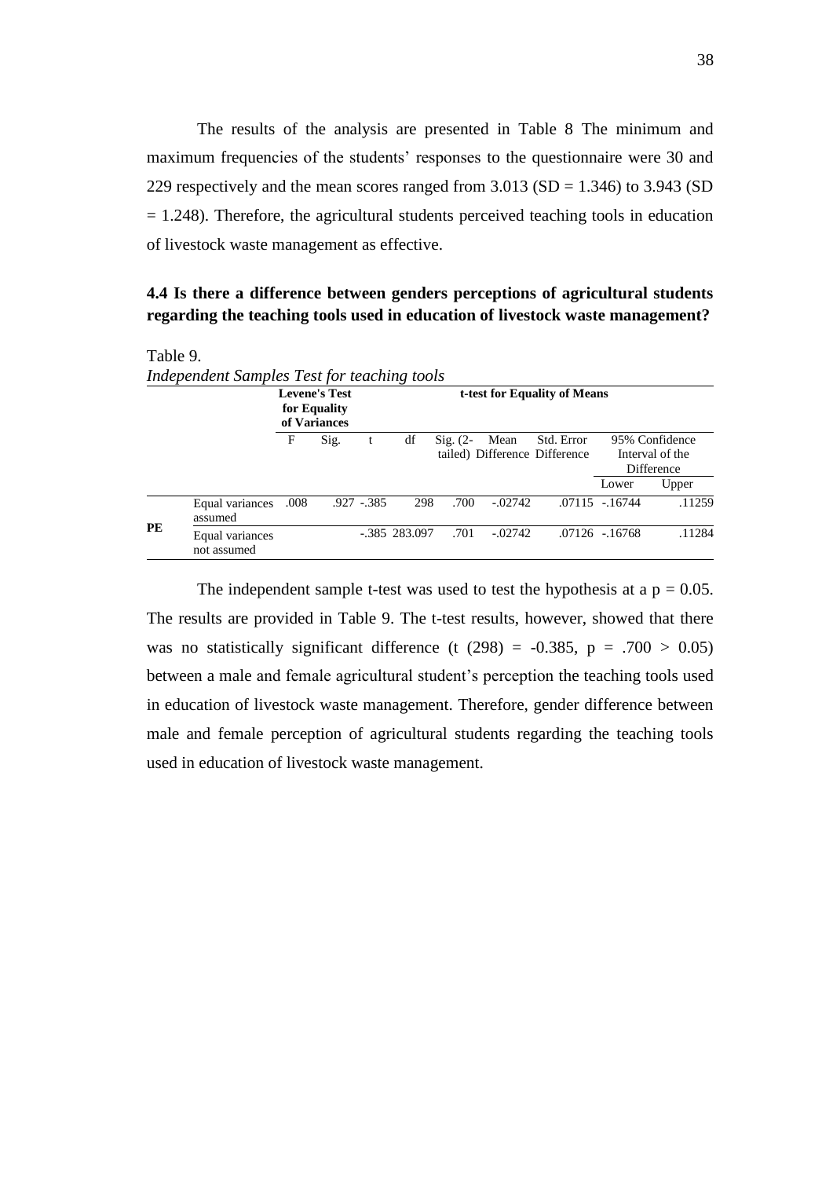The results of the analysis are presented in Table 8 The minimum and maximum frequencies of the students' responses to the questionnaire were 30 and 229 respectively and the mean scores ranged from 3.013 (SD = 1.346) to 3.943 (SD = 1.248). Therefore, the agricultural students perceived teaching tools in education of livestock waste management as effective.

## 4.4 Is there a difference between genders perceptions of agricultural students regarding the teaching tools used in education of livestock waste management?

Table 9.

*Independent Samples Test for teaching tools*

| | | Levene's Test for Equality of Variances | | t-test for Equality of Means | | | | | | |
|---|---|---|---|---|---|---|---|---|---|---|
| | | F | Sig. | t | df | Sig. (2-tailed) | Mean Difference | Std. Error Difference | 95% Confidence Interval of the Difference | |
| | | | | | | | | | Lower | Upper |
| **PE** | Equal variances assumed | .008 | .927 | -.385 | 298 | .700 | -.02742 | .07115 | -.16744 | .11259 |
| | Equal variances not assumed | | | -.385 | 283.097 | .701 | -.02742 | .07126 | -.16768 | .11284 |

The independent sample t-test was used to test the hypothesis at a $p = 0.05$. The results are provided in Table 9. The t-test results, however, showed that there was no statistically significant difference ($t\ (298) = -0.385$, $p = .700 > 0.05$) between a male and female agricultural student's perception the teaching tools used in education of livestock waste management. Therefore, gender difference between male and female perception of agricultural students regarding the teaching tools used in education of livestock waste management.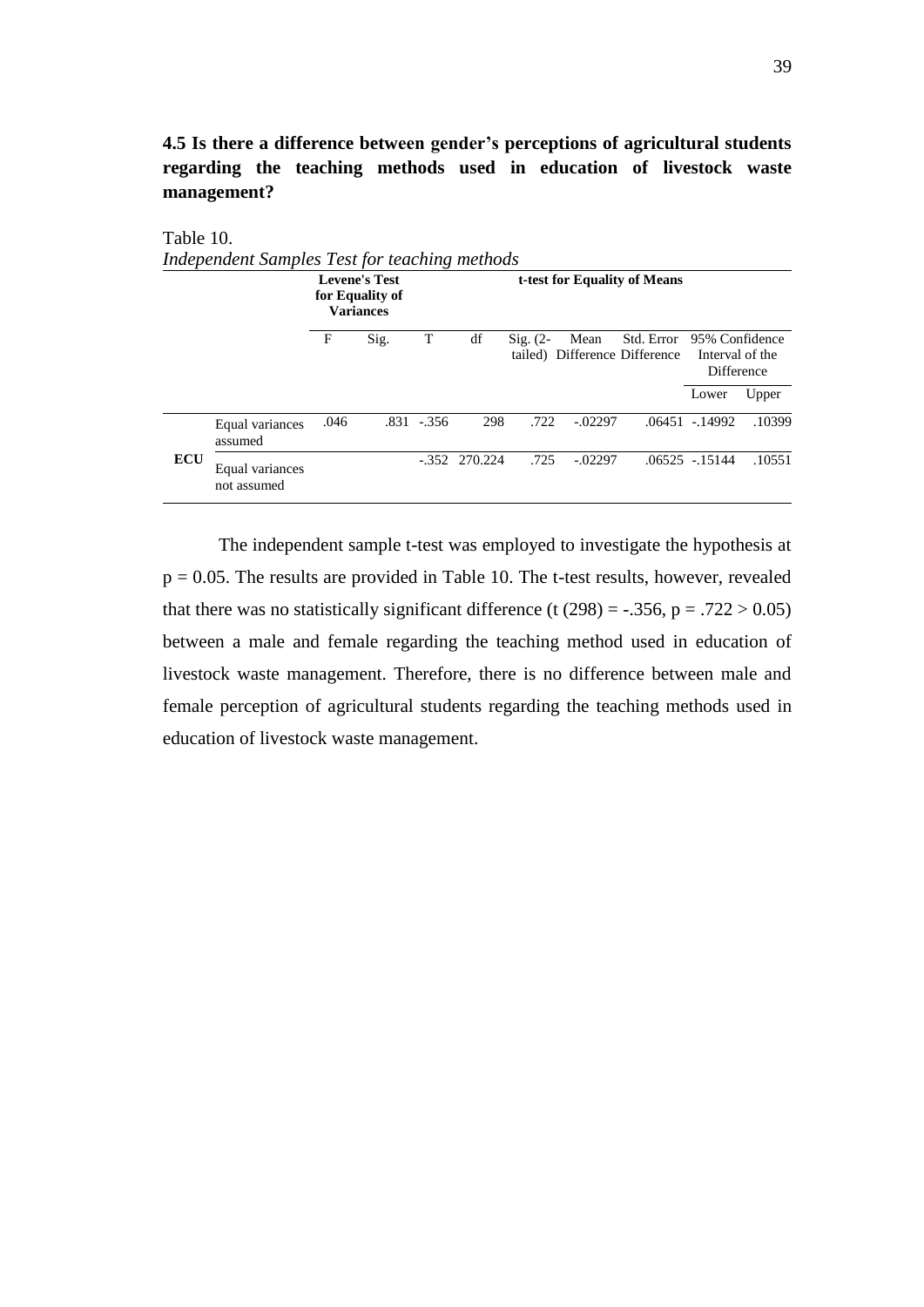### 4.5 Is there a difference between gender's perceptions of agricultural students regarding the teaching methods used in education of livestock waste management?

Table 10.

*Independent Samples Test for teaching methods*

| | | Levene's Test for Equality of Variances | | t-test for Equality of Means | | | | | | |
|---|---|---|---|---|---|---|---|---|---|---|
| | | F | Sig. | T | df | Sig. (2-tailed) | Mean Difference | Std. Error Difference | 95% Confidence Interval of the Difference | |
| | | | | | | | | | Lower | Upper |
| **ECU** | Equal variances assumed | .046 | .831 | -.356 | 298 | .722 | -.02297 | .06451 | -.14992 | .10399 |
| | Equal variances not assumed | | | -.352 | 270.224 | .725 | -.02297 | .06525 | -.15144 | .10551 |

The independent sample t-test was employed to investigate the hypothesis at $p = 0.05$. The results are provided in Table 10. The t-test results, however, revealed that there was no statistically significant difference ($t(298) = -.356$, $p = .722 > 0.05$) between a male and female regarding the teaching method used in education of livestock waste management. Therefore, there is no difference between male and female perception of agricultural students regarding the teaching methods used in education of livestock waste management.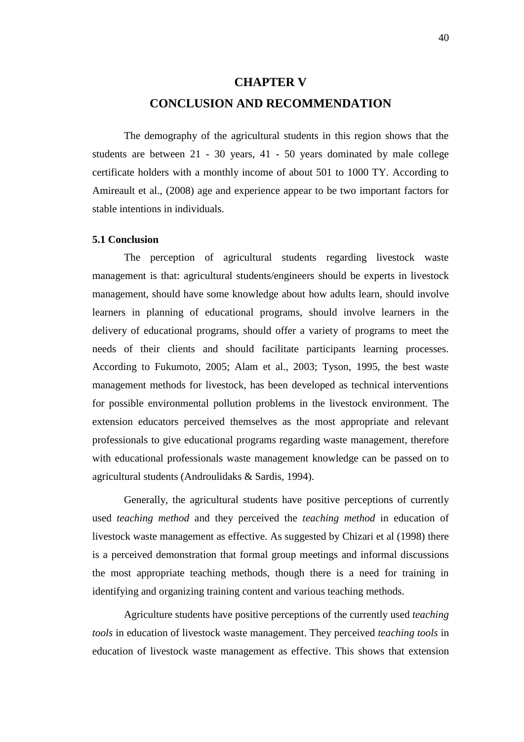# CHAPTER V

# CONCLUSION AND RECOMMENDATION

The demography of the agricultural students in this region shows that the students are between 21 - 30 years, 41 - 50 years dominated by male college certificate holders with a monthly income of about 501 to 1000 TY. According to Amireault et al., (2008) age and experience appear to be two important factors for stable intentions in individuals.

### 5.1 Conclusion

The perception of agricultural students regarding livestock waste management is that: agricultural students/engineers should be experts in livestock management, should have some knowledge about how adults learn, should involve learners in planning of educational programs, should involve learners in the delivery of educational programs, should offer a variety of programs to meet the needs of their clients and should facilitate participants learning processes. According to Fukumoto, 2005; Alam et al., 2003; Tyson, 1995, the best waste management methods for livestock, has been developed as technical interventions for possible environmental pollution problems in the livestock environment. The extension educators perceived themselves as the most appropriate and relevant professionals to give educational programs regarding waste management, therefore with educational professionals waste management knowledge can be passed on to agricultural students (Androulidaks & Sardis, 1994).

Generally, the agricultural students have positive perceptions of currently used *teaching method* and they perceived the *teaching method* in education of livestock waste management as effective. As suggested by Chizari et al (1998) there is a perceived demonstration that formal group meetings and informal discussions the most appropriate teaching methods, though there is a need for training in identifying and organizing training content and various teaching methods.

Agriculture students have positive perceptions of the currently used *teaching tools* in education of livestock waste management. They perceived *teaching tools* in education of livestock waste management as effective. This shows that extension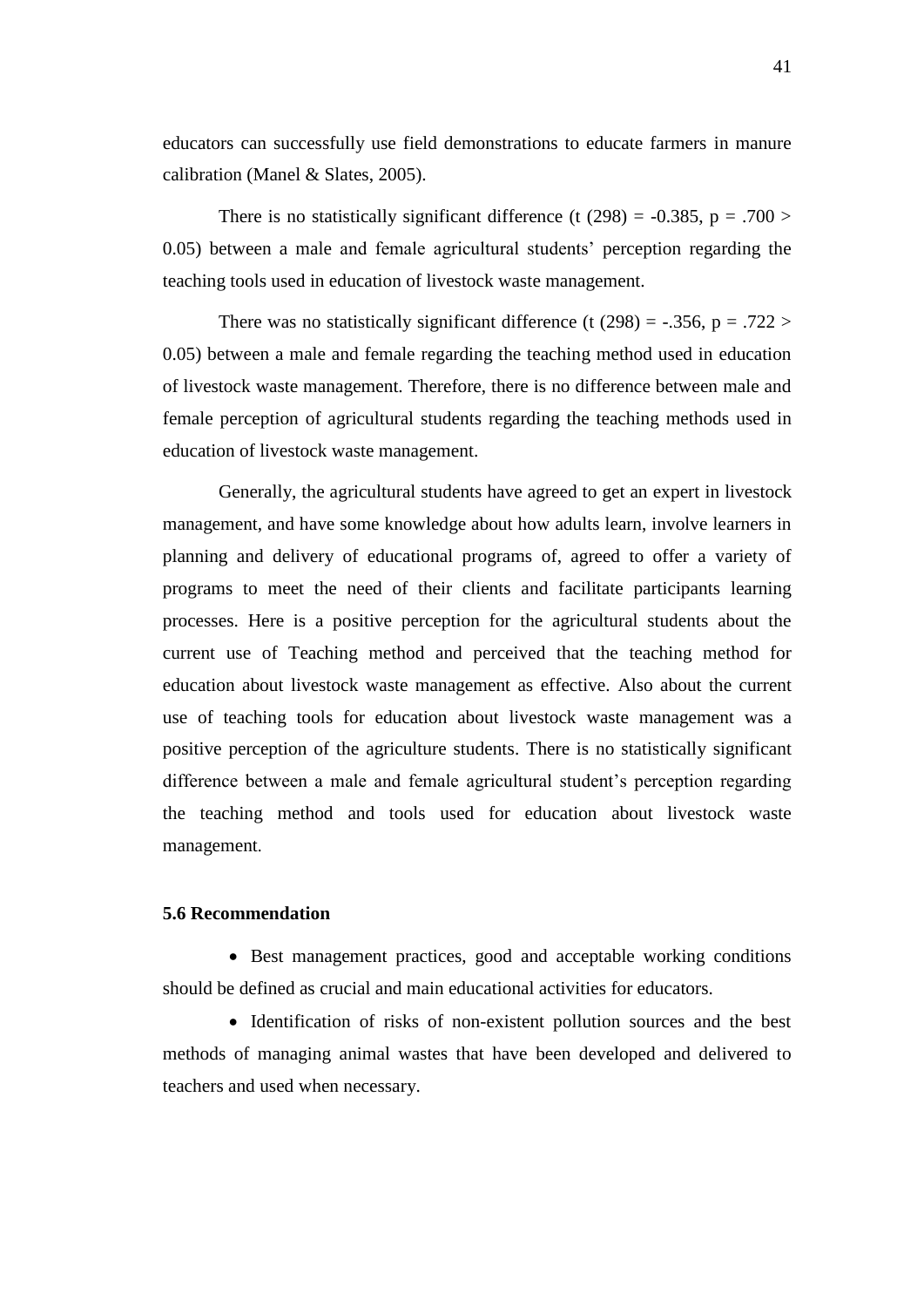educators can successfully use field demonstrations to educate farmers in manure calibration (Manel & Slates, 2005).

There is no statistically significant difference ($t(298) = -0.385$, $p = .700 > 0.05$) between a male and female agricultural students' perception regarding the teaching tools used in education of livestock waste management.

There was no statistically significant difference ($t(298) = -.356$, $p = .722 > 0.05$) between a male and female regarding the teaching method used in education of livestock waste management. Therefore, there is no difference between male and female perception of agricultural students regarding the teaching methods used in education of livestock waste management.

Generally, the agricultural students have agreed to get an expert in livestock management, and have some knowledge about how adults learn, involve learners in planning and delivery of educational programs of, agreed to offer a variety of programs to meet the need of their clients and facilitate participants learning processes. Here is a positive perception for the agricultural students about the current use of Teaching method and perceived that the teaching method for education about livestock waste management as effective. Also about the current use of teaching tools for education about livestock waste management was a positive perception of the agriculture students. There is no statistically significant difference between a male and female agricultural student's perception regarding the teaching method and tools used for education about livestock waste management.

### 5.6 Recommendation

- Best management practices, good and acceptable working conditions should be defined as crucial and main educational activities for educators.
- Identification of risks of non-existent pollution sources and the best methods of managing animal wastes that have been developed and delivered to teachers and used when necessary.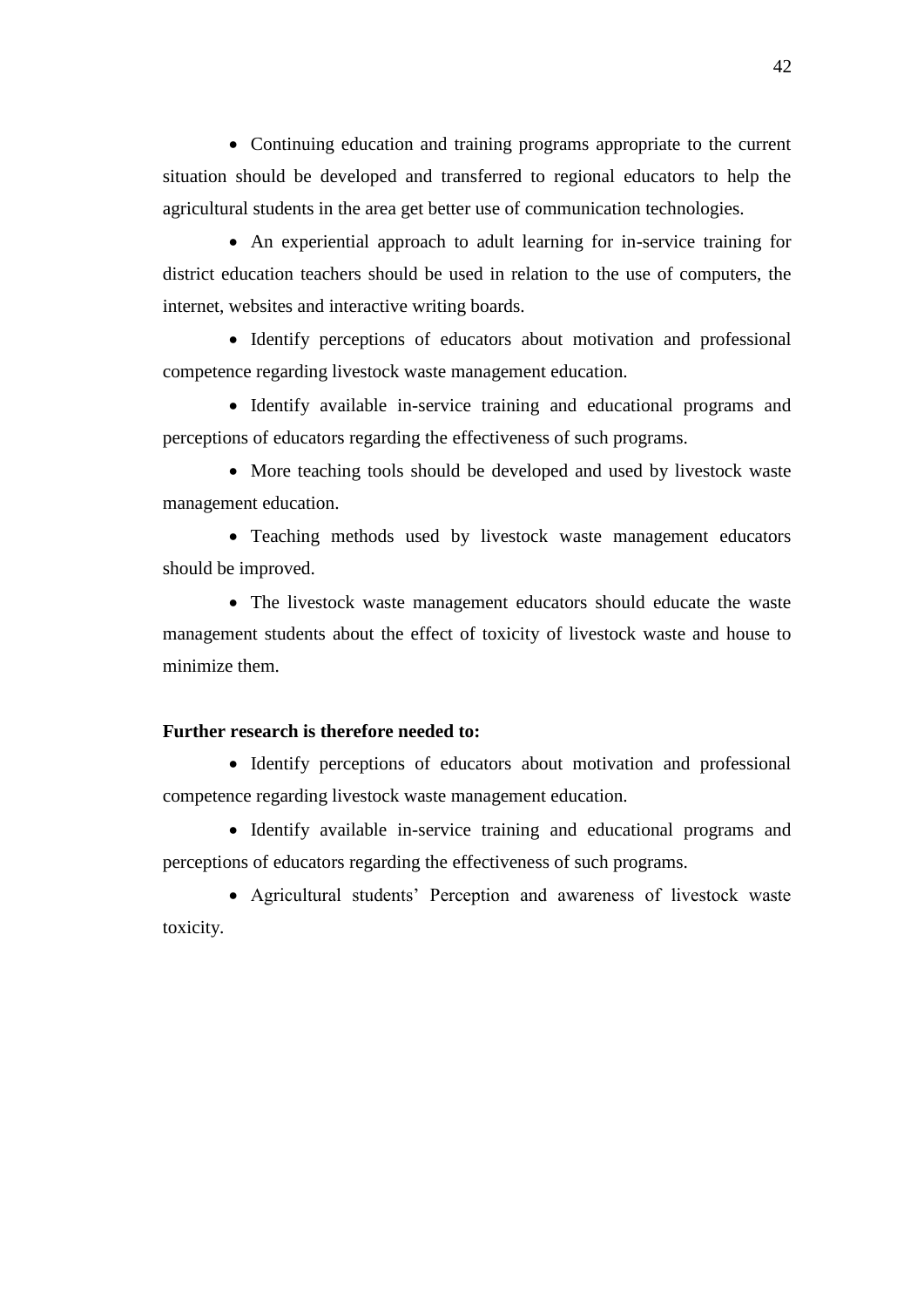- Continuing education and training programs appropriate to the current situation should be developed and transferred to regional educators to help the agricultural students in the area get better use of communication technologies.
- An experiential approach to adult learning for in-service training for district education teachers should be used in relation to the use of computers, the internet, websites and interactive writing boards.
- Identify perceptions of educators about motivation and professional competence regarding livestock waste management education.
- Identify available in-service training and educational programs and perceptions of educators regarding the effectiveness of such programs.
- More teaching tools should be developed and used by livestock waste management education.
- Teaching methods used by livestock waste management educators should be improved.
- The livestock waste management educators should educate the waste management students about the effect of toxicity of livestock waste and house to minimize them.

**Further research is therefore needed to:**

- Identify perceptions of educators about motivation and professional competence regarding livestock waste management education.
- Identify available in-service training and educational programs and perceptions of educators regarding the effectiveness of such programs.
- Agricultural students' Perception and awareness of livestock waste toxicity.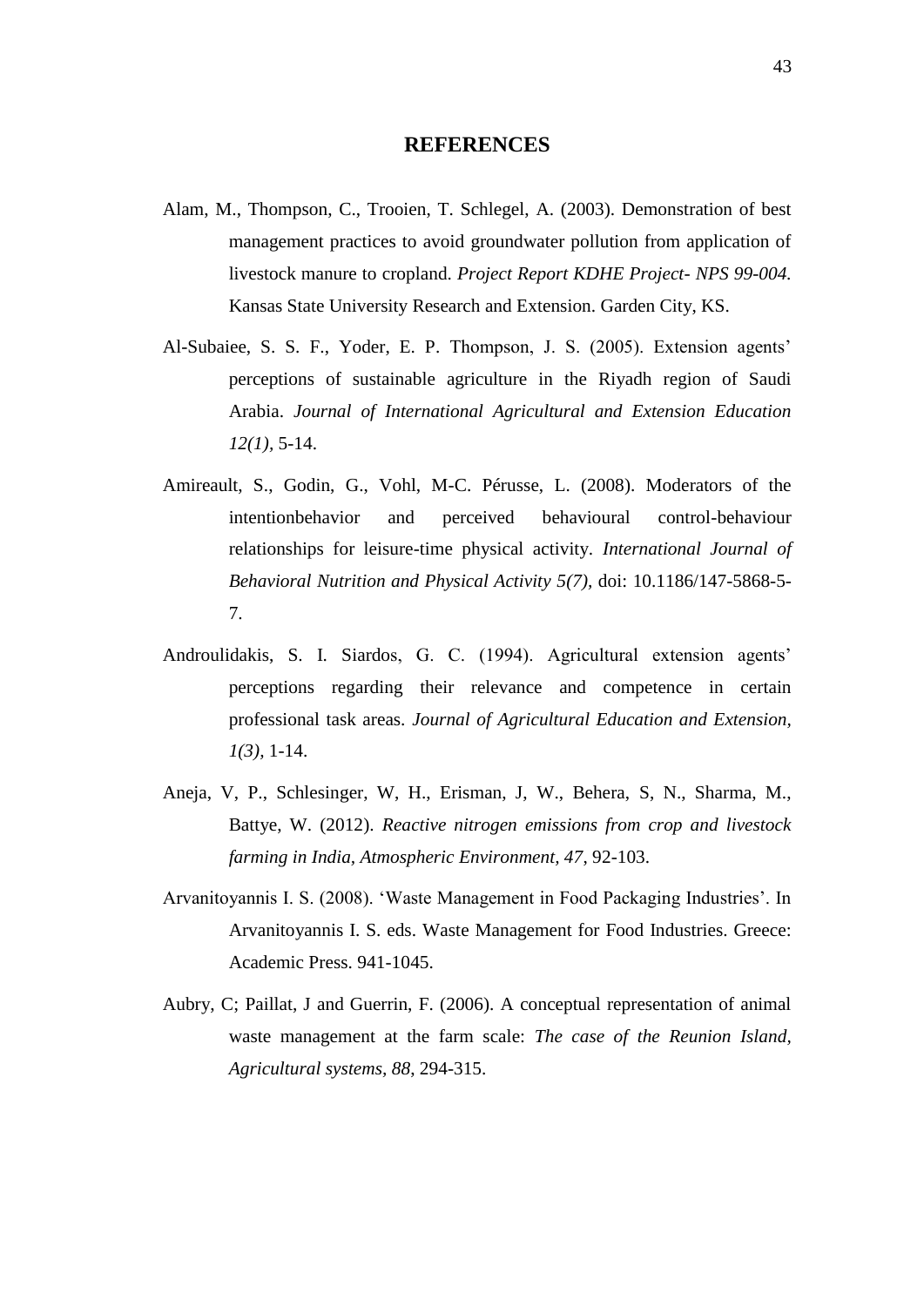# REFERENCES

Alam, M., Thompson, C., Trooien, T. Schlegel, A. (2003). Demonstration of best management practices to avoid groundwater pollution from application of livestock manure to cropland. *Project Report KDHE Project- NPS 99-004.* Kansas State University Research and Extension. Garden City, KS.

Al-Subaiee, S. S. F., Yoder, E. P. Thompson, J. S. (2005). Extension agents' perceptions of sustainable agriculture in the Riyadh region of Saudi Arabia. *Journal of International Agricultural and Extension Education 12(1),* 5-14.

Amireault, S., Godin, G., Vohl, M-C. Pérusse, L. (2008). Moderators of the intentionbehavior and perceived behavioural control-behaviour relationships for leisure-time physical activity. *International Journal of Behavioral Nutrition and Physical Activity 5(7),* doi: 10.1186/147-5868-5-7.

Androulidakis, S. I. Siardos, G. C. (1994). Agricultural extension agents' perceptions regarding their relevance and competence in certain professional task areas. *Journal of Agricultural Education and Extension, 1(3),* 1-14.

Aneja, V, P., Schlesinger, W, H., Erisman, J, W., Behera, S, N., Sharma, M., Battye, W. (2012). *Reactive nitrogen emissions from crop and livestock farming in India, Atmospheric Environment, 47,* 92-103.

Arvanitoyannis I. S. (2008). 'Waste Management in Food Packaging Industries'. In Arvanitoyannis I. S. eds. Waste Management for Food Industries. Greece: Academic Press. 941-1045.

Aubry, C; Paillat, J and Guerrin, F. (2006). A conceptual representation of animal waste management at the farm scale: *The case of the Reunion Island, Agricultural systems, 88*, 294-315.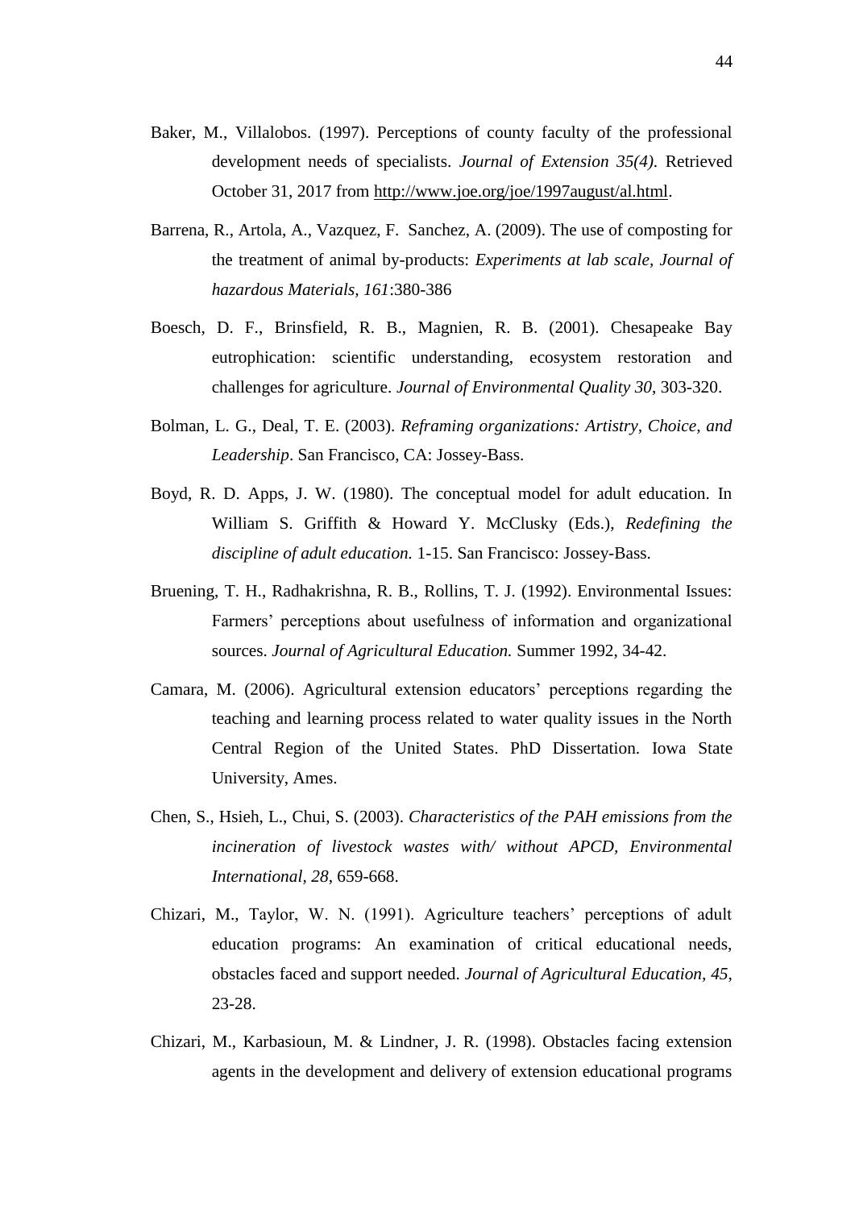Baker, M., Villalobos. (1997). Perceptions of county faculty of the professional development needs of specialists. *Journal of Extension 35(4).* Retrieved October 31, 2017 from http://www.joe.org/joe/1997august/al.html.

Barrena, R., Artola, A., Vazquez, F. Sanchez, A. (2009). The use of composting for the treatment of animal by-products: *Experiments at lab scale, Journal of hazardous Materials, 161*:380-386

Boesch, D. F., Brinsfield, R. B., Magnien, R. B. (2001). Chesapeake Bay eutrophication: scientific understanding, ecosystem restoration and challenges for agriculture. *Journal of Environmental Quality 30*, 303-320.

Bolman, L. G., Deal, T. E. (2003). *Reframing organizations: Artistry, Choice, and Leadership*. San Francisco, CA: Jossey-Bass.

Boyd, R. D. Apps, J. W. (1980). The conceptual model for adult education. In William S. Griffith & Howard Y. McClusky (Eds.), *Redefining the discipline of adult education.* 1-15. San Francisco: Jossey-Bass.

Bruening, T. H., Radhakrishna, R. B., Rollins, T. J. (1992). Environmental Issues: Farmers' perceptions about usefulness of information and organizational sources. *Journal of Agricultural Education.* Summer 1992, 34-42.

Camara, M. (2006). Agricultural extension educators' perceptions regarding the teaching and learning process related to water quality issues in the North Central Region of the United States. PhD Dissertation. Iowa State University, Ames.

Chen, S., Hsieh, L., Chui, S. (2003). *Characteristics of the PAH emissions from the incineration of livestock wastes with/ without APCD, Environmental International, 28*, 659-668.

Chizari, M., Taylor, W. N. (1991). Agriculture teachers' perceptions of adult education programs: An examination of critical educational needs, obstacles faced and support needed. *Journal of Agricultural Education, 45*, 23-28.

Chizari, M., Karbasioun, M. & Lindner, J. R. (1998). Obstacles facing extension agents in the development and delivery of extension educational programs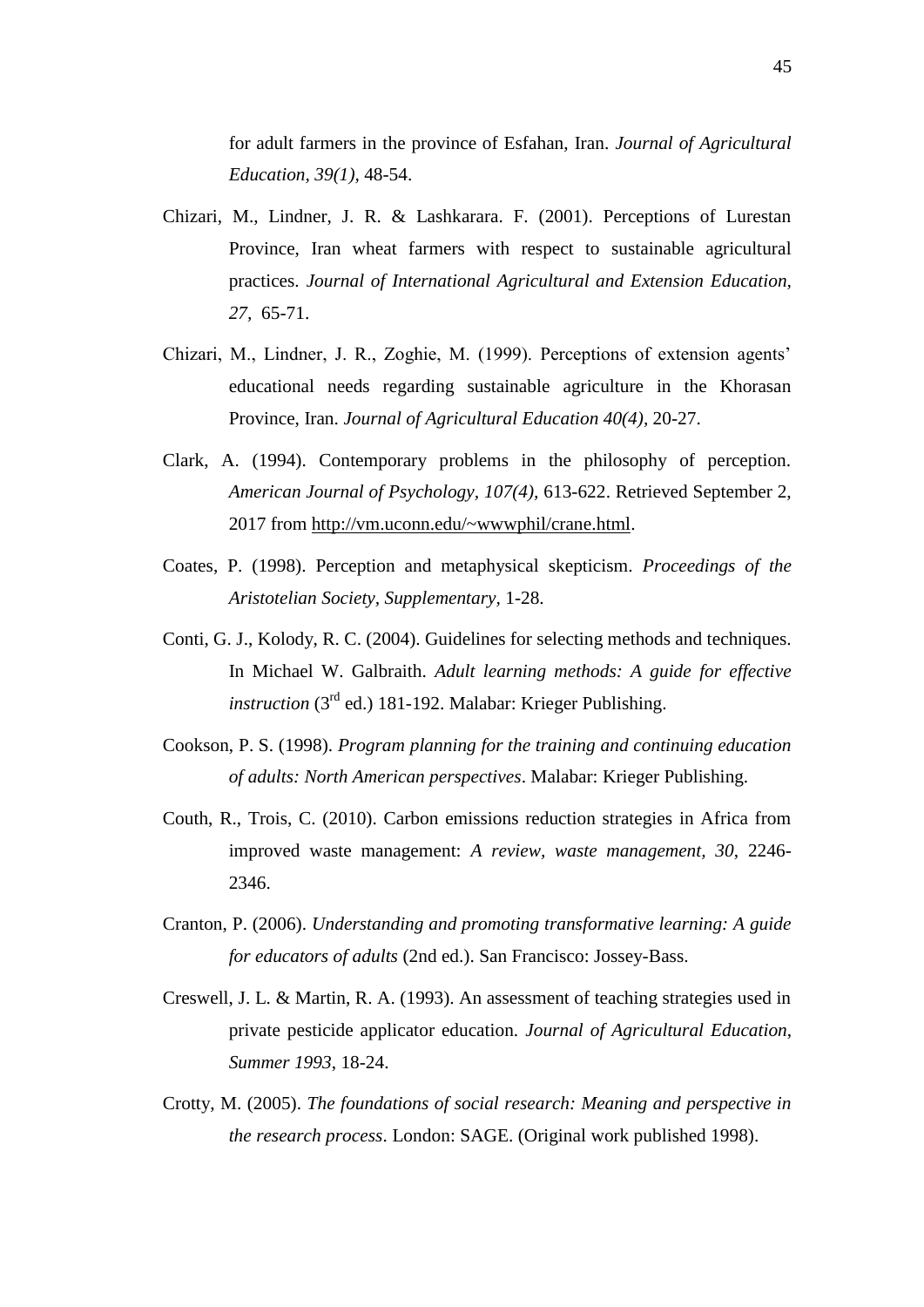for adult farmers in the province of Esfahan, Iran. *Journal of Agricultural Education, 39(1),* 48-54.

Chizari, M., Lindner, J. R. & Lashkarara. F. (2001). Perceptions of Lurestan Province, Iran wheat farmers with respect to sustainable agricultural practices. *Journal of International Agricultural and Extension Education, 27,* 65-71.

Chizari, M., Lindner, J. R., Zoghie, M. (1999). Perceptions of extension agents' educational needs regarding sustainable agriculture in the Khorasan Province, Iran. *Journal of Agricultural Education 40(4),* 20-27.

Clark, A. (1994). Contemporary problems in the philosophy of perception. *American Journal of Psychology, 107(4),* 613-622. Retrieved September 2, 2017 from http://vm.uconn.edu/~wwwphil/crane.html.

Coates, P. (1998). Perception and metaphysical skepticism. *Proceedings of the Aristotelian Society, Supplementary,* 1-28.

Conti, G. J., Kolody, R. C. (2004). Guidelines for selecting methods and techniques. In Michael W. Galbraith. *Adult learning methods: A guide for effective instruction* (3rd ed.) 181-192. Malabar: Krieger Publishing.

Cookson, P. S. (1998). *Program planning for the training and continuing education of adults: North American perspectives*. Malabar: Krieger Publishing.

Couth, R., Trois, C. (2010). Carbon emissions reduction strategies in Africa from improved waste management: *A review, waste management, 30*, 2246-2346.

Cranton, P. (2006). *Understanding and promoting transformative learning: A guide for educators of adults* (2nd ed.). San Francisco: Jossey-Bass.

Creswell, J. L. & Martin, R. A. (1993). An assessment of teaching strategies used in private pesticide applicator education. *Journal of Agricultural Education, Summer 1993*, 18-24.

Crotty, M. (2005). *The foundations of social research: Meaning and perspective in the research process*. London: SAGE. (Original work published 1998).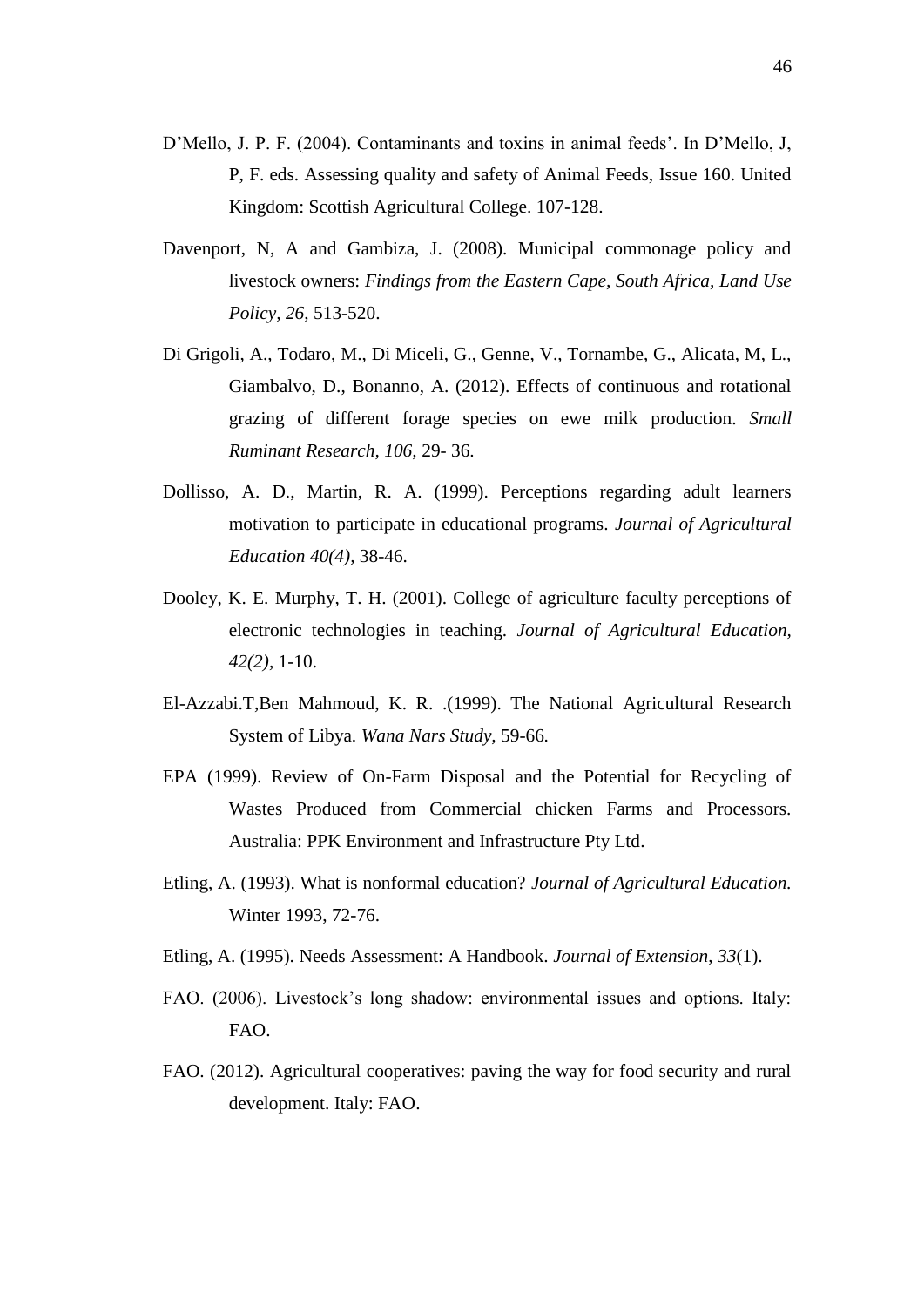D'Mello, J. P. F. (2004). Contaminants and toxins in animal feeds'. In D'Mello, J, P, F. eds. Assessing quality and safety of Animal Feeds, Issue 160. United Kingdom: Scottish Agricultural College. 107-128.

Davenport, N, A and Gambiza, J. (2008). Municipal commonage policy and livestock owners: *Findings from the Eastern Cape, South Africa, Land Use Policy, 26*, 513-520.

Di Grigoli, A., Todaro, M., Di Miceli, G., Genne, V., Tornambe, G., Alicata, M, L., Giambalvo, D., Bonanno, A. (2012). Effects of continuous and rotational grazing of different forage species on ewe milk production. *Small Ruminant Research, 106*, 29- 36.

Dollisso, A. D., Martin, R. A. (1999). Perceptions regarding adult learners motivation to participate in educational programs. *Journal of Agricultural Education 40(4)*, 38-46.

Dooley, K. E. Murphy, T. H. (2001). College of agriculture faculty perceptions of electronic technologies in teaching. *Journal of Agricultural Education, 42(2)*, 1-10.

El-Azzabi.T,Ben Mahmoud, K. R. .(1999). The National Agricultural Research System of Libya. *Wana Nars Study*, 59-66.

EPA (1999). Review of On-Farm Disposal and the Potential for Recycling of Wastes Produced from Commercial chicken Farms and Processors. Australia: PPK Environment and Infrastructure Pty Ltd.

Etling, A. (1993). What is nonformal education? *Journal of Agricultural Education.* Winter 1993, 72-76.

Etling, A. (1995). Needs Assessment: A Handbook. *Journal of Extension*, *33*(1).

FAO. (2006). Livestock's long shadow: environmental issues and options. Italy: FAO.

FAO. (2012). Agricultural cooperatives: paving the way for food security and rural development. Italy: FAO.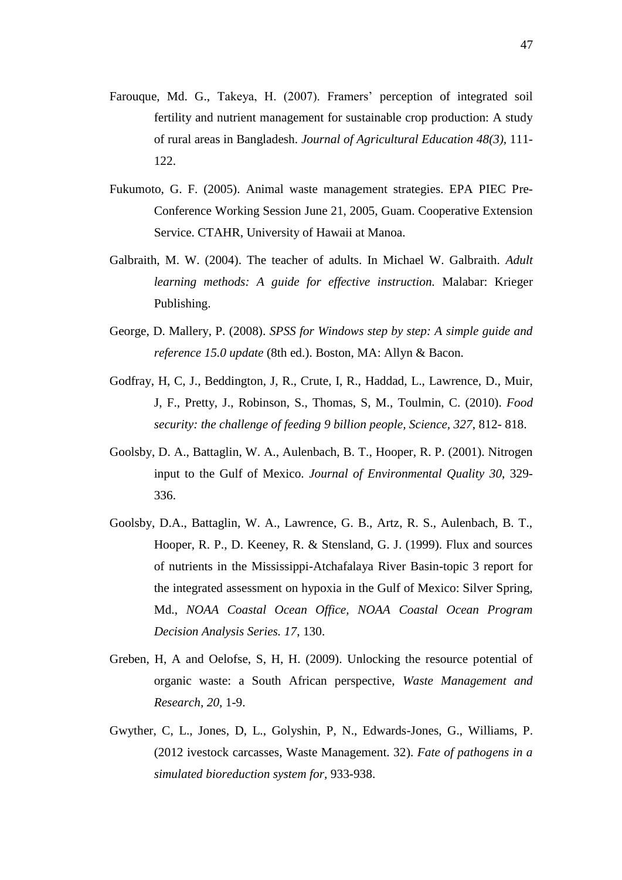Farouque, Md. G., Takeya, H. (2007). Framers' perception of integrated soil fertility and nutrient management for sustainable crop production: A study of rural areas in Bangladesh. *Journal of Agricultural Education 48(3),* 111-122.

Fukumoto, G. F. (2005). Animal waste management strategies. EPA PIEC Pre-Conference Working Session June 21, 2005, Guam. Cooperative Extension Service. CTAHR, University of Hawaii at Manoa.

Galbraith, M. W. (2004). The teacher of adults. In Michael W. Galbraith. *Adult learning methods: A guide for effective instruction.* Malabar: Krieger Publishing.

George, D. Mallery, P. (2008). *SPSS for Windows step by step: A simple guide and reference 15.0 update* (8th ed.). Boston, MA: Allyn & Bacon.

Godfray, H, C, J., Beddington, J, R., Crute, I, R., Haddad, L., Lawrence, D., Muir, J, F., Pretty, J., Robinson, S., Thomas, S, M., Toulmin, C. (2010). *Food security: the challenge of feeding 9 billion people, Science, 327*, 812- 818.

Goolsby, D. A., Battaglin, W. A., Aulenbach, B. T., Hooper, R. P. (2001). Nitrogen input to the Gulf of Mexico. *Journal of Environmental Quality 30*, 329-336.

Goolsby, D.A., Battaglin, W. A., Lawrence, G. B., Artz, R. S., Aulenbach, B. T., Hooper, R. P., D. Keeney, R. & Stensland, G. J. (1999). Flux and sources of nutrients in the Mississippi-Atchafalaya River Basin-topic 3 report for the integrated assessment on hypoxia in the Gulf of Mexico: Silver Spring, Md., *NOAA Coastal Ocean Office, NOAA Coastal Ocean Program Decision Analysis Series. 17*, 130.

Greben, H, A and Oelofse, S, H, H. (2009). Unlocking the resource potential of organic waste: a South African perspective, *Waste Management and Research, 20*, 1-9.

Gwyther, C, L., Jones, D, L., Golyshin, P, N., Edwards-Jones, G., Williams, P. (2012 ivestock carcasses, Waste Management. 32). *Fate of pathogens in a simulated bioreduction system for,* 933-938.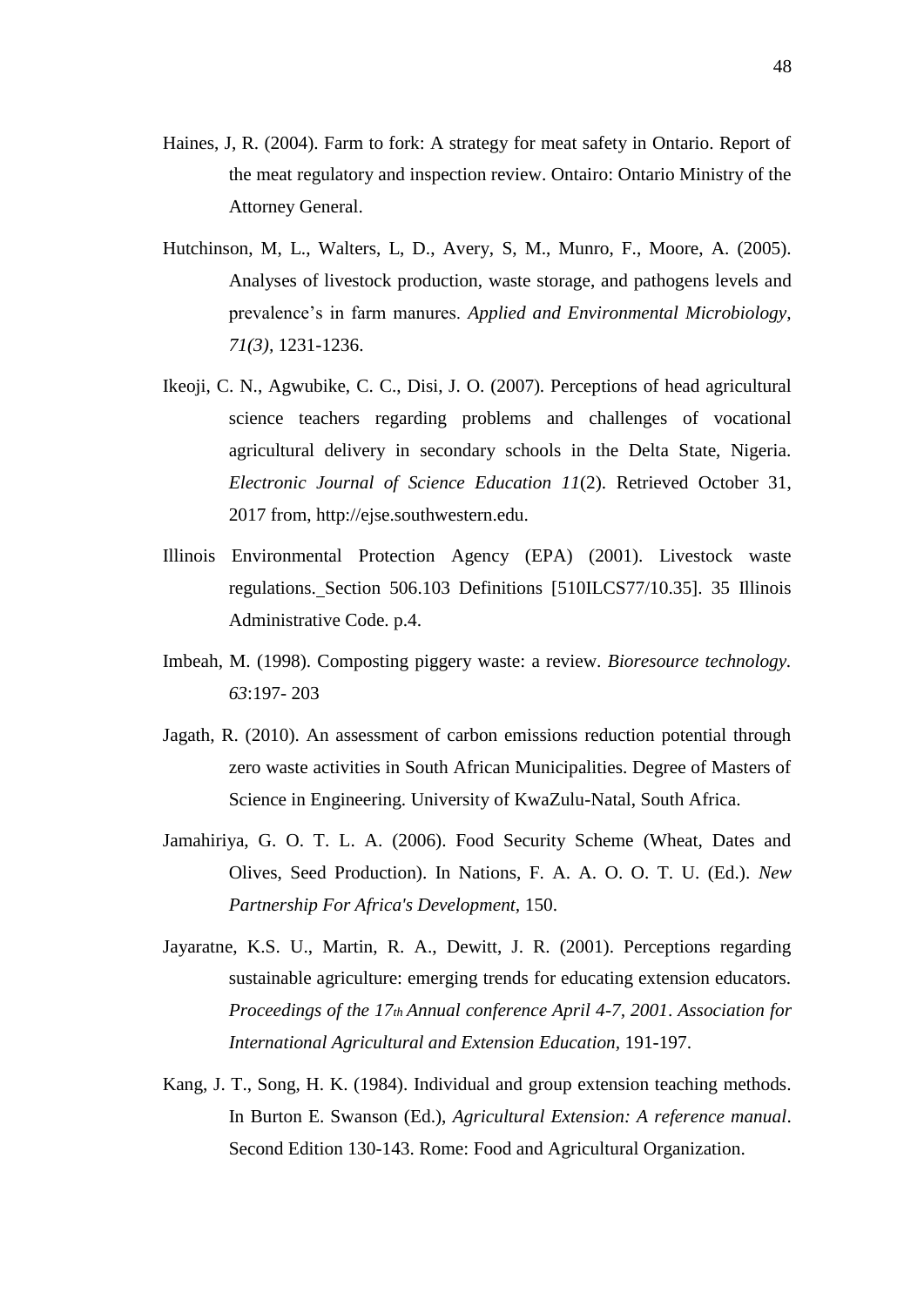Haines, J, R. (2004). Farm to fork: A strategy for meat safety in Ontario. Report of the meat regulatory and inspection review. Ontairo: Ontario Ministry of the Attorney General.

Hutchinson, M, L., Walters, L, D., Avery, S, M., Munro, F., Moore, A. (2005). Analyses of livestock production, waste storage, and pathogens levels and prevalence's in farm manures. *Applied and Environmental Microbiology, 71(3),* 1231-1236.

Ikeoji, C. N., Agwubike, C. C., Disi, J. O. (2007). Perceptions of head agricultural science teachers regarding problems and challenges of vocational agricultural delivery in secondary schools in the Delta State, Nigeria. *Electronic Journal of Science Education 11*(2). Retrieved October 31, 2017 from, http://ejse.southwestern.edu.

Illinois Environmental Protection Agency (EPA) (2001). Livestock waste regulations. Section 506.103 Definitions [510ILCS77/10.35]. 35 Illinois Administrative Code. p.4.

Imbeah, M. (1998). Composting piggery waste: a review. *Bioresource technology. 63*:197- 203

Jagath, R. (2010). An assessment of carbon emissions reduction potential through zero waste activities in South African Municipalities. Degree of Masters of Science in Engineering. University of KwaZulu-Natal, South Africa.

Jamahiriya, G. O. T. L. A. (2006). Food Security Scheme (Wheat, Dates and Olives, Seed Production). In Nations, F. A. A. O. O. T. U. (Ed.). *New Partnership For Africa's Development*, 150.

Jayaratne, K.S. U., Martin, R. A., Dewitt, J. R. (2001). Perceptions regarding sustainable agriculture: emerging trends for educating extension educators. *Proceedings of the 17th Annual conference April 4-7, 2001*. *Association for International Agricultural and Extension Education,* 191-197.

Kang, J. T., Song, H. K. (1984). Individual and group extension teaching methods. In Burton E. Swanson (Ed.), *Agricultural Extension: A reference manual*. Second Edition 130-143. Rome: Food and Agricultural Organization.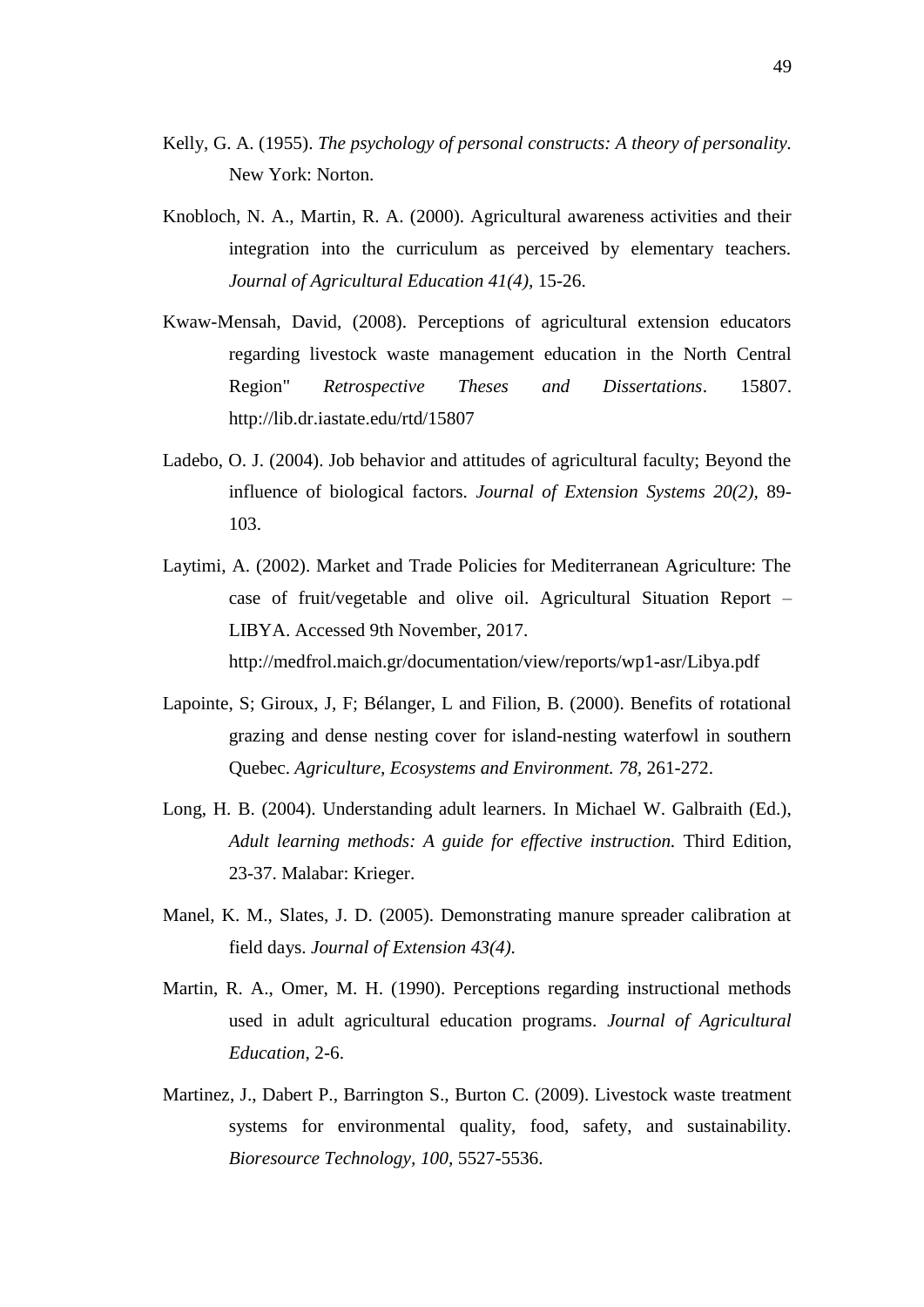Kelly, G. A. (1955). *The psychology of personal constructs: A theory of personality*. New York: Norton.

Knobloch, N. A., Martin, R. A. (2000). Agricultural awareness activities and their integration into the curriculum as perceived by elementary teachers. *Journal of Agricultural Education 41(4),* 15-26.

Kwaw-Mensah, David, (2008). Perceptions of agricultural extension educators regarding livestock waste management education in the North Central Region" *Retrospective Theses and Dissertations*. 15807. http://lib.dr.iastate.edu/rtd/15807

Ladebo, O. J. (2004). Job behavior and attitudes of agricultural faculty; Beyond the influence of biological factors. *Journal of Extension Systems 20(2),* 89-103.

Laytimi, A. (2002). Market and Trade Policies for Mediterranean Agriculture: The case of fruit/vegetable and olive oil. Agricultural Situation Report – LIBYA. Accessed 9th November, 2017. http://medfrol.maich.gr/documentation/view/reports/wp1-asr/Libya.pdf

Lapointe, S; Giroux, J, F; Bélanger, L and Filion, B. (2000). Benefits of rotational grazing and dense nesting cover for island-nesting waterfowl in southern Quebec. *Agriculture, Ecosystems and Environment. 78,* 261-272.

Long, H. B. (2004). Understanding adult learners. In Michael W. Galbraith (Ed.), *Adult learning methods: A guide for effective instruction.* Third Edition, 23-37. Malabar: Krieger.

Manel, K. M., Slates, J. D. (2005). Demonstrating manure spreader calibration at field days. *Journal of Extension 43(4).*

Martin, R. A., Omer, M. H. (1990). Perceptions regarding instructional methods used in adult agricultural education programs. *Journal of Agricultural Education*, 2-6.

Martinez, J., Dabert P., Barrington S., Burton C. (2009). Livestock waste treatment systems for environmental quality, food, safety, and sustainability. *Bioresource Technology, 100,* 5527-5536.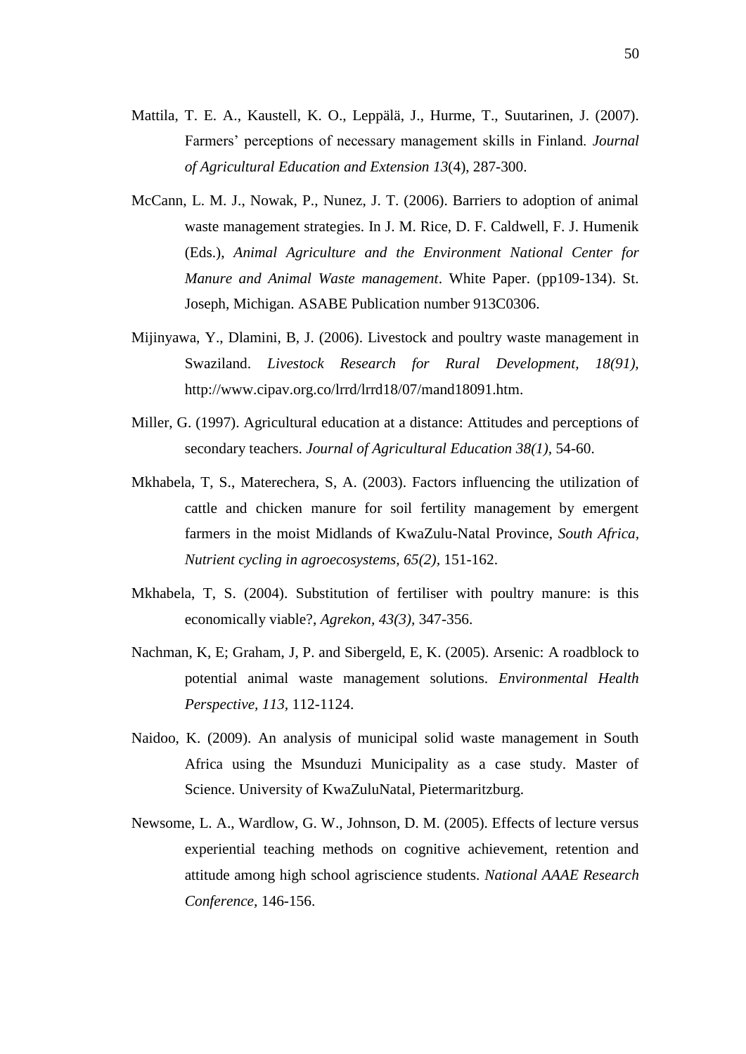Mattila, T. E. A., Kaustell, K. O., Leppälä, J., Hurme, T., Suutarinen, J. (2007). Farmers' perceptions of necessary management skills in Finland. *Journal of Agricultural Education and Extension 13*(4), 287-300.

McCann, L. M. J., Nowak, P., Nunez, J. T. (2006). Barriers to adoption of animal waste management strategies. In J. M. Rice, D. F. Caldwell, F. J. Humenik (Eds.), *Animal Agriculture and the Environment National Center for Manure and Animal Waste management*. White Paper. (pp109-134). St. Joseph, Michigan. ASABE Publication number 913C0306.

Mijinyawa, Y., Dlamini, B, J. (2006). Livestock and poultry waste management in Swaziland. *Livestock Research for Rural Development, 18(91),* http://www.cipav.org.co/lrrd/lrrd18/07/mand18091.htm.

Miller, G. (1997). Agricultural education at a distance: Attitudes and perceptions of secondary teachers. *Journal of Agricultural Education 38(1)*, 54-60.

Mkhabela, T, S., Materechera, S, A. (2003). Factors influencing the utilization of cattle and chicken manure for soil fertility management by emergent farmers in the moist Midlands of KwaZulu-Natal Province, *South Africa, Nutrient cycling in agroecosystems, 65(2)*, 151-162.

Mkhabela, T, S. (2004). Substitution of fertiliser with poultry manure: is this economically viable?, *Agrekon*, *43(3)*, 347-356.

Nachman, K, E; Graham, J, P. and Sibergeld, E, K. (2005). Arsenic: A roadblock to potential animal waste management solutions. *Environmental Health Perspective, 113,* 112-1124.

Naidoo, K. (2009). An analysis of municipal solid waste management in South Africa using the Msunduzi Municipality as a case study. Master of Science. University of KwaZuluNatal, Pietermaritzburg.

Newsome, L. A., Wardlow, G. W., Johnson, D. M. (2005). Effects of lecture versus experiential teaching methods on cognitive achievement, retention and attitude among high school agriscience students. *National AAAE Research Conference,* 146-156.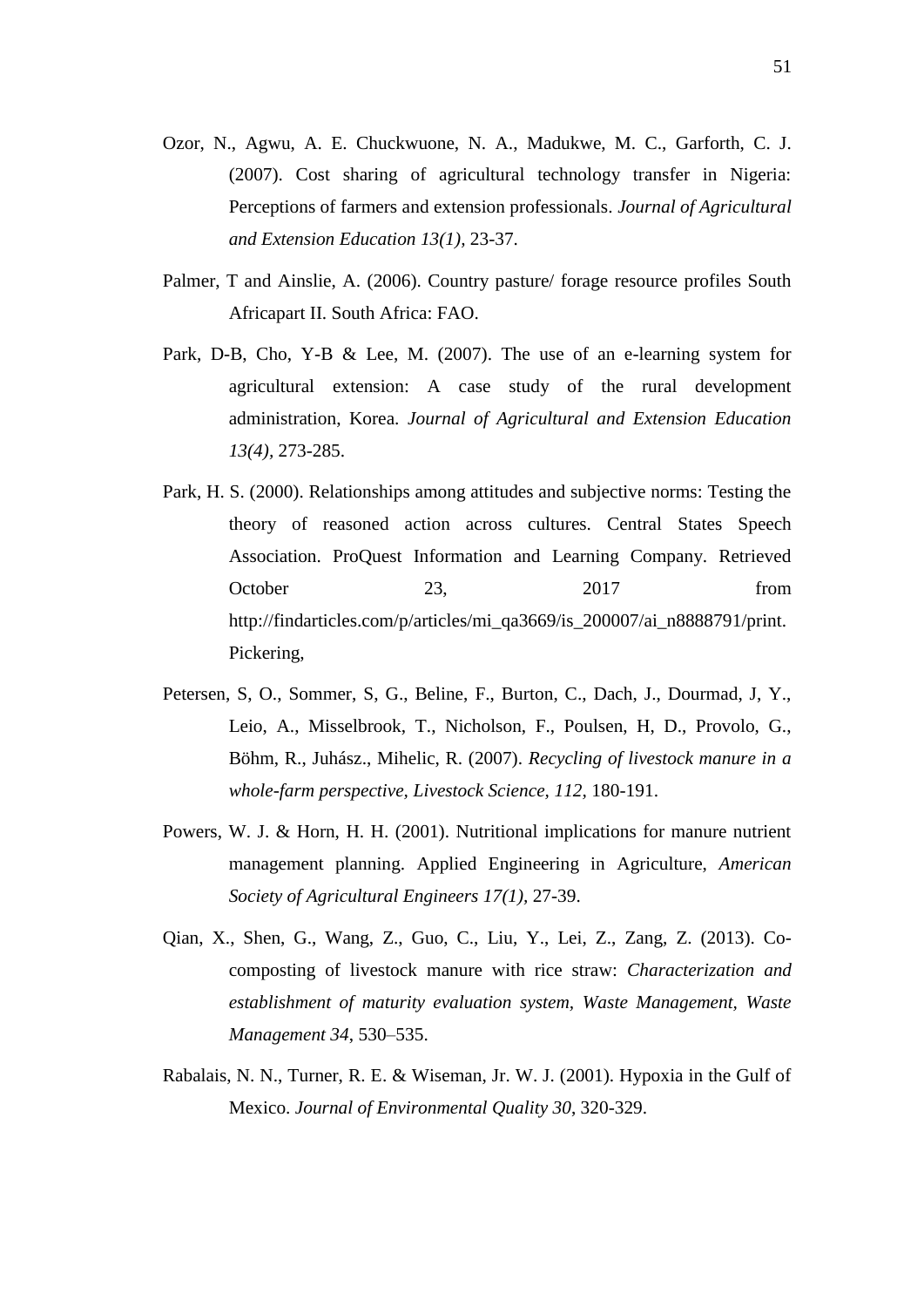Ozor, N., Agwu, A. E. Chuckwuone, N. A., Madukwe, M. C., Garforth, C. J. (2007). Cost sharing of agricultural technology transfer in Nigeria: Perceptions of farmers and extension professionals. *Journal of Agricultural and Extension Education 13(1),* 23-37.

Palmer, T and Ainslie, A. (2006). Country pasture/ forage resource profiles South Africapart II. South Africa: FAO.

Park, D-B, Cho, Y-B & Lee, M. (2007). The use of an e-learning system for agricultural extension: A case study of the rural development administration, Korea. *Journal of Agricultural and Extension Education 13(4),* 273-285.

Park, H. S. (2000). Relationships among attitudes and subjective norms: Testing the theory of reasoned action across cultures. Central States Speech Association. ProQuest Information and Learning Company. Retrieved October 23, 2017 from http://findarticles.com/p/articles/mi_qa3669/is_200007/ai_n8888791/print. Pickering,

Petersen, S, O., Sommer, S, G., Beline, F., Burton, C., Dach, J., Dourmad, J, Y., Leio, A., Misselbrook, T., Nicholson, F., Poulsen, H, D., Provolo, G., Böhm, R., Juhász., Mihelic, R. (2007). *Recycling of livestock manure in a whole-farm perspective, Livestock Science, 112*, 180-191.

Powers, W. J. & Horn, H. H. (2001). Nutritional implications for manure nutrient management planning. Applied Engineering in Agriculture, *American Society of Agricultural Engineers 17(1),* 27-39.

Qian, X., Shen, G., Wang, Z., Guo, C., Liu, Y., Lei, Z., Zang, Z. (2013). Co-composting of livestock manure with rice straw: *Characterization and establishment of maturity evaluation system, Waste Management, Waste Management 34*, 530–535.

Rabalais, N. N., Turner, R. E. & Wiseman, Jr. W. J. (2001). Hypoxia in the Gulf of Mexico. *Journal of Environmental Quality 30*, 320-329.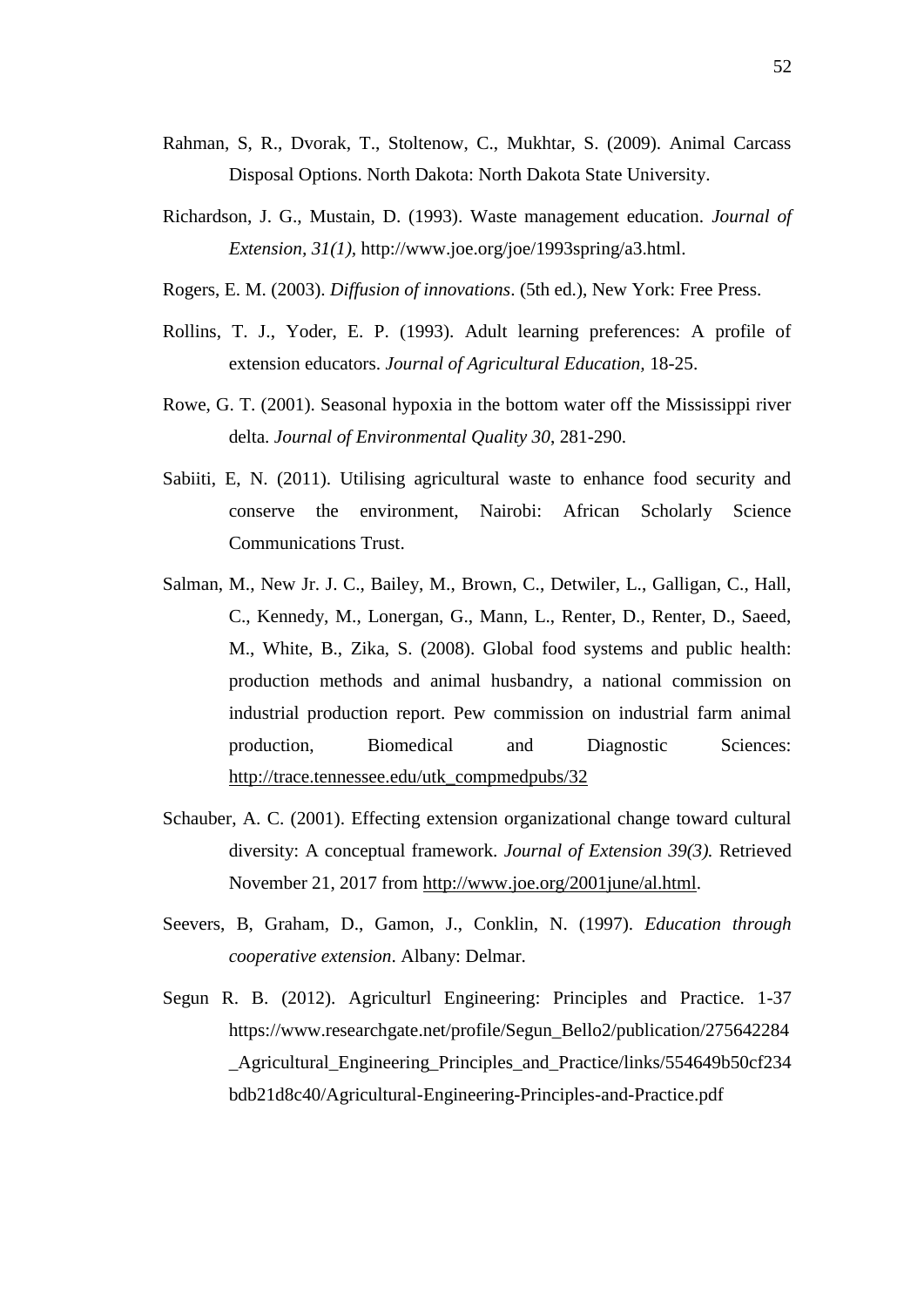Rahman, S, R., Dvorak, T., Stoltenow, C., Mukhtar, S. (2009). Animal Carcass Disposal Options. North Dakota: North Dakota State University.

Richardson, J. G., Mustain, D. (1993). Waste management education. *Journal of Extension, 31(1),* http://www.joe.org/joe/1993spring/a3.html.

Rogers, E. M. (2003). *Diffusion of innovations*. (5th ed.), New York: Free Press.

Rollins, T. J., Yoder, E. P. (1993). Adult learning preferences: A profile of extension educators. *Journal of Agricultural Education,* 18-25.

Rowe, G. T. (2001). Seasonal hypoxia in the bottom water off the Mississippi river delta. *Journal of Environmental Quality 30*, 281-290.

Sabiiti, E, N. (2011). Utilising agricultural waste to enhance food security and conserve the environment, Nairobi: African Scholarly Science Communications Trust.

Salman, M., New Jr. J. C., Bailey, M., Brown, C., Detwiler, L., Galligan, C., Hall, C., Kennedy, M., Lonergan, G., Mann, L., Renter, D., Renter, D., Saeed, M., White, B., Zika, S. (2008). Global food systems and public health: production methods and animal husbandry, a national commission on industrial production report. Pew commission on industrial farm animal production, Biomedical and Diagnostic Sciences: http://trace.tennessee.edu/utk_compmedpubs/32

Schauber, A. C. (2001). Effecting extension organizational change toward cultural diversity: A conceptual framework. *Journal of Extension 39(3).* Retrieved November 21, 2017 from http://www.joe.org/2001june/al.html.

Seevers, B, Graham, D., Gamon, J., Conklin, N. (1997). *Education through cooperative extension*. Albany: Delmar.

Segun R. B. (2012). Agriculturl Engineering: Principles and Practice. 1-37 https://www.researchgate.net/profile/Segun_Bello2/publication/275642284_Agricultural_Engineering_Principles_and_Practice/links/554649b50cf234bdb21d8c40/Agricultural-Engineering-Principles-and-Practice.pdf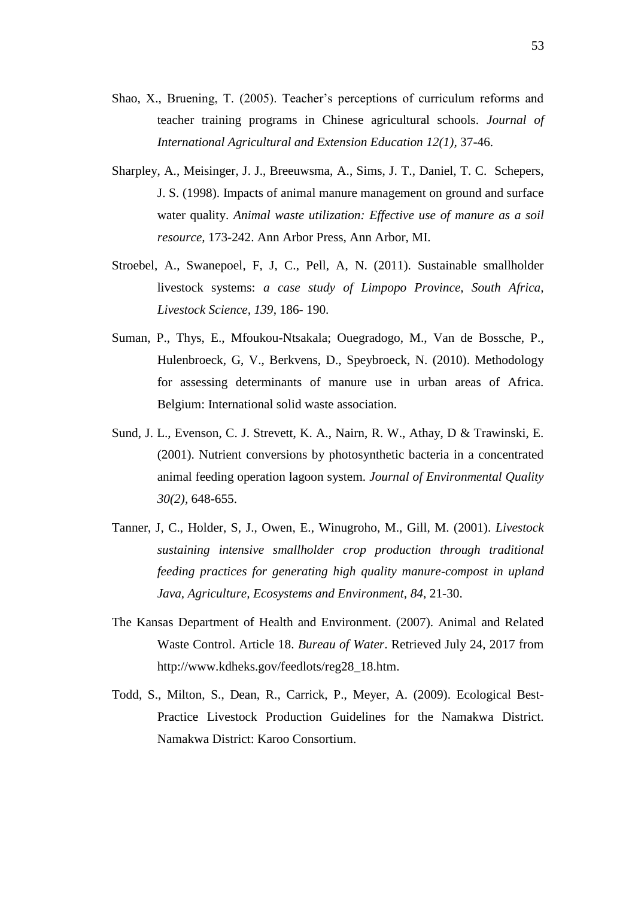Shao, X., Bruening, T. (2005). Teacher's perceptions of curriculum reforms and teacher training programs in Chinese agricultural schools. *Journal of International Agricultural and Extension Education 12(1),* 37-46.

Sharpley, A., Meisinger, J. J., Breeuwsma, A., Sims, J. T., Daniel, T. C. Schepers, J. S. (1998). Impacts of animal manure management on ground and surface water quality. *Animal waste utilization: Effective use of manure as a soil resource*, 173-242. Ann Arbor Press, Ann Arbor, MI.

Stroebel, A., Swanepoel, F, J, C., Pell, A, N. (2011). Sustainable smallholder livestock systems: *a case study of Limpopo Province, South Africa, Livestock Science, 139*, 186- 190.

Suman, P., Thys, E., Mfoukou-Ntsakala; Ouegradogo, M., Van de Bossche, P., Hulenbroeck, G, V., Berkvens, D., Speybroeck, N. (2010). Methodology for assessing determinants of manure use in urban areas of Africa. Belgium: International solid waste association.

Sund, J. L., Evenson, C. J. Strevett, K. A., Nairn, R. W., Athay, D & Trawinski, E. (2001). Nutrient conversions by photosynthetic bacteria in a concentrated animal feeding operation lagoon system. *Journal of Environmental Quality 30(2),* 648-655.

Tanner, J, C., Holder, S, J., Owen, E., Winugroho, M., Gill, M. (2001). *Livestock sustaining intensive smallholder crop production through traditional feeding practices for generating high quality manure-compost in upland Java, Agriculture, Ecosystems and Environment, 84*, 21-30.

The Kansas Department of Health and Environment. (2007). Animal and Related Waste Control. Article 18. *Bureau of Water*. Retrieved July 24, 2017 from http://www.kdheks.gov/feedlots/reg28_18.htm.

Todd, S., Milton, S., Dean, R., Carrick, P., Meyer, A. (2009). Ecological Best-Practice Livestock Production Guidelines for the Namakwa District. Namakwa District: Karoo Consortium.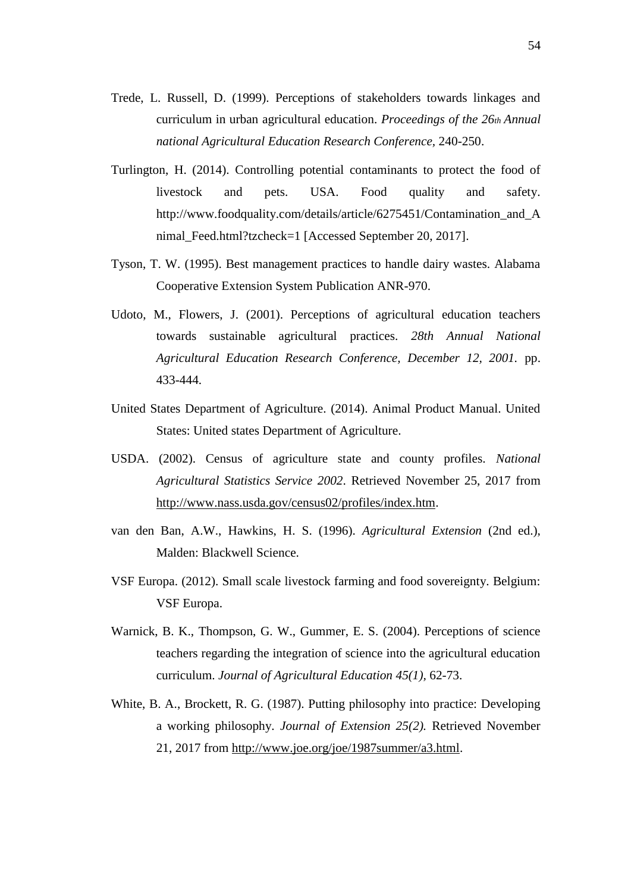Trede, L. Russell, D. (1999). Perceptions of stakeholders towards linkages and curriculum in urban agricultural education. *Proceedings of the 26th Annual national Agricultural Education Research Conference*, 240-250.

Turlington, H. (2014). Controlling potential contaminants to protect the food of livestock and pets. USA. Food quality and safety. http://www.foodquality.com/details/article/6275451/Contamination_and_Animal_Feed.html?tzcheck=1 [Accessed September 20, 2017].

Tyson, T. W. (1995). Best management practices to handle dairy wastes. Alabama Cooperative Extension System Publication ANR-970.

Udoto, M., Flowers, J. (2001). Perceptions of agricultural education teachers towards sustainable agricultural practices. *28th Annual National Agricultural Education Research Conference, December 12, 2001*. pp. 433-444.

United States Department of Agriculture. (2014). Animal Product Manual. United States: United states Department of Agriculture.

USDA. (2002). Census of agriculture state and county profiles. *National Agricultural Statistics Service 2002*. Retrieved November 25, 2017 from http://www.nass.usda.gov/census02/profiles/index.htm.

van den Ban, A.W., Hawkins, H. S. (1996). *Agricultural Extension* (2nd ed.), Malden: Blackwell Science.

VSF Europa. (2012). Small scale livestock farming and food sovereignty. Belgium: VSF Europa.

Warnick, B. K., Thompson, G. W., Gummer, E. S. (2004). Perceptions of science teachers regarding the integration of science into the agricultural education curriculum. *Journal of Agricultural Education 45(1),* 62-73.

White, B. A., Brockett, R. G. (1987). Putting philosophy into practice: Developing a working philosophy. *Journal of Extension 25(2).* Retrieved November 21, 2017 from http://www.joe.org/joe/1987summer/a3.html.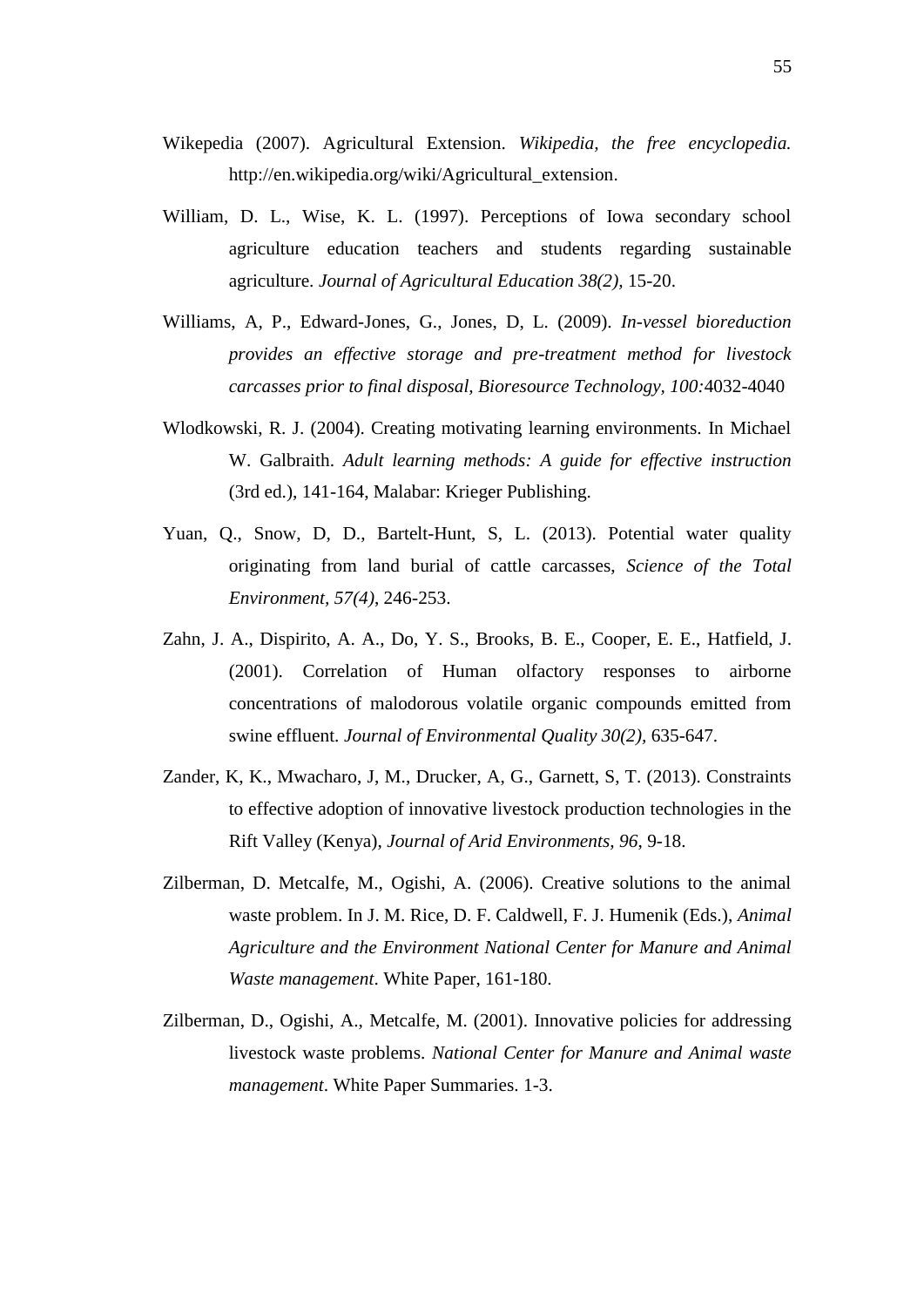Wikepedia (2007). Agricultural Extension. *Wikipedia, the free encyclopedia.* http://en.wikipedia.org/wiki/Agricultural_extension.

William, D. L., Wise, K. L. (1997). Perceptions of Iowa secondary school agriculture education teachers and students regarding sustainable agriculture. *Journal of Agricultural Education 38(2),* 15-20.

Williams, A, P., Edward-Jones, G., Jones, D, L. (2009). *In-vessel bioreduction provides an effective storage and pre-treatment method for livestock carcasses prior to final disposal, Bioresource Technology, 100:*4032-4040

Wlodkowski, R. J. (2004). Creating motivating learning environments. In Michael W. Galbraith. *Adult learning methods: A guide for effective instruction* (3rd ed.), 141-164, Malabar: Krieger Publishing.

Yuan, Q., Snow, D, D., Bartelt-Hunt, S, L. (2013). Potential water quality originating from land burial of cattle carcasses, *Science of the Total Environment, 57(4)*, 246-253.

Zahn, J. A., Dispirito, A. A., Do, Y. S., Brooks, B. E., Cooper, E. E., Hatfield, J. (2001). Correlation of Human olfactory responses to airborne concentrations of malodorous volatile organic compounds emitted from swine effluent. *Journal of Environmental Quality 30(2),* 635-647.

Zander, K, K., Mwacharo, J, M., Drucker, A, G., Garnett, S, T. (2013). Constraints to effective adoption of innovative livestock production technologies in the Rift Valley (Kenya), *Journal of Arid Environments, 96*, 9-18.

Zilberman, D. Metcalfe, M., Ogishi, A. (2006). Creative solutions to the animal waste problem. In J. M. Rice, D. F. Caldwell, F. J. Humenik (Eds.), *Animal Agriculture and the Environment National Center for Manure and Animal Waste management*. White Paper, 161-180.

Zilberman, D., Ogishi, A., Metcalfe, M. (2001). Innovative policies for addressing livestock waste problems. *National Center for Manure and Animal waste management*. White Paper Summaries. 1-3.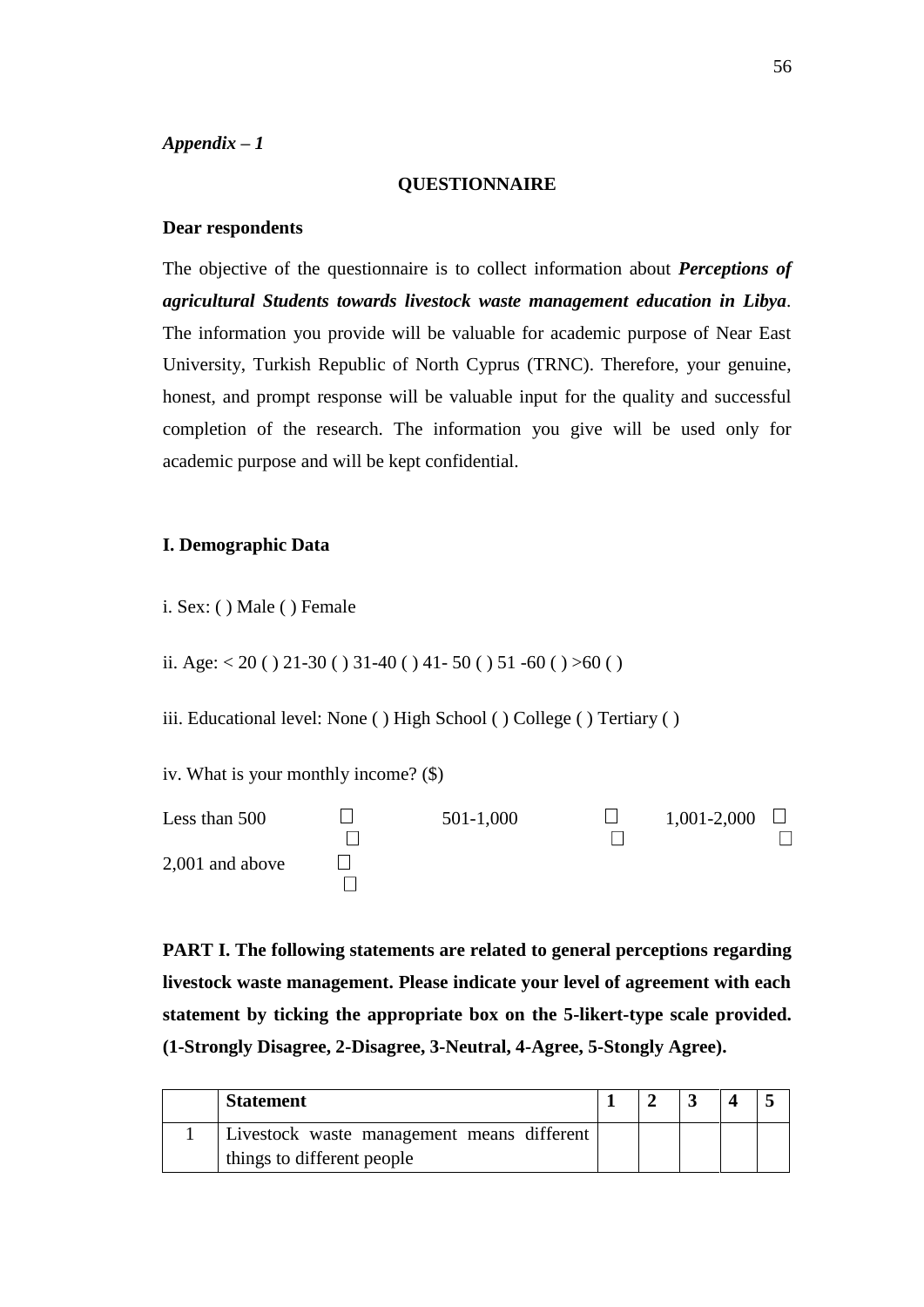*Appendix – 1*

**QUESTIONNAIRE**

**Dear respondents**

The objective of the questionnaire is to collect information about ***Perceptions of agricultural Students towards livestock waste management education in Libya***. The information you provide will be valuable for academic purpose of Near East University, Turkish Republic of North Cyprus (TRNC). Therefore, your genuine, honest, and prompt response will be valuable input for the quality and successful completion of the research. The information you give will be used only for academic purpose and will be kept confidential.

**I. Demographic Data**

i. Sex: ( ) Male ( ) Female

ii. Age: < 20 ( ) 21-30 ( ) 31-40 ( ) 41- 50 ( ) 51 -60 ( ) >60 ( )

iii. Educational level: None ( ) High School ( ) College ( ) Tertiary ( )

iv. What is your monthly income? ($)

Less than 500 ☐ 501-1,000 ☐ 1,001-2,000 ☐

2,001 and above ☐

**PART I. The following statements are related to general perceptions regarding livestock waste management. Please indicate your level of agreement with each statement by ticking the appropriate box on the 5-likert-type scale provided. (1-Strongly Disagree, 2-Disagree, 3-Neutral, 4-Agree, 5-Stongly Agree).**

| | **Statement** | **1** | **2** | **3** | **4** | **5** |
|---|---|---|---|---|---|---|
| 1 | Livestock waste management means different things to different people | | | | | |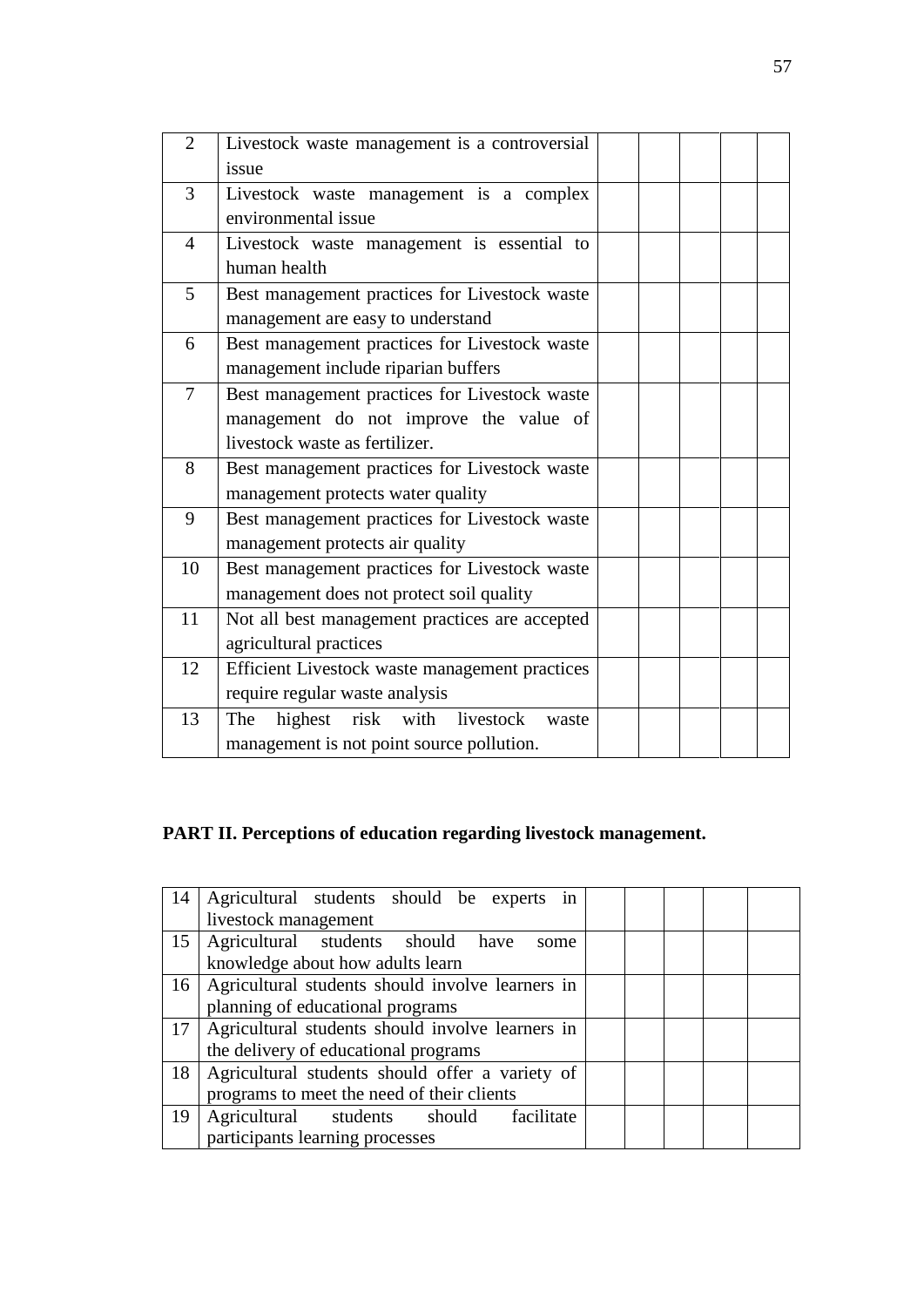| | | | | | | |
|---|---|---|---|---|---|---|
| 2 | Livestock waste management is a controversial issue | | | | | |
| 3 | Livestock waste management is a complex environmental issue | | | | | |
| 4 | Livestock waste management is essential to human health | | | | | |
| 5 | Best management practices for Livestock waste management are easy to understand | | | | | |
| 6 | Best management practices for Livestock waste management include riparian buffers | | | | | |
| 7 | Best management practices for Livestock waste management do not improve the value of livestock waste as fertilizer. | | | | | |
| 8 | Best management practices for Livestock waste management protects water quality | | | | | |
| 9 | Best management practices for Livestock waste management protects air quality | | | | | |
| 10 | Best management practices for Livestock waste management does not protect soil quality | | | | | |
| 11 | Not all best management practices are accepted agricultural practices | | | | | |
| 12 | Efficient Livestock waste management practices require regular waste analysis | | | | | |
| 13 | The highest risk with livestock waste management is not point source pollution. | | | | | |

**PART II. Perceptions of education regarding livestock management.**

| | | | | | | |
|---|---|---|---|---|---|---|
| 14 | Agricultural students should be experts in livestock management | | | | | |
| 15 | Agricultural students should have some knowledge about how adults learn | | | | | |
| 16 | Agricultural students should involve learners in planning of educational programs | | | | | |
| 17 | Agricultural students should involve learners in the delivery of educational programs | | | | | |
| 18 | Agricultural students should offer a variety of programs to meet the need of their clients | | | | | |
| 19 | Agricultural students should facilitate participants learning processes | | | | | |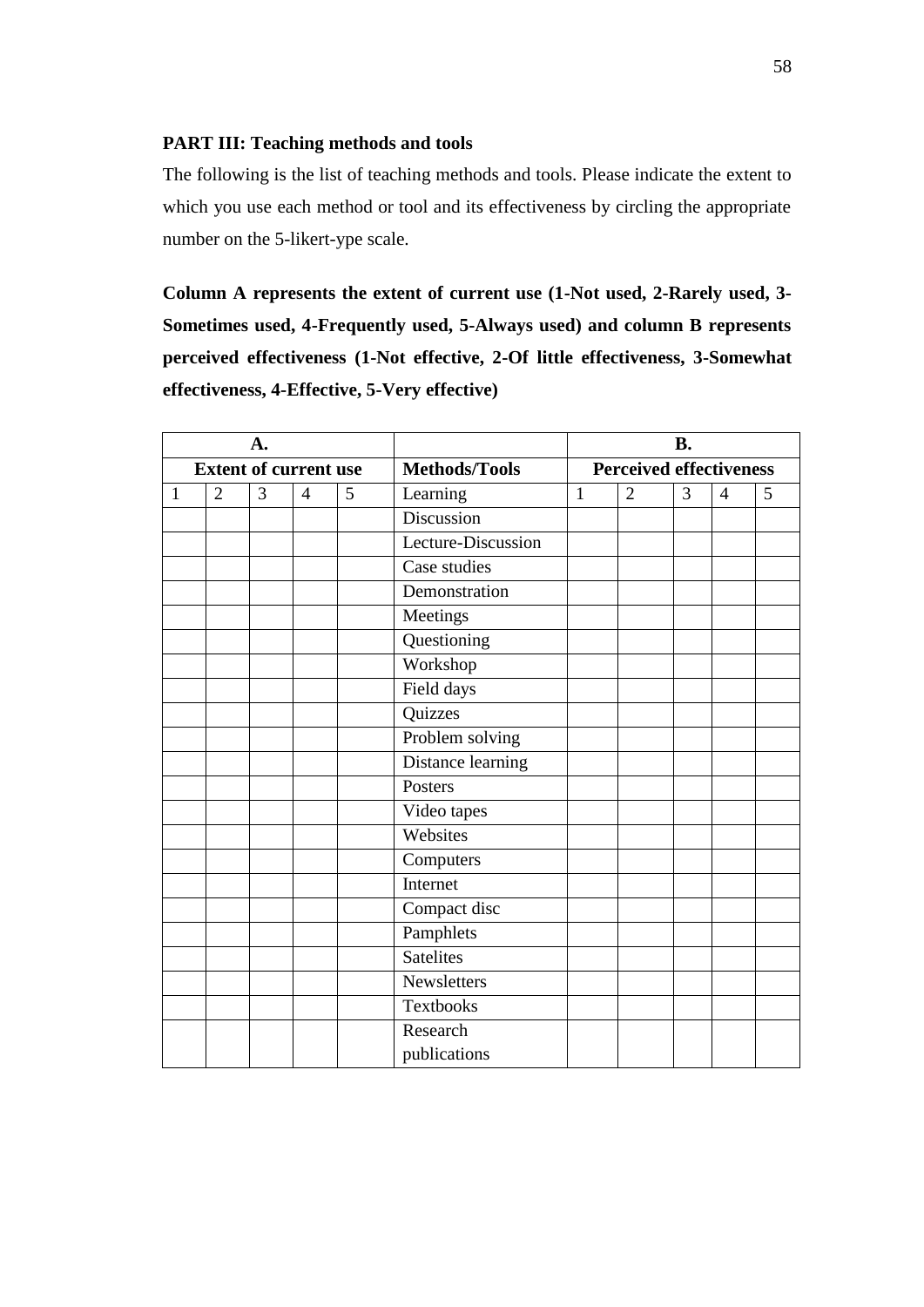**PART III: Teaching methods and tools**

The following is the list of teaching methods and tools. Please indicate the extent to which you use each method or tool and its effectiveness by circling the appropriate number on the 5-likert-ype scale.

**Column A represents the extent of current use (1-Not used, 2-Rarely used, 3-Sometimes used, 4-Frequently used, 5-Always used) and column B represents perceived effectiveness (1-Not effective, 2-Of little effectiveness, 3-Somewhat effectiveness, 4-Effective, 5-Very effective)**

| A. | | | | | | B. | | | | |
|---|---|---|---|---|---|---|---|---|---|---|
| **Extent of current use** | | | | | **Methods/Tools** | **Perceived effectiveness** | | | | |
| 1 | 2 | 3 | 4 | 5 | Learning | 1 | 2 | 3 | 4 | 5 |
| | | | | | Discussion | | | | | |
| | | | | | Lecture-Discussion | | | | | |
| | | | | | Case studies | | | | | |
| | | | | | Demonstration | | | | | |
| | | | | | Meetings | | | | | |
| | | | | | Questioning | | | | | |
| | | | | | Workshop | | | | | |
| | | | | | Field days | | | | | |
| | | | | | Quizzes | | | | | |
| | | | | | Problem solving | | | | | |
| | | | | | Distance learning | | | | | |
| | | | | | Posters | | | | | |
| | | | | | Video tapes | | | | | |
| | | | | | Websites | | | | | |
| | | | | | Computers | | | | | |
| | | | | | Internet | | | | | |
| | | | | | Compact disc | | | | | |
| | | | | | Pamphlets | | | | | |
| | | | | | Satelites | | | | | |
| | | | | | Newsletters | | | | | |
| | | | | | Textbooks | | | | | |
| | | | | | Research publications | | | | | |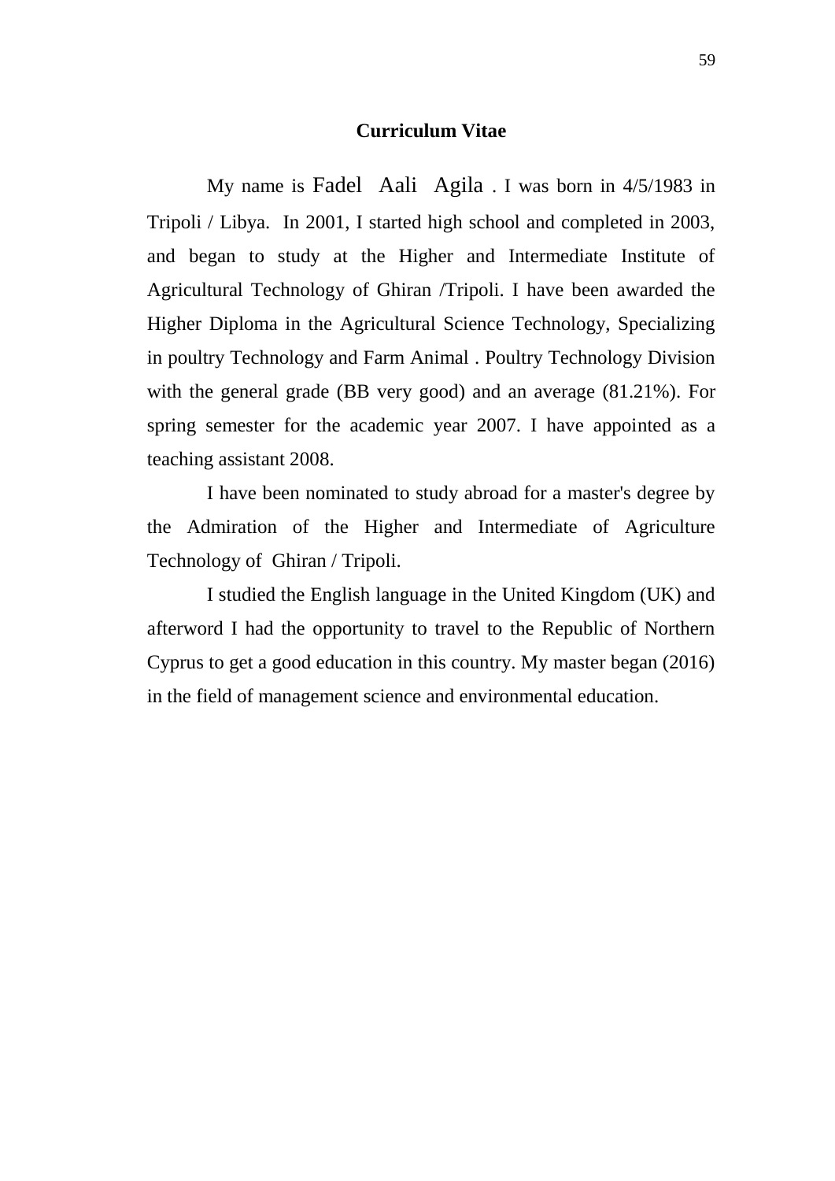## Curriculum Vitae

My name is Fadel Aali Agila . I was born in 4/5/1983 in Tripoli / Libya. In 2001, I started high school and completed in 2003, and began to study at the Higher and Intermediate Institute of Agricultural Technology of Ghiran /Tripoli. I have been awarded the Higher Diploma in the Agricultural Science Technology, Specializing in poultry Technology and Farm Animal . Poultry Technology Division with the general grade (BB very good) and an average (81.21%). For spring semester for the academic year 2007. I have appointed as a teaching assistant 2008.

I have been nominated to study abroad for a master's degree by the Admiration of the Higher and Intermediate of Agriculture Technology of Ghiran / Tripoli.

I studied the English language in the United Kingdom (UK) and afterword I had the opportunity to travel to the Republic of Northern Cyprus to get a good education in this country. My master began (2016) in the field of management science and environmental education.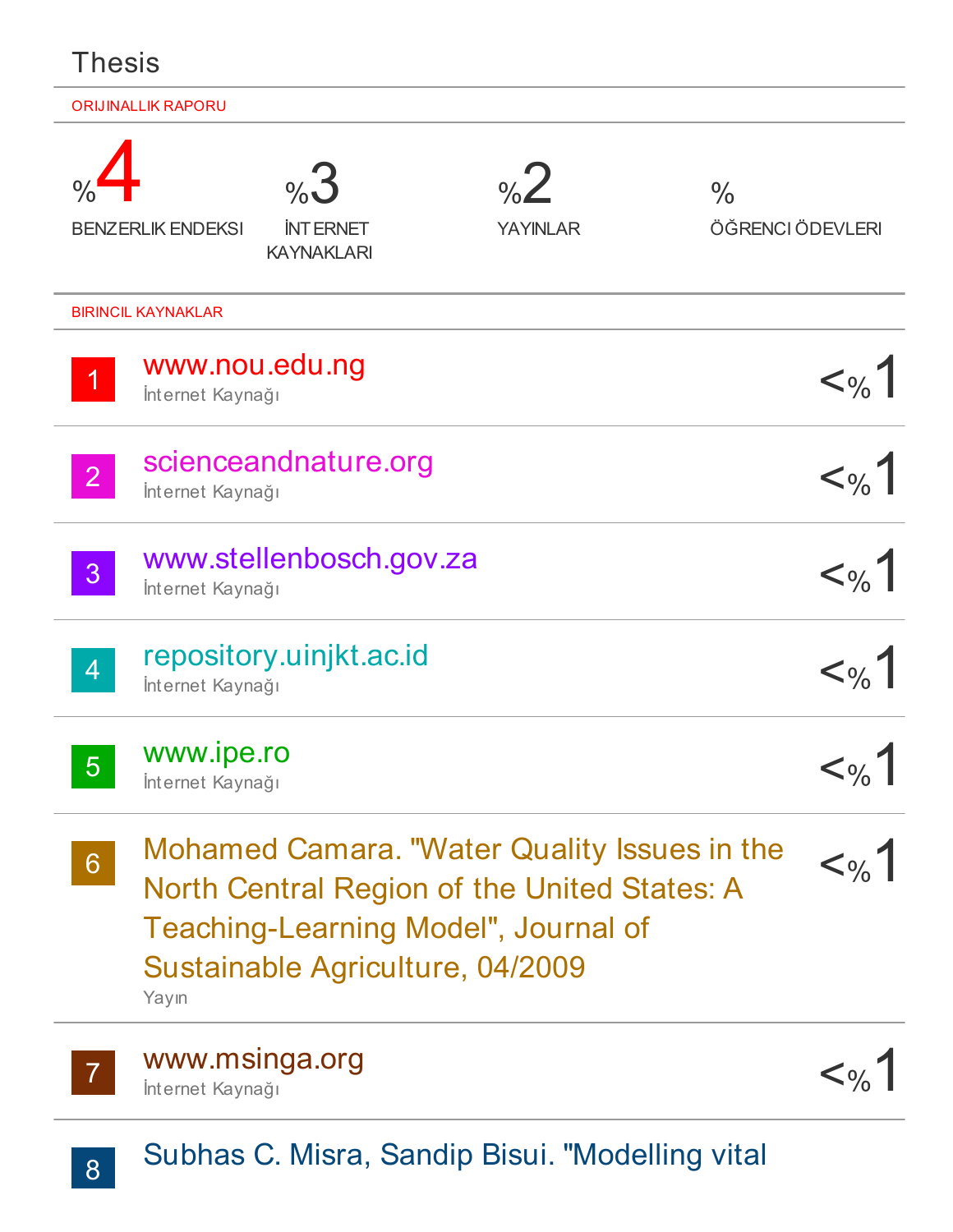# Thesis

ORIJINALLIK RAPORU

| %4 | %3 | %2 | % |
|---|---|---|---|
| BENZERLIK ENDEKSI | İNTERNET KAYNAKLARI | YAYINLAR | ÖĞRENCI ÖDEVLERI |

BIRINCIL KAYNAKLAR

| | | |
|---|---|---|
| 1 | www.nou.edu.ng<br>İnternet Kaynağı | <%1 |
| 2 | scienceandnature.org<br>İnternet Kaynağı | <%1 |
| 3 | www.stellenbosch.gov.za<br>İnternet Kaynağı | <%1 |
| 4 | repository.uinjkt.ac.id<br>İnternet Kaynağı | <%1 |
| 5 | www.ipe.ro<br>İnternet Kaynağı | <%1 |
| 6 | Mohamed Camara. "Water Quality Issues in the North Central Region of the United States: A Teaching-Learning Model", Journal of Sustainable Agriculture, 04/2009<br>Yayın | <%1 |
| 7 | www.msinga.org<br>İnternet Kaynağı | <%1 |
| 8 | Subhas C. Misra, Sandip Bisui. "Modelling vital | |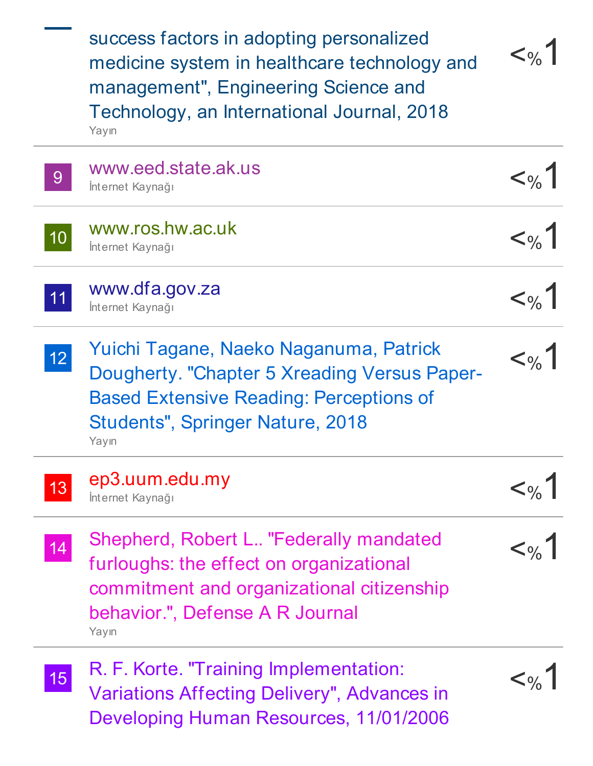success factors in adopting personalized medicine system in healthcare technology and management", Engineering Science and Technology, an International Journal, 2018
Yayın | <%1

| | Source | |
|---|---|---|
| 9 | www.eed.state.ak.us<br>İnternet Kaynağı | <%1 |
| 10 | www.ros.hw.ac.uk<br>İnternet Kaynağı | <%1 |
| 11 | www.dfa.gov.za<br>İnternet Kaynağı | <%1 |
| 12 | Yuichi Tagane, Naeko Naganuma, Patrick Dougherty. "Chapter 5 Xreading Versus Paper-Based Extensive Reading: Perceptions of Students", Springer Nature, 2018<br>Yayın | <%1 |
| 13 | ep3.uum.edu.my<br>İnternet Kaynağı | <%1 |
| 14 | Shepherd, Robert L.. "Federally mandated furloughs: the effect on organizational commitment and organizational citizenship behavior.", Defense A R Journal<br>Yayın | <%1 |
| 15 | R. F. Korte. "Training Implementation: Variations Affecting Delivery", Advances in Developing Human Resources, 11/01/2006 | <%1 |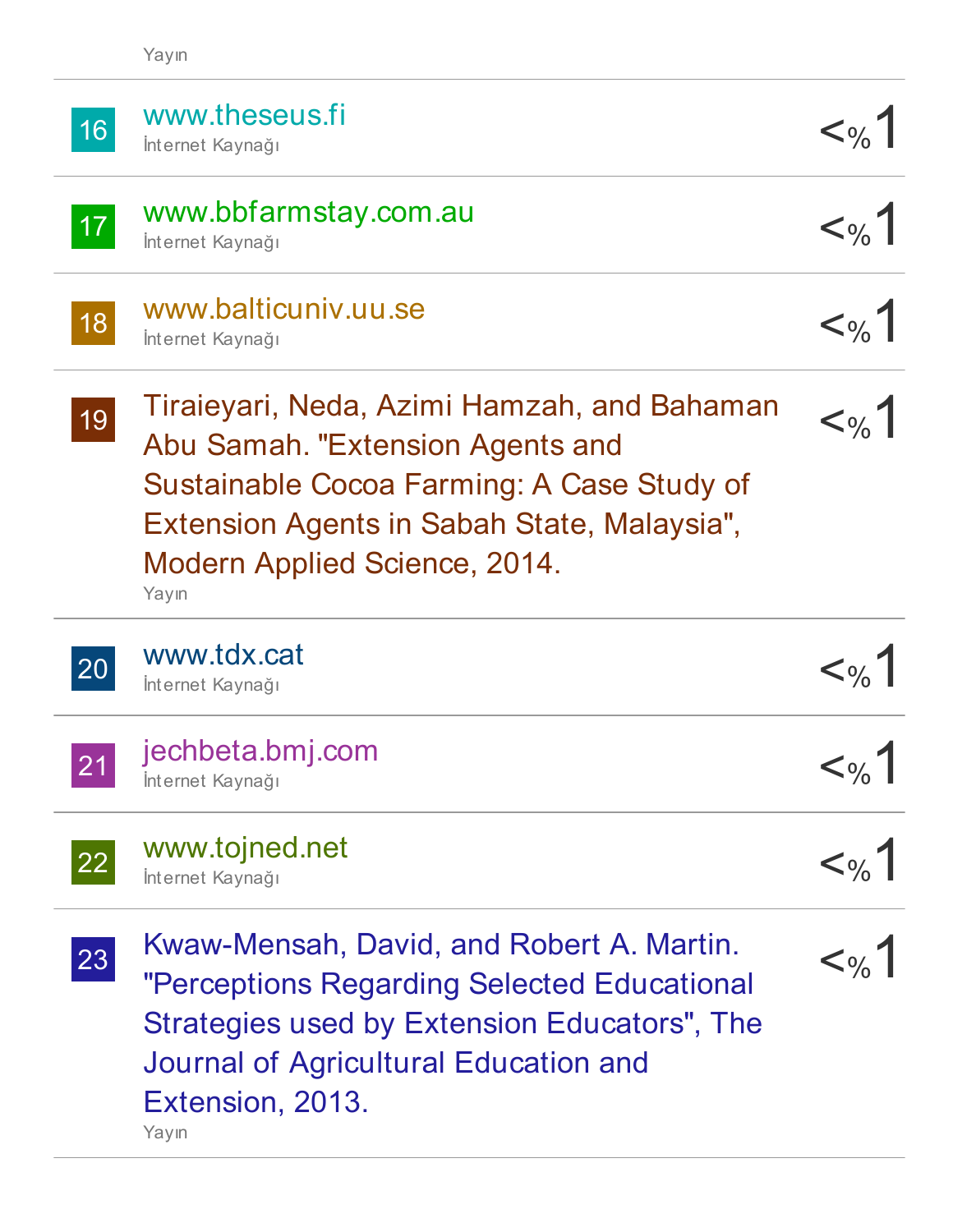Yayın

| | | |
|---|---|---|
| 16 | www.theseus.fi<br>İnternet Kaynağı | <%1 |
| 17 | www.bbfarmstay.com.au<br>İnternet Kaynağı | <%1 |
| 18 | www.balticuniv.uu.se<br>İnternet Kaynağı | <%1 |
| 19 | Tiraieyari, Neda, Azimi Hamzah, and Bahaman Abu Samah. "Extension Agents and Sustainable Cocoa Farming: A Case Study of Extension Agents in Sabah State, Malaysia", Modern Applied Science, 2014.<br>Yayın | <%1 |
| 20 | www.tdx.cat<br>İnternet Kaynağı | <%1 |
| 21 | jechbeta.bmj.com<br>İnternet Kaynağı | <%1 |
| 22 | www.tojned.net<br>İnternet Kaynağı | <%1 |
| 23 | Kwaw-Mensah, David, and Robert A. Martin. "Perceptions Regarding Selected Educational Strategies used by Extension Educators", The Journal of Agricultural Education and Extension, 2013.<br>Yayın | <%1 |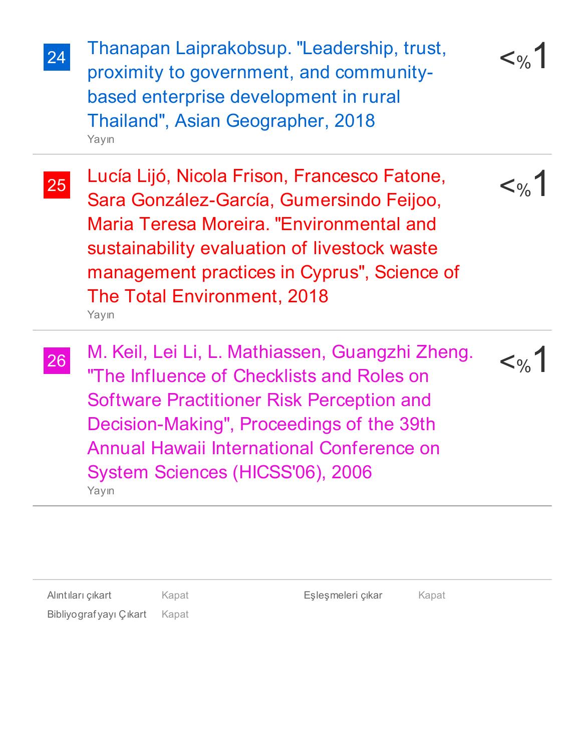24 Thanapan Laiprakobsup. "Leadership, trust, proximity to government, and community-based enterprise development in rural Thailand", Asian Geographer, 2018
Yayın
<%1

25 Lucía Lijó, Nicola Frison, Francesco Fatone, Sara González-García, Gumersindo Feijoo, Maria Teresa Moreira. "Environmental and sustainability evaluation of livestock waste management practices in Cyprus", Science of The Total Environment, 2018
Yayın
<%1

26 M. Keil, Lei Li, L. Mathiassen, Guangzhi Zheng. "The Influence of Checklists and Roles on Software Practitioner Risk Perception and Decision-Making", Proceedings of the 39th Annual Hawaii International Conference on System Sciences (HICSS'06), 2006
Yayın
<%1

| | | | |
|---|---|---|---|
| Alıntıları çıkart | Kapat | Eşleşmeleri çıkar | Kapat |
| Bibliyografyayı Çıkart | Kapat | | |